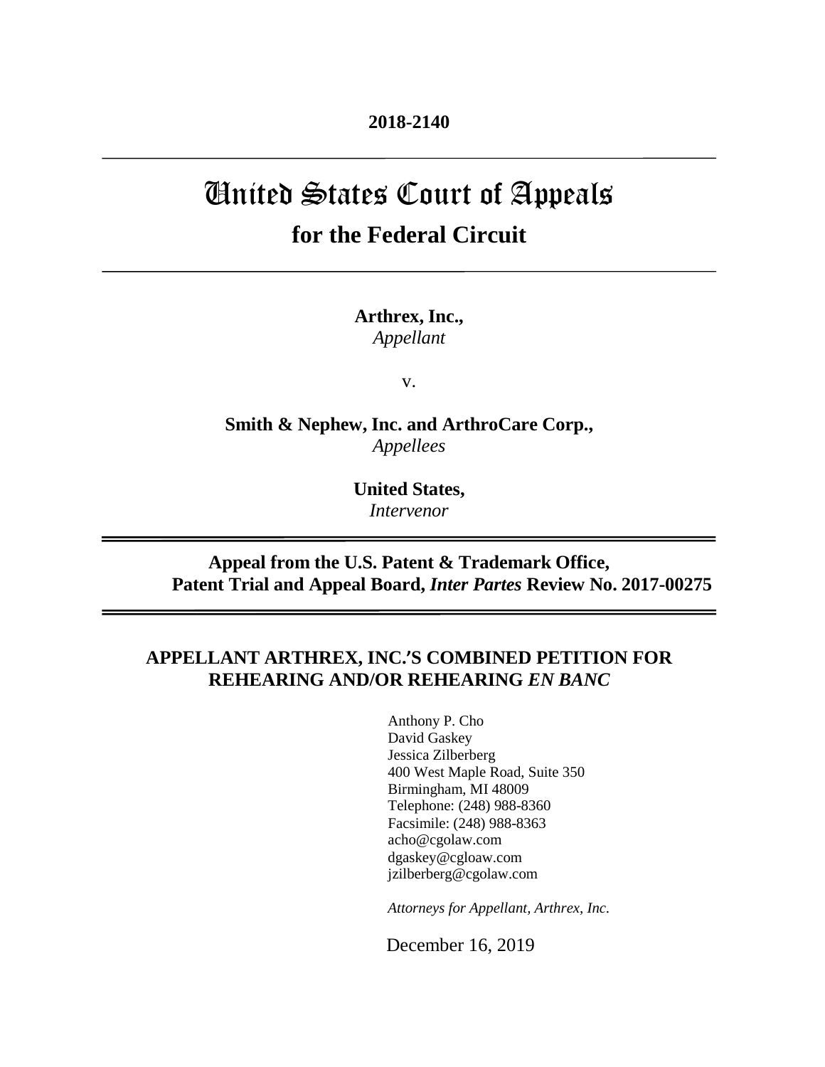**2018-2140**

---

# United States Court of Appeals

## for the Federal Circuit

---

**Arthrex, Inc.,**
*Appellant*

v.

**Smith & Nephew, Inc. and ArthroCare Corp.,**
*Appellees*

**United States,**
*Intervenor*

---

**Appeal from the U.S. Patent & Trademark Office,**
**Patent Trial and Appeal Board, *Inter Partes* Review No. 2017-00275**

---

**APPELLANT ARTHREX, INC.'S COMBINED PETITION FOR REHEARING AND/OR REHEARING *EN BANC***

Anthony P. Cho
David Gaskey
Jessica Zilberberg
400 West Maple Road, Suite 350
Birmingham, MI 48009
Telephone: (248) 988-8360
Facsimile: (248) 988-8363
acho@cgolaw.com
dgaskey@cgloaw.com
jzilberberg@cgolaw.com

*Attorneys for Appellant, Arthrex, Inc.*

December 16, 2019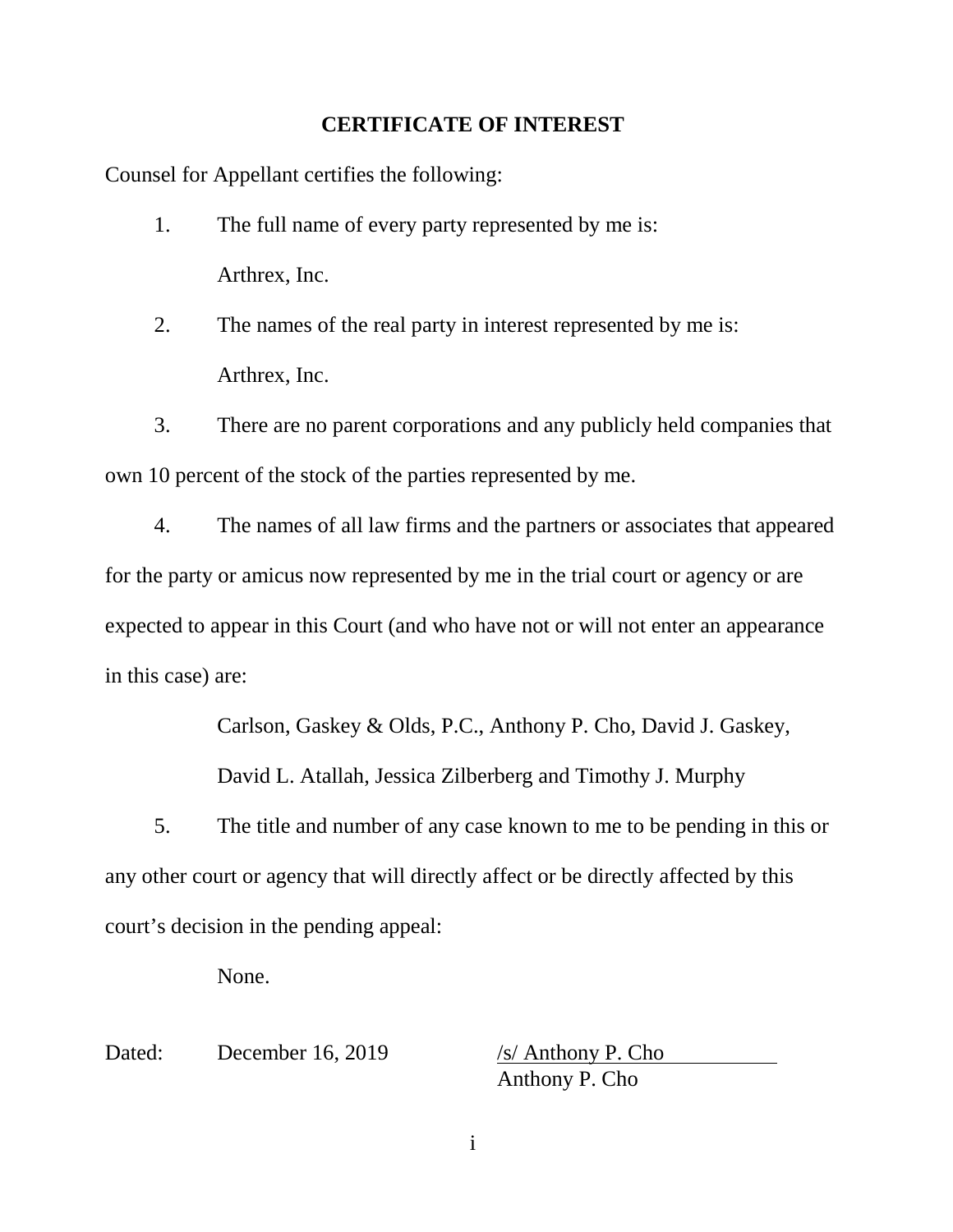## CERTIFICATE OF INTEREST

Counsel for Appellant certifies the following:

1. The full name of every party represented by me is:

   Arthrex, Inc.

2. The names of the real party in interest represented by me is:

   Arthrex, Inc.

3. There are no parent corporations and any publicly held companies that own 10 percent of the stock of the parties represented by me.

4. The names of all law firms and the partners or associates that appeared for the party or amicus now represented by me in the trial court or agency or are expected to appear in this Court (and who have not or will not enter an appearance in this case) are:

   Carlson, Gaskey & Olds, P.C., Anthony P. Cho, David J. Gaskey, David L. Atallah, Jessica Zilberberg and Timothy J. Murphy

5. The title and number of any case known to me to be pending in this or any other court or agency that will directly affect or be directly affected by this court's decision in the pending appeal:

   None.

Dated: December 16, 2019

/s/ Anthony P. Cho
Anthony P. Cho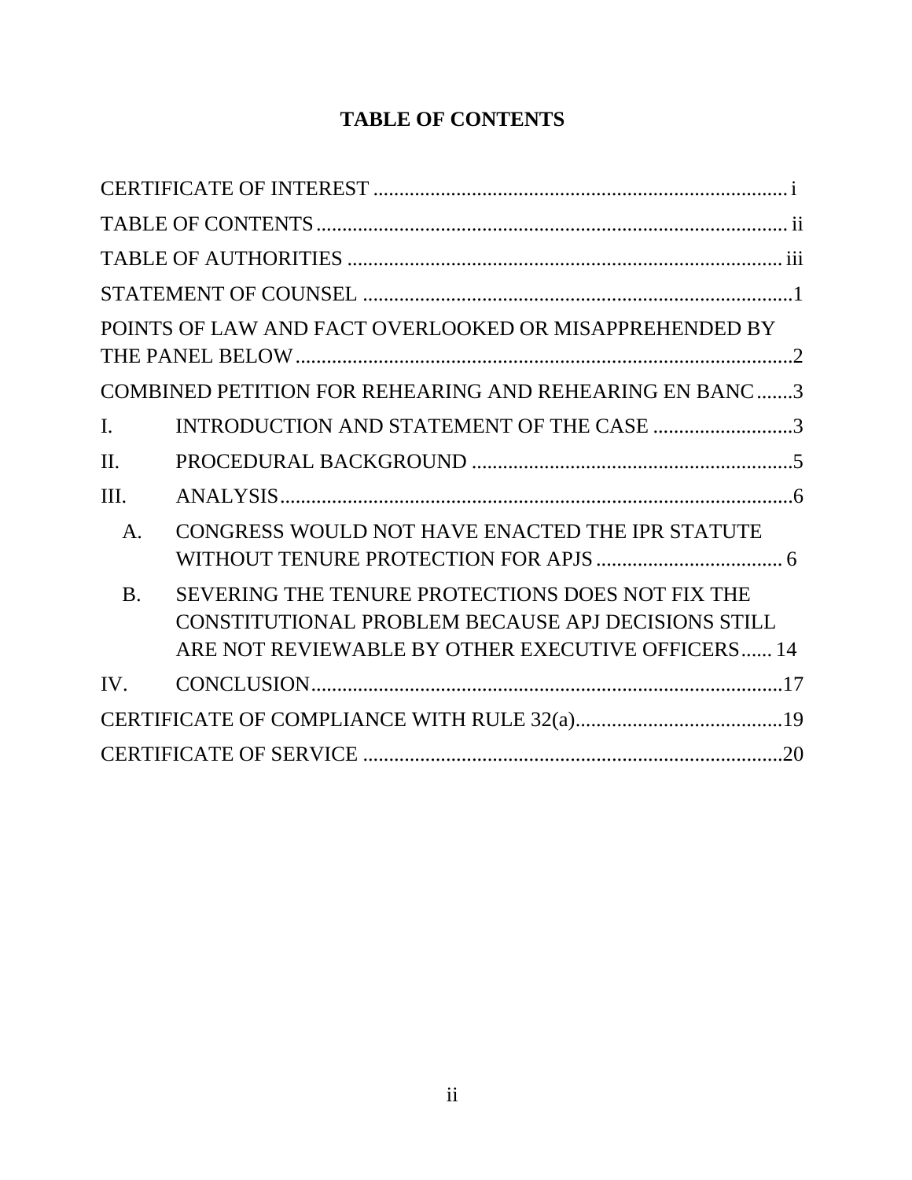# TABLE OF CONTENTS

CERTIFICATE OF INTEREST ................................................................................ i

TABLE OF CONTENTS ........................................................................................ ii

TABLE OF AUTHORITIES .................................................................................. iii

STATEMENT OF COUNSEL ..................................................................................1

POINTS OF LAW AND FACT OVERLOOKED OR MISAPPREHENDED BY THE PANEL BELOW ................................................................................................2

COMBINED PETITION FOR REHEARING AND REHEARING EN BANC .......3

I. INTRODUCTION AND STATEMENT OF THE CASE ...........................3

II. PROCEDURAL BACKGROUND ..............................................................5

III. ANALYSIS ....................................................................................................6

- A. CONGRESS WOULD NOT HAVE ENACTED THE IPR STATUTE WITHOUT TENURE PROTECTION FOR APJS .................................... 6
- B. SEVERING THE TENURE PROTECTIONS DOES NOT FIX THE CONSTITUTIONAL PROBLEM BECAUSE APJ DECISIONS STILL ARE NOT REVIEWABLE BY OTHER EXECUTIVE OFFICERS ...... 14

IV. CONCLUSION ...........................................................................................17

CERTIFICATE OF COMPLIANCE WITH RULE 32(a) .........................................19

CERTIFICATE OF SERVICE ..................................................................................20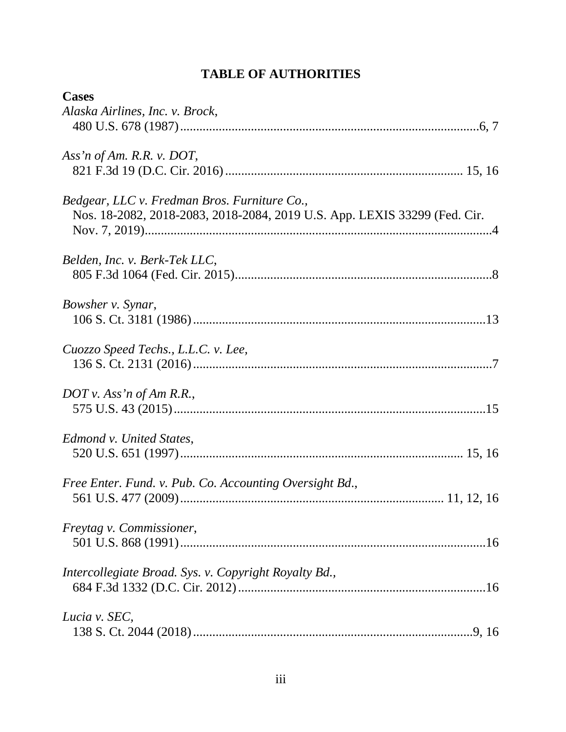# TABLE OF AUTHORITIES

**Cases**

*Alaska Airlines, Inc. v. Brock*,
480 U.S. 678 (1987)....................................................................................6, 7

*Ass'n of Am. R.R. v. DOT*,
821 F.3d 19 (D.C. Cir. 2016)......................................................................... 15, 16

*Bedgear, LLC v. Fredman Bros. Furniture Co.*,
Nos. 18-2082, 2018-2083, 2018-2084, 2019 U.S. App. LEXIS 33299 (Fed. Cir. Nov. 7, 2019)...........................................................................................................4

*Belden, Inc. v. Berk-Tek LLC*,
805 F.3d 1064 (Fed. Cir. 2015)................................................................................8

*Bowsher v. Synar*,
106 S. Ct. 3181 (1986)...........................................................................................13

*Cuozzo Speed Techs., L.L.C. v. Lee*,
136 S. Ct. 2131 (2016).............................................................................................7

*DOT v. Ass'n of Am R.R.*,
575 U.S. 43 (2015).................................................................................................15

*Edmond v. United States*,
520 U.S. 651 (1997)........................................................................................ 15, 16

*Free Enter. Fund. v. Pub. Co. Accounting Oversight Bd.*,
561 U.S. 477 (2009).................................................................................. 11, 12, 16

*Freytag v. Commissioner*,
501 U.S. 868 (1991)...............................................................................................16

*Intercollegiate Broad. Sys. v. Copyright Royalty Bd.*,
684 F.3d 1332 (D.C. Cir. 2012)............................................................................16

*Lucia v. SEC*,
138 S. Ct. 2044 (2018)........................................................................................9, 16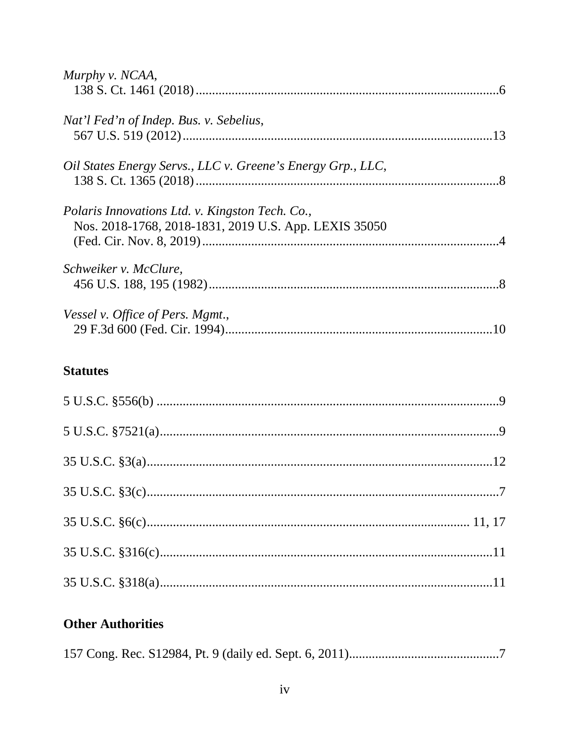*Murphy v. NCAA*,
138 S. Ct. 1461 (2018) ............................................................................................6

*Nat'l Fed'n of Indep. Bus. v. Sebelius*,
567 U.S. 519 (2012) ..............................................................................................13

*Oil States Energy Servs., LLC v. Greene's Energy Grp., LLC*,
138 S. Ct. 1365 (2018) ............................................................................................8

*Polaris Innovations Ltd. v. Kingston Tech. Co.*,
Nos. 2018-1768, 2018-1831, 2019 U.S. App. LEXIS 35050
(Fed. Cir. Nov. 8, 2019) ..........................................................................................4

*Schweiker v. McClure*,
456 U.S. 188, 195 (1982) ........................................................................................8

*Vessel v. Office of Pers. Mgmt.*,
29 F.3d 600 (Fed. Cir. 1994) ..................................................................................10

**Statutes**

5 U.S.C. §556(b) .........................................................................................................9

5 U.S.C. §7521(a) .......................................................................................................9

35 U.S.C. §3(a) ..........................................................................................................12

35 U.S.C. §3(c) ............................................................................................................7

35 U.S.C. §6(c) .................................................................................................. 11, 17

35 U.S.C. §316(c) ......................................................................................................11

35 U.S.C. §318(a) ......................................................................................................11

**Other Authorities**

157 Cong. Rec. S12984, Pt. 9 (daily ed. Sept. 6, 2011) ..............................................7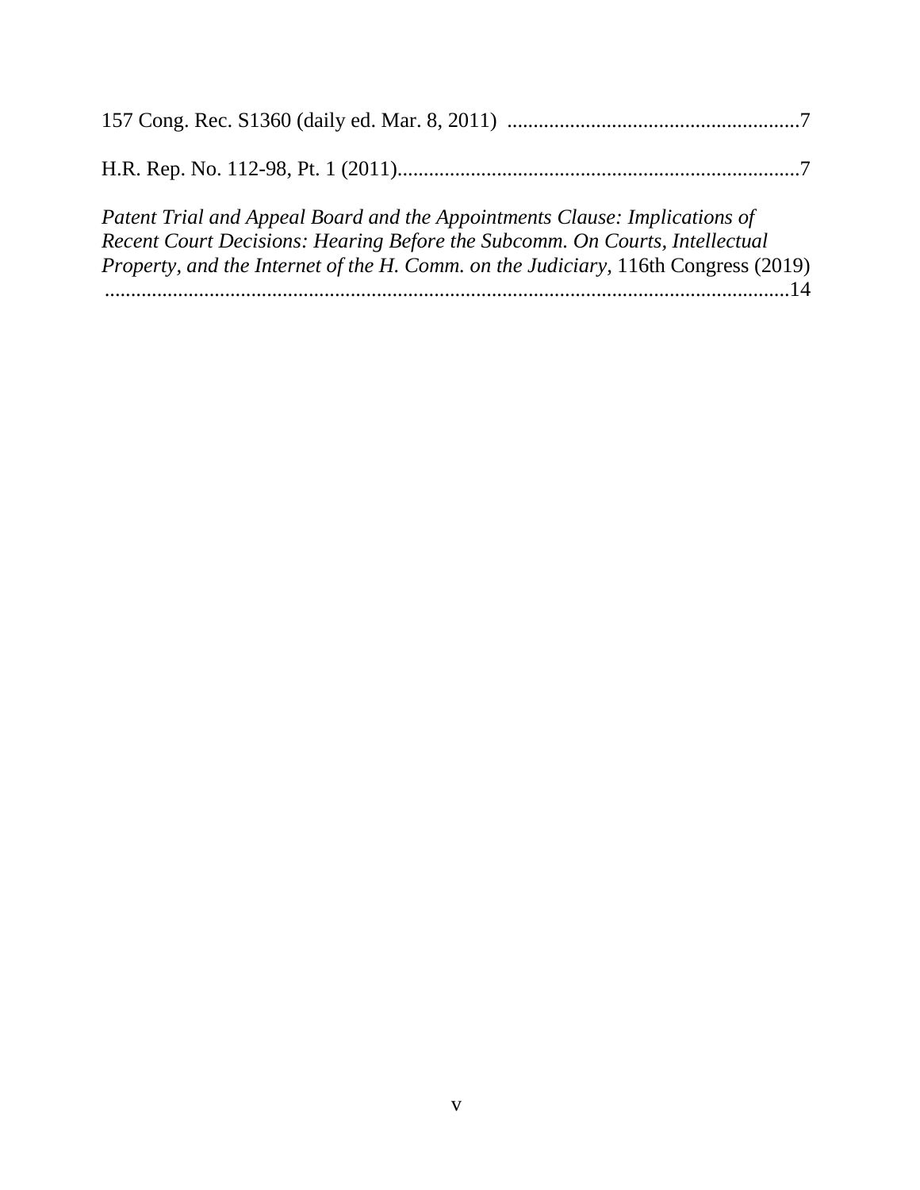157 Cong. Rec. S1360 (daily ed. Mar. 8, 2011) ........................................................7

H.R. Rep. No. 112-98, Pt. 1 (2011)............................................................................7

*Patent Trial and Appeal Board and the Appointments Clause: Implications of Recent Court Decisions: Hearing Before the Subcomm. On Courts, Intellectual Property, and the Internet of the H. Comm. on the Judiciary*, 116th Congress (2019) ...................................................................................................................................14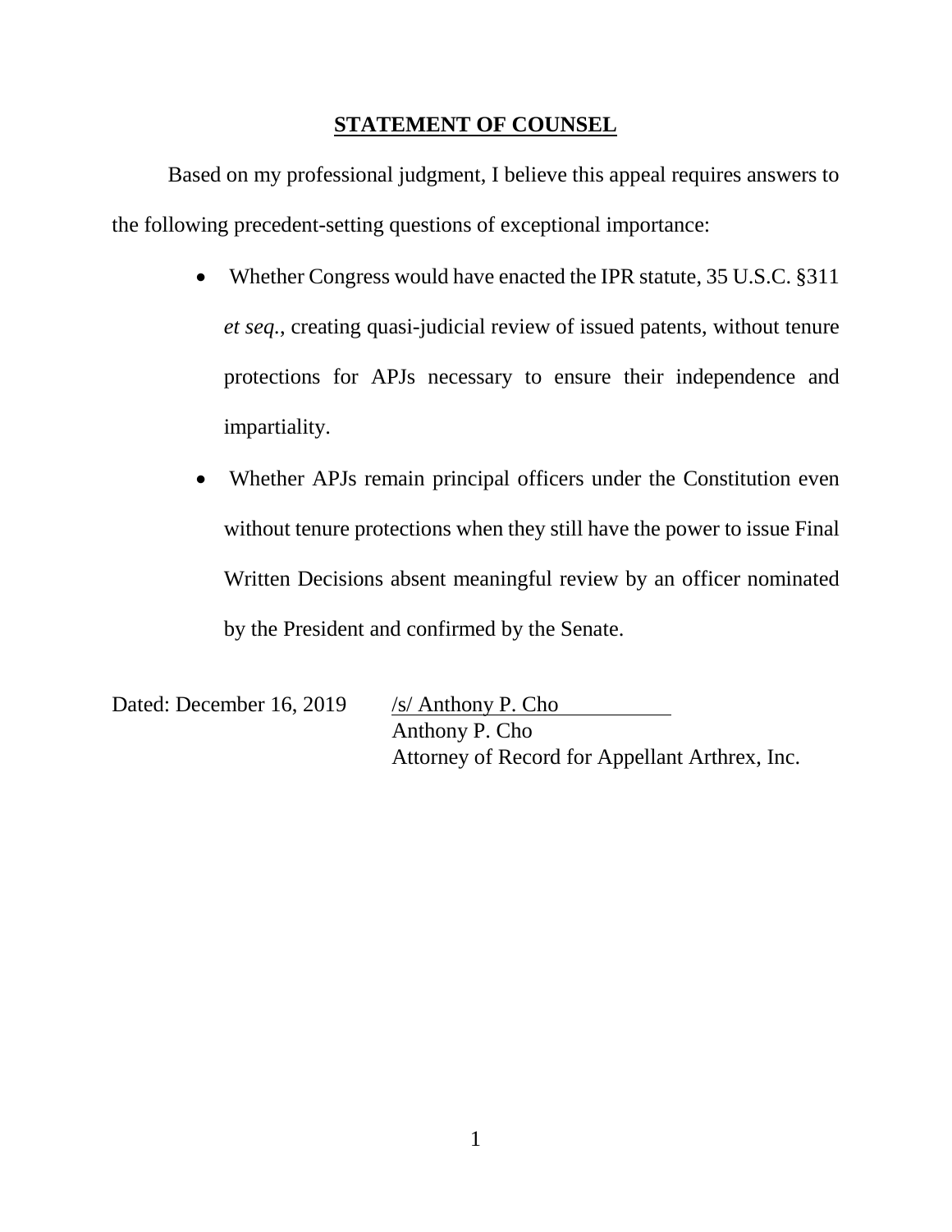## STATEMENT OF COUNSEL

Based on my professional judgment, I believe this appeal requires answers to the following precedent-setting questions of exceptional importance:

- Whether Congress would have enacted the IPR statute, 35 U.S.C. §311 *et seq.*, creating quasi-judicial review of issued patents, without tenure protections for APJs necessary to ensure their independence and impartiality.
- Whether APJs remain principal officers under the Constitution even without tenure protections when they still have the power to issue Final Written Decisions absent meaningful review by an officer nominated by the President and confirmed by the Senate.

Dated: December 16, 2019

/s/ Anthony P. Cho
Anthony P. Cho
Attorney of Record for Appellant Arthrex, Inc.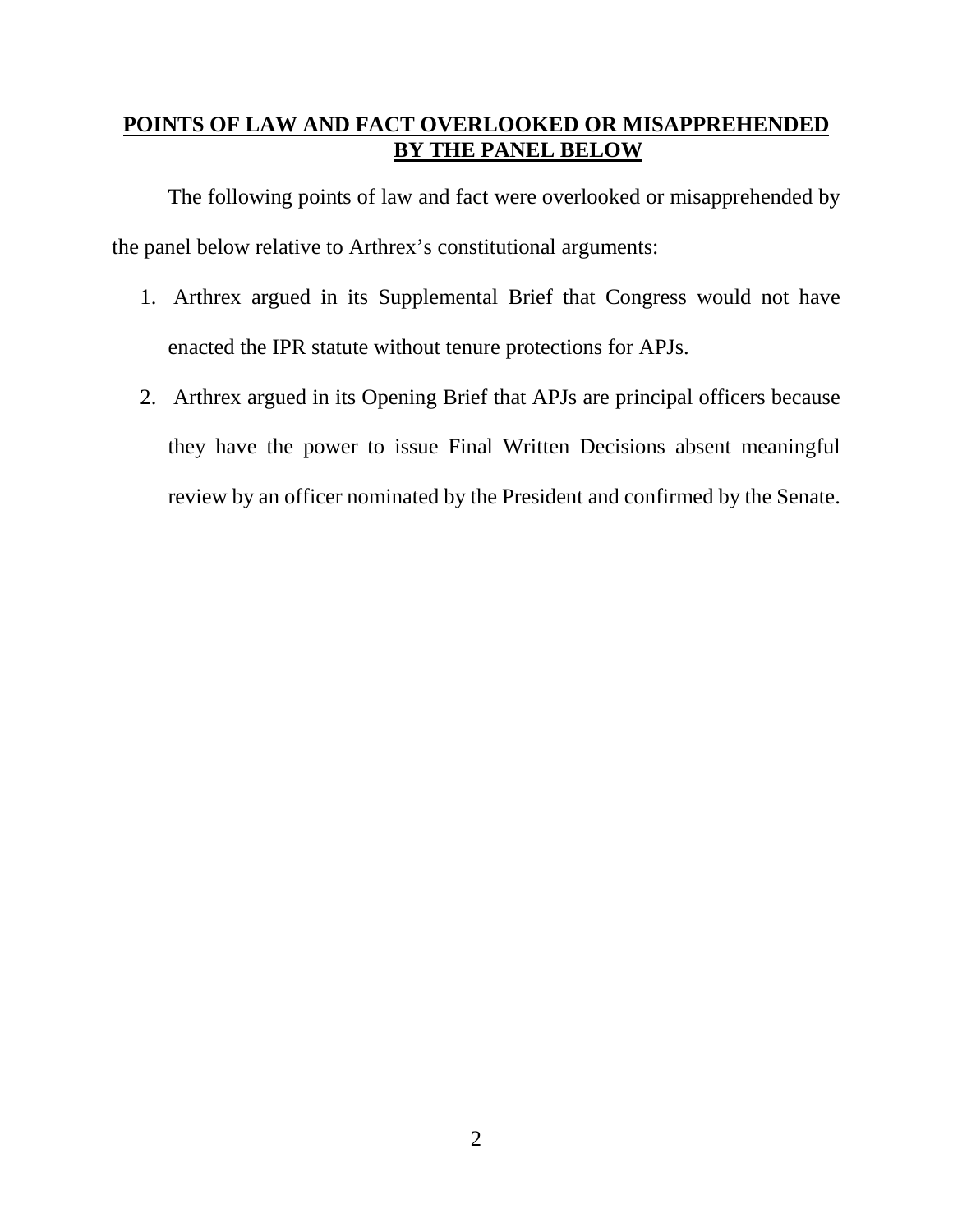## POINTS OF LAW AND FACT OVERLOOKED OR MISAPPREHENDED BY THE PANEL BELOW

The following points of law and fact were overlooked or misapprehended by the panel below relative to Arthrex's constitutional arguments:

1. Arthrex argued in its Supplemental Brief that Congress would not have enacted the IPR statute without tenure protections for APJs.
2. Arthrex argued in its Opening Brief that APJs are principal officers because they have the power to issue Final Written Decisions absent meaningful review by an officer nominated by the President and confirmed by the Senate.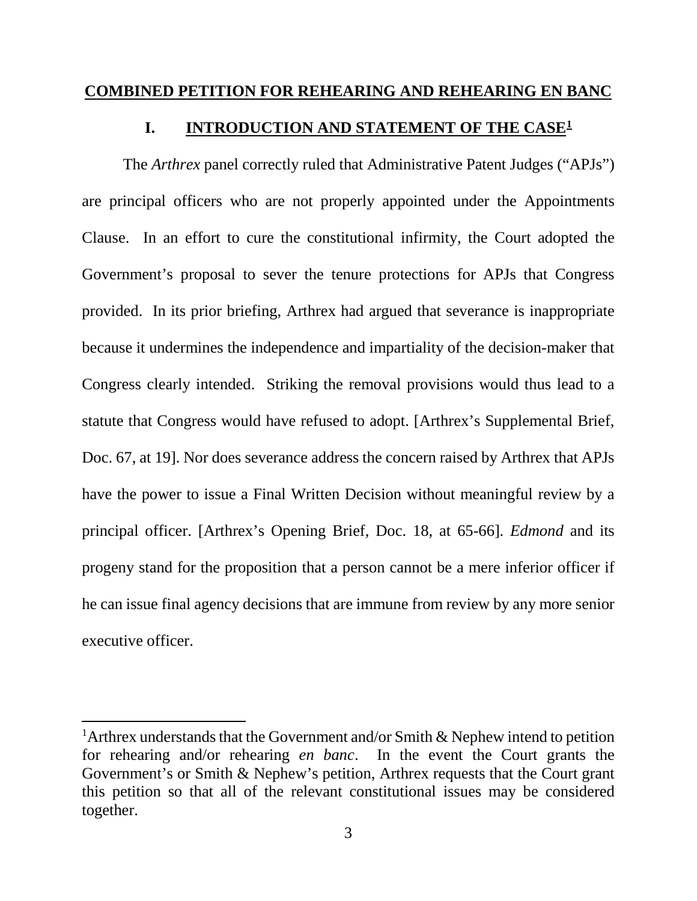## COMBINED PETITION FOR REHEARING AND REHEARING EN BANC

### I. INTRODUCTION AND STATEMENT OF THE CASE[1]

The *Arthrex* panel correctly ruled that Administrative Patent Judges ("APJs") are principal officers who are not properly appointed under the Appointments Clause. In an effort to cure the constitutional infirmity, the Court adopted the Government's proposal to sever the tenure protections for APJs that Congress provided. In its prior briefing, Arthrex had argued that severance is inappropriate because it undermines the independence and impartiality of the decision-maker that Congress clearly intended. Striking the removal provisions would thus lead to a statute that Congress would have refused to adopt. [Arthrex's Supplemental Brief, Doc. 67, at 19]. Nor does severance address the concern raised by Arthrex that APJs have the power to issue a Final Written Decision without meaningful review by a principal officer. [Arthrex's Opening Brief, Doc. 18, at 65-66]. *Edmond* and its progeny stand for the proposition that a person cannot be a mere inferior officer if he can issue final agency decisions that are immune from review by any more senior executive officer.

---

[1] Arthrex understands that the Government and/or Smith & Nephew intend to petition for rehearing and/or rehearing *en banc*. In the event the Court grants the Government's or Smith & Nephew's petition, Arthrex requests that the Court grant this petition so that all of the relevant constitutional issues may be considered together.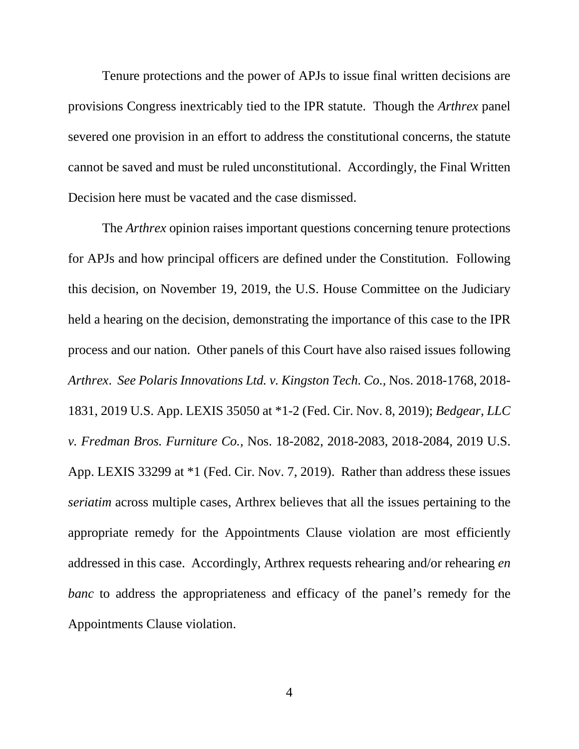Tenure protections and the power of APJs to issue final written decisions are provisions Congress inextricably tied to the IPR statute. Though the *Arthrex* panel severed one provision in an effort to address the constitutional concerns, the statute cannot be saved and must be ruled unconstitutional. Accordingly, the Final Written Decision here must be vacated and the case dismissed.

The *Arthrex* opinion raises important questions concerning tenure protections for APJs and how principal officers are defined under the Constitution. Following this decision, on November 19, 2019, the U.S. House Committee on the Judiciary held a hearing on the decision, demonstrating the importance of this case to the IPR process and our nation. Other panels of this Court have also raised issues following *Arthrex*. *See Polaris Innovations Ltd. v. Kingston Tech. Co.*, Nos. 2018-1768, 2018-1831, 2019 U.S. App. LEXIS 35050 at *1-2 (Fed. Cir. Nov. 8, 2019); *Bedgear, LLC v. Fredman Bros. Furniture Co.*, Nos. 18-2082, 2018-2083, 2018-2084, 2019 U.S. App. LEXIS 33299 at *1 (Fed. Cir. Nov. 7, 2019). Rather than address these issues *seriatim* across multiple cases, Arthrex believes that all the issues pertaining to the appropriate remedy for the Appointments Clause violation are most efficiently addressed in this case. Accordingly, Arthrex requests rehearing and/or rehearing *en banc* to address the appropriateness and efficacy of the panel's remedy for the Appointments Clause violation.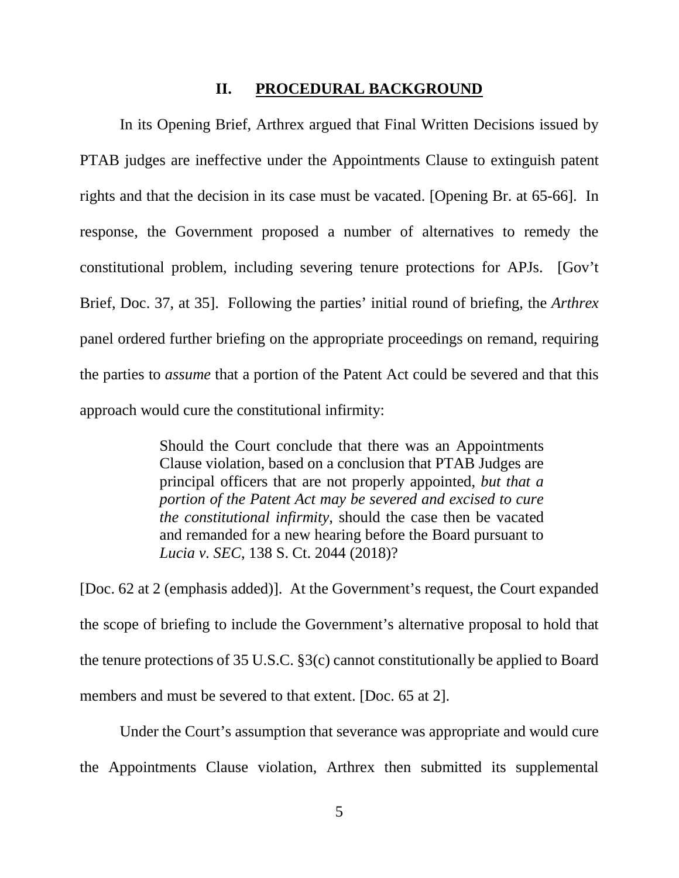## II. PROCEDURAL BACKGROUND

In its Opening Brief, Arthrex argued that Final Written Decisions issued by PTAB judges are ineffective under the Appointments Clause to extinguish patent rights and that the decision in its case must be vacated. [Opening Br. at 65-66]. In response, the Government proposed a number of alternatives to remedy the constitutional problem, including severing tenure protections for APJs. [Gov't Brief, Doc. 37, at 35]. Following the parties' initial round of briefing, the *Arthrex* panel ordered further briefing on the appropriate proceedings on remand, requiring the parties to *assume* that a portion of the Patent Act could be severed and that this approach would cure the constitutional infirmity:

> Should the Court conclude that there was an Appointments Clause violation, based on a conclusion that PTAB Judges are principal officers that are not properly appointed, *but that a portion of the Patent Act may be severed and excised to cure the constitutional infirmity*, should the case then be vacated and remanded for a new hearing before the Board pursuant to *Lucia v. SEC*, 138 S. Ct. 2044 (2018)?

[Doc. 62 at 2 (emphasis added)]. At the Government's request, the Court expanded the scope of briefing to include the Government's alternative proposal to hold that the tenure protections of 35 U.S.C. §3(c) cannot constitutionally be applied to Board members and must be severed to that extent. [Doc. 65 at 2].

Under the Court's assumption that severance was appropriate and would cure the Appointments Clause violation, Arthrex then submitted its supplemental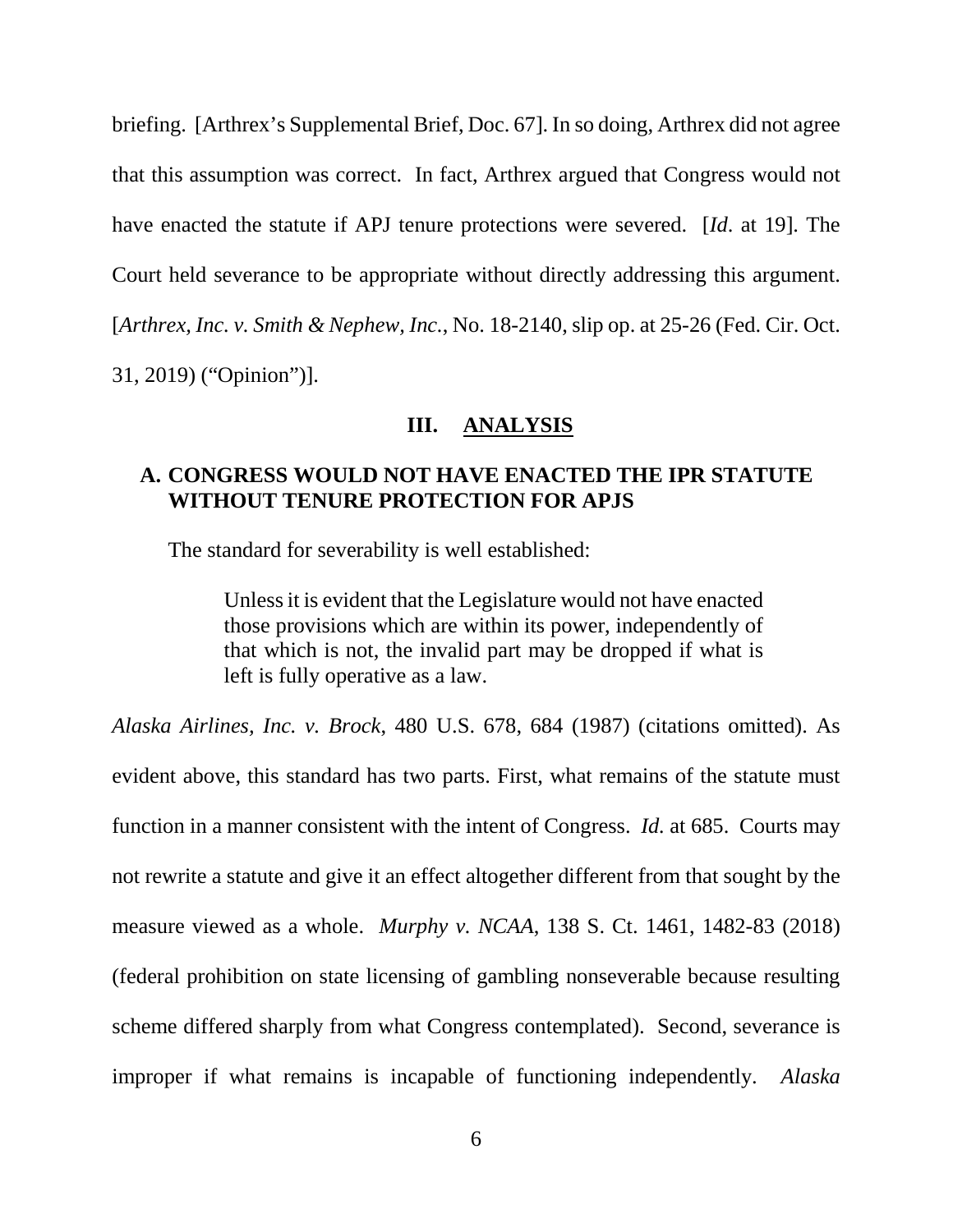briefing. [Arthrex's Supplemental Brief, Doc. 67]. In so doing, Arthrex did not agree that this assumption was correct. In fact, Arthrex argued that Congress would not have enacted the statute if APJ tenure protections were severed. [*Id*. at 19]. The Court held severance to be appropriate without directly addressing this argument. [*Arthrex, Inc. v. Smith & Nephew, Inc.*, No. 18-2140, slip op. at 25-26 (Fed. Cir. Oct. 31, 2019) ("Opinion")].

## III. ANALYSIS

### A. CONGRESS WOULD NOT HAVE ENACTED THE IPR STATUTE WITHOUT TENURE PROTECTION FOR APJS

The standard for severability is well established:

> Unless it is evident that the Legislature would not have enacted those provisions which are within its power, independently of that which is not, the invalid part may be dropped if what is left is fully operative as a law.

*Alaska Airlines, Inc. v. Brock*, 480 U.S. 678, 684 (1987) (citations omitted). As evident above, this standard has two parts. First, what remains of the statute must function in a manner consistent with the intent of Congress. *Id.* at 685. Courts may not rewrite a statute and give it an effect altogether different from that sought by the measure viewed as a whole. *Murphy v. NCAA*, 138 S. Ct. 1461, 1482-83 (2018) (federal prohibition on state licensing of gambling nonseverable because resulting scheme differed sharply from what Congress contemplated). Second, severance is improper if what remains is incapable of functioning independently. *Alaska*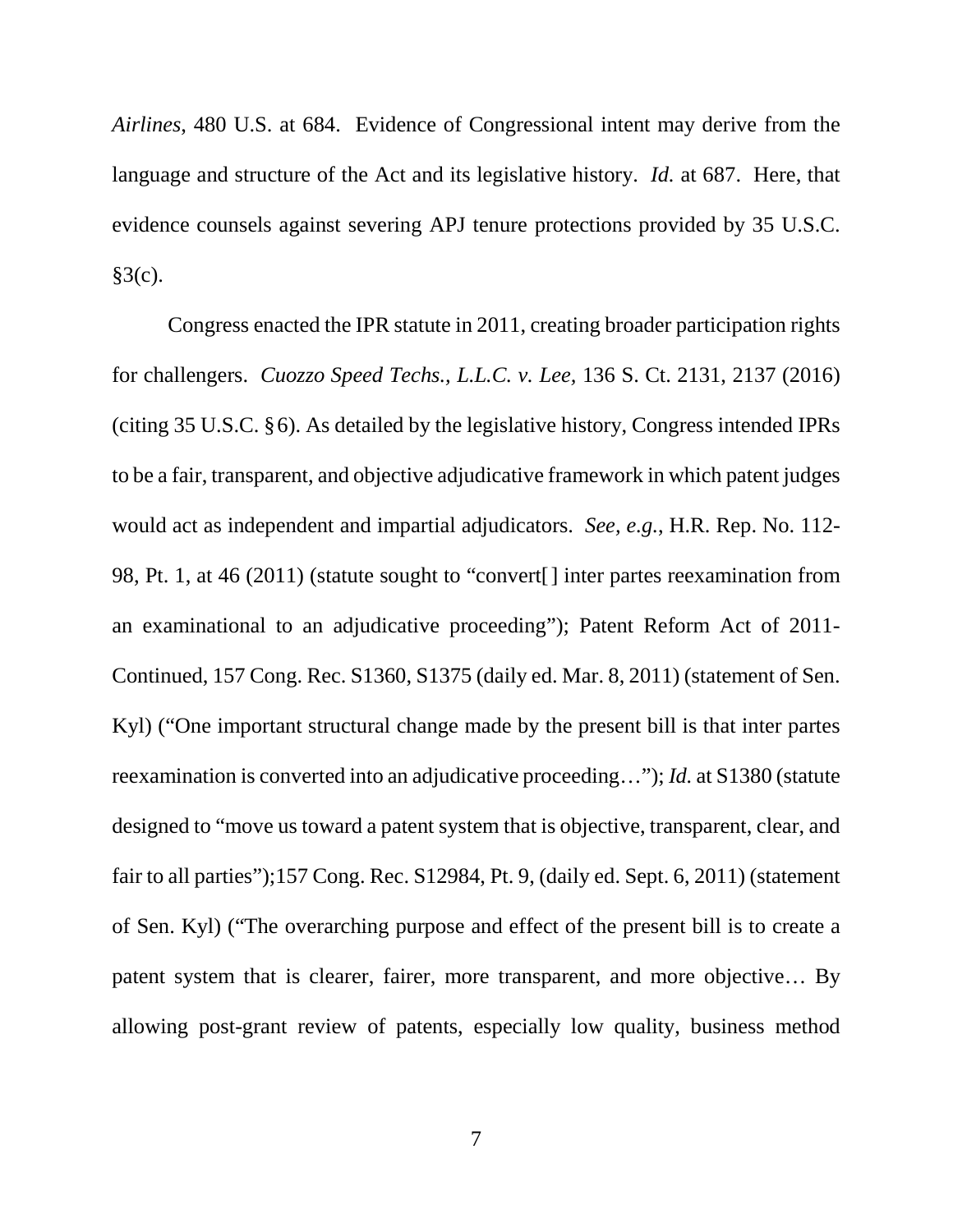*Airlines*, 480 U.S. at 684. Evidence of Congressional intent may derive from the language and structure of the Act and its legislative history. *Id.* at 687. Here, that evidence counsels against severing APJ tenure protections provided by 35 U.S.C. §3(c).

Congress enacted the IPR statute in 2011, creating broader participation rights for challengers. *Cuozzo Speed Techs., L.L.C. v. Lee,* 136 S. Ct. 2131, 2137 (2016) (citing 35 U.S.C. § 6). As detailed by the legislative history, Congress intended IPRs to be a fair, transparent, and objective adjudicative framework in which patent judges would act as independent and impartial adjudicators. *See, e.g.*, H.R. Rep. No. 112-98, Pt. 1, at 46 (2011) (statute sought to "convert[ ] inter partes reexamination from an examinational to an adjudicative proceeding"); Patent Reform Act of 2011-Continued, 157 Cong. Rec. S1360, S1375 (daily ed. Mar. 8, 2011) (statement of Sen. Kyl) ("One important structural change made by the present bill is that inter partes reexamination is converted into an adjudicative proceeding…"); *Id.* at S1380 (statute designed to "move us toward a patent system that is objective, transparent, clear, and fair to all parties");157 Cong. Rec. S12984, Pt. 9, (daily ed. Sept. 6, 2011) (statement of Sen. Kyl) ("The overarching purpose and effect of the present bill is to create a patent system that is clearer, fairer, more transparent, and more objective… By allowing post-grant review of patents, especially low quality, business method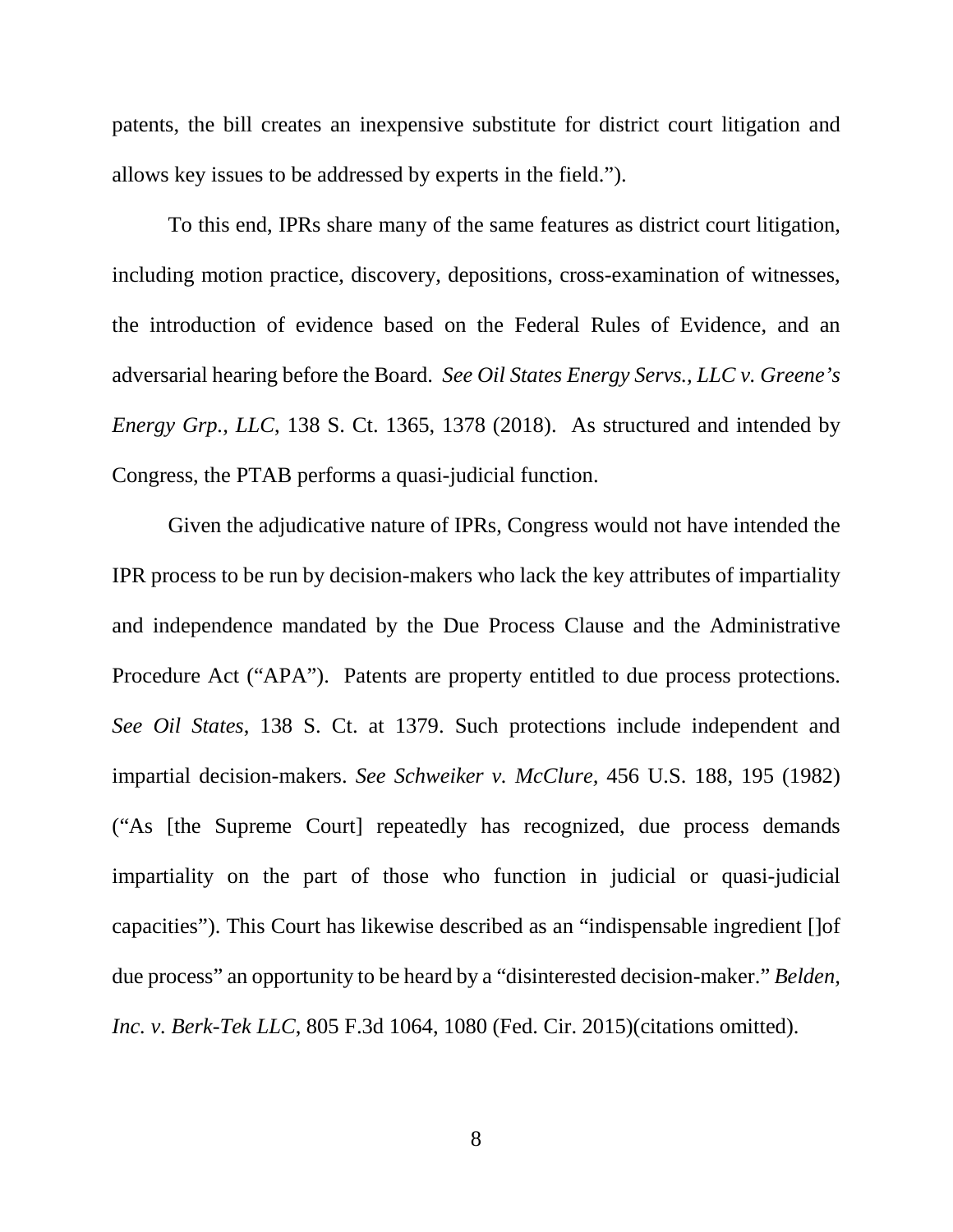patents, the bill creates an inexpensive substitute for district court litigation and allows key issues to be addressed by experts in the field.").

To this end, IPRs share many of the same features as district court litigation, including motion practice, discovery, depositions, cross-examination of witnesses, the introduction of evidence based on the Federal Rules of Evidence, and an adversarial hearing before the Board. *See Oil States Energy Servs., LLC v. Greene's Energy Grp., LLC*, 138 S. Ct. 1365, 1378 (2018). As structured and intended by Congress, the PTAB performs a quasi-judicial function.

Given the adjudicative nature of IPRs, Congress would not have intended the IPR process to be run by decision-makers who lack the key attributes of impartiality and independence mandated by the Due Process Clause and the Administrative Procedure Act ("APA"). Patents are property entitled to due process protections. *See Oil States*, 138 S. Ct. at 1379. Such protections include independent and impartial decision-makers. *See Schweiker v. McClure,* 456 U.S. 188, 195 (1982) ("As [the Supreme Court] repeatedly has recognized, due process demands impartiality on the part of those who function in judicial or quasi-judicial capacities"). This Court has likewise described as an "indispensable ingredient []of due process" an opportunity to be heard by a "disinterested decision-maker." *Belden, Inc. v. Berk-Tek LLC*, 805 F.3d 1064, 1080 (Fed. Cir. 2015)(citations omitted).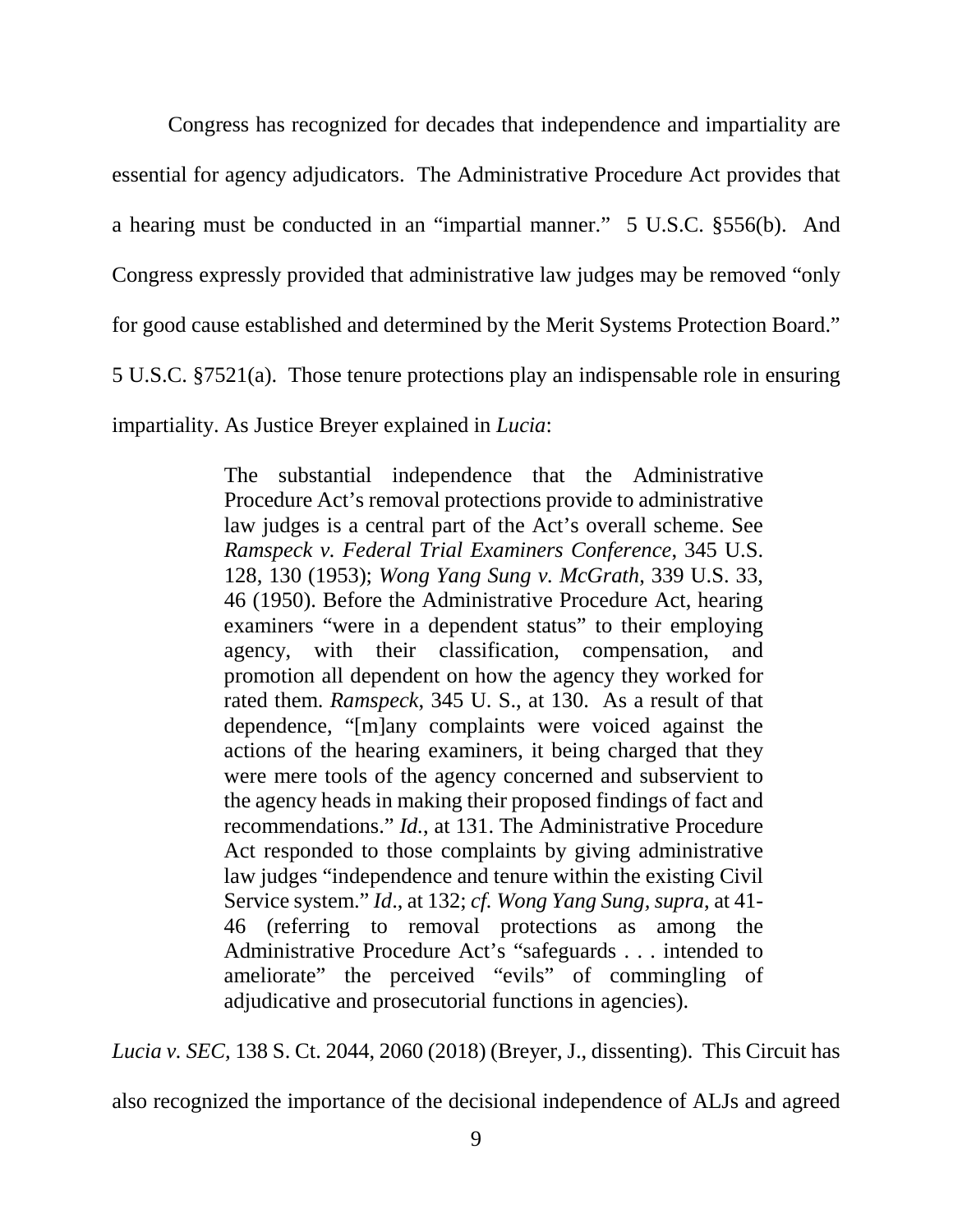Congress has recognized for decades that independence and impartiality are essential for agency adjudicators. The Administrative Procedure Act provides that a hearing must be conducted in an "impartial manner." 5 U.S.C. §556(b). And Congress expressly provided that administrative law judges may be removed "only for good cause established and determined by the Merit Systems Protection Board." 5 U.S.C. §7521(a). Those tenure protections play an indispensable role in ensuring impartiality. As Justice Breyer explained in *Lucia*:

> The substantial independence that the Administrative Procedure Act's removal protections provide to administrative law judges is a central part of the Act's overall scheme. See *Ramspeck v. Federal Trial Examiners Conference*, 345 U.S. 128, 130 (1953); *Wong Yang Sung v. McGrath*, 339 U.S. 33, 46 (1950). Before the Administrative Procedure Act, hearing examiners "were in a dependent status" to their employing agency, with their classification, compensation, and promotion all dependent on how the agency they worked for rated them. *Ramspeck*, 345 U. S., at 130. As a result of that dependence, "[m]any complaints were voiced against the actions of the hearing examiners, it being charged that they were mere tools of the agency concerned and subservient to the agency heads in making their proposed findings of fact and recommendations." *Id.*, at 131. The Administrative Procedure Act responded to those complaints by giving administrative law judges "independence and tenure within the existing Civil Service system." *Id*., at 132; *cf. Wong Yang Sung*, *supra*, at 41-46 (referring to removal protections as among the Administrative Procedure Act's "safeguards . . . intended to ameliorate" the perceived "evils" of commingling of adjudicative and prosecutorial functions in agencies).

*Lucia v. SEC*, 138 S. Ct. 2044, 2060 (2018) (Breyer, J., dissenting). This Circuit has also recognized the importance of the decisional independence of ALJs and agreed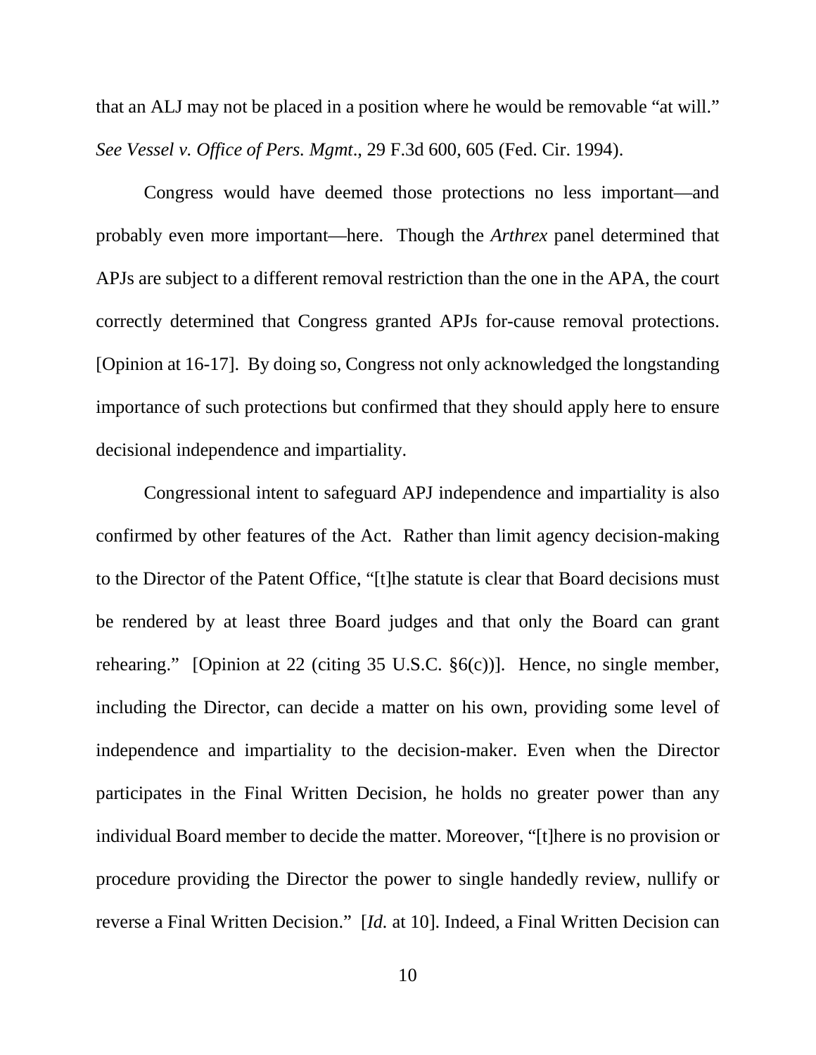that an ALJ may not be placed in a position where he would be removable "at will." *See Vessel v. Office of Pers. Mgmt*., 29 F.3d 600, 605 (Fed. Cir. 1994).

Congress would have deemed those protections no less important—and probably even more important—here. Though the *Arthrex* panel determined that APJs are subject to a different removal restriction than the one in the APA, the court correctly determined that Congress granted APJs for-cause removal protections. [Opinion at 16-17]. By doing so, Congress not only acknowledged the longstanding importance of such protections but confirmed that they should apply here to ensure decisional independence and impartiality.

Congressional intent to safeguard APJ independence and impartiality is also confirmed by other features of the Act. Rather than limit agency decision-making to the Director of the Patent Office, "[t]he statute is clear that Board decisions must be rendered by at least three Board judges and that only the Board can grant rehearing." [Opinion at 22 (citing 35 U.S.C. §6(c))]. Hence, no single member, including the Director, can decide a matter on his own, providing some level of independence and impartiality to the decision-maker. Even when the Director participates in the Final Written Decision, he holds no greater power than any individual Board member to decide the matter. Moreover, "[t]here is no provision or procedure providing the Director the power to single handedly review, nullify or reverse a Final Written Decision." [*Id.* at 10]. Indeed, a Final Written Decision can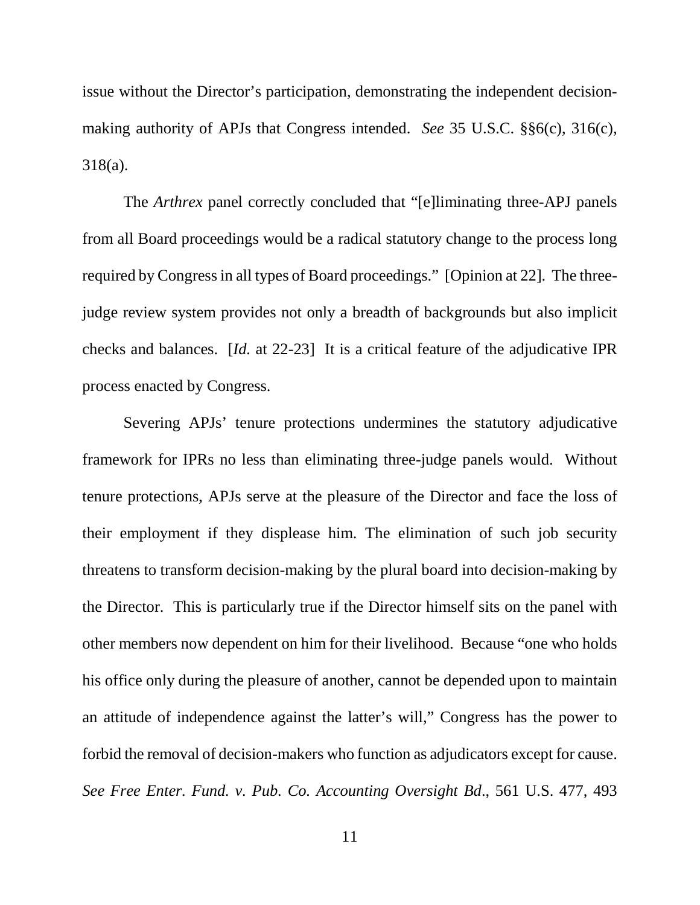issue without the Director's participation, demonstrating the independent decision-making authority of APJs that Congress intended. *See* 35 U.S.C. §§6(c), 316(c), 318(a).

The *Arthrex* panel correctly concluded that "[e]liminating three-APJ panels from all Board proceedings would be a radical statutory change to the process long required by Congress in all types of Board proceedings." [Opinion at 22]. The three-judge review system provides not only a breadth of backgrounds but also implicit checks and balances. [*Id.* at 22-23] It is a critical feature of the adjudicative IPR process enacted by Congress.

Severing APJs' tenure protections undermines the statutory adjudicative framework for IPRs no less than eliminating three-judge panels would. Without tenure protections, APJs serve at the pleasure of the Director and face the loss of their employment if they displease him. The elimination of such job security threatens to transform decision-making by the plural board into decision-making by the Director. This is particularly true if the Director himself sits on the panel with other members now dependent on him for their livelihood. Because "one who holds his office only during the pleasure of another, cannot be depended upon to maintain an attitude of independence against the latter's will," Congress has the power to forbid the removal of decision-makers who function as adjudicators except for cause. *See Free Enter. Fund. v. Pub. Co. Accounting Oversight Bd*., 561 U.S. 477, 493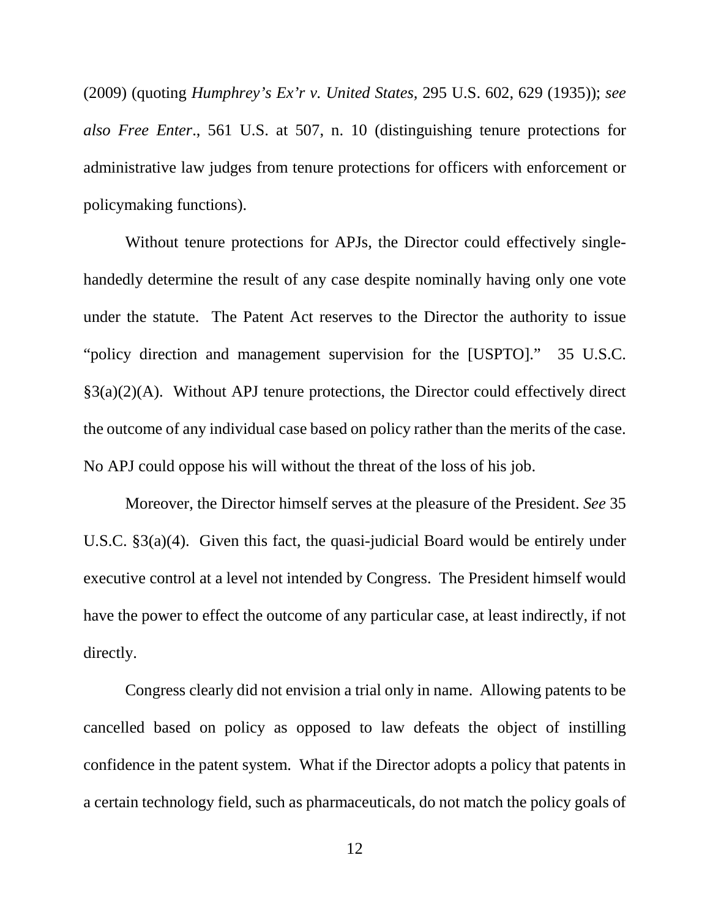(2009) (quoting *Humphrey's Ex'r v. United States,* 295 U.S. 602, 629 (1935)); *see also Free Enter*., 561 U.S. at 507, n. 10 (distinguishing tenure protections for administrative law judges from tenure protections for officers with enforcement or policymaking functions).

Without tenure protections for APJs, the Director could effectively single-handedly determine the result of any case despite nominally having only one vote under the statute. The Patent Act reserves to the Director the authority to issue "policy direction and management supervision for the [USPTO]." 35 U.S.C. §3(a)(2)(A). Without APJ tenure protections, the Director could effectively direct the outcome of any individual case based on policy rather than the merits of the case. No APJ could oppose his will without the threat of the loss of his job.

Moreover, the Director himself serves at the pleasure of the President. *See* 35 U.S.C. §3(a)(4). Given this fact, the quasi-judicial Board would be entirely under executive control at a level not intended by Congress. The President himself would have the power to effect the outcome of any particular case, at least indirectly, if not directly.

Congress clearly did not envision a trial only in name. Allowing patents to be cancelled based on policy as opposed to law defeats the object of instilling confidence in the patent system. What if the Director adopts a policy that patents in a certain technology field, such as pharmaceuticals, do not match the policy goals of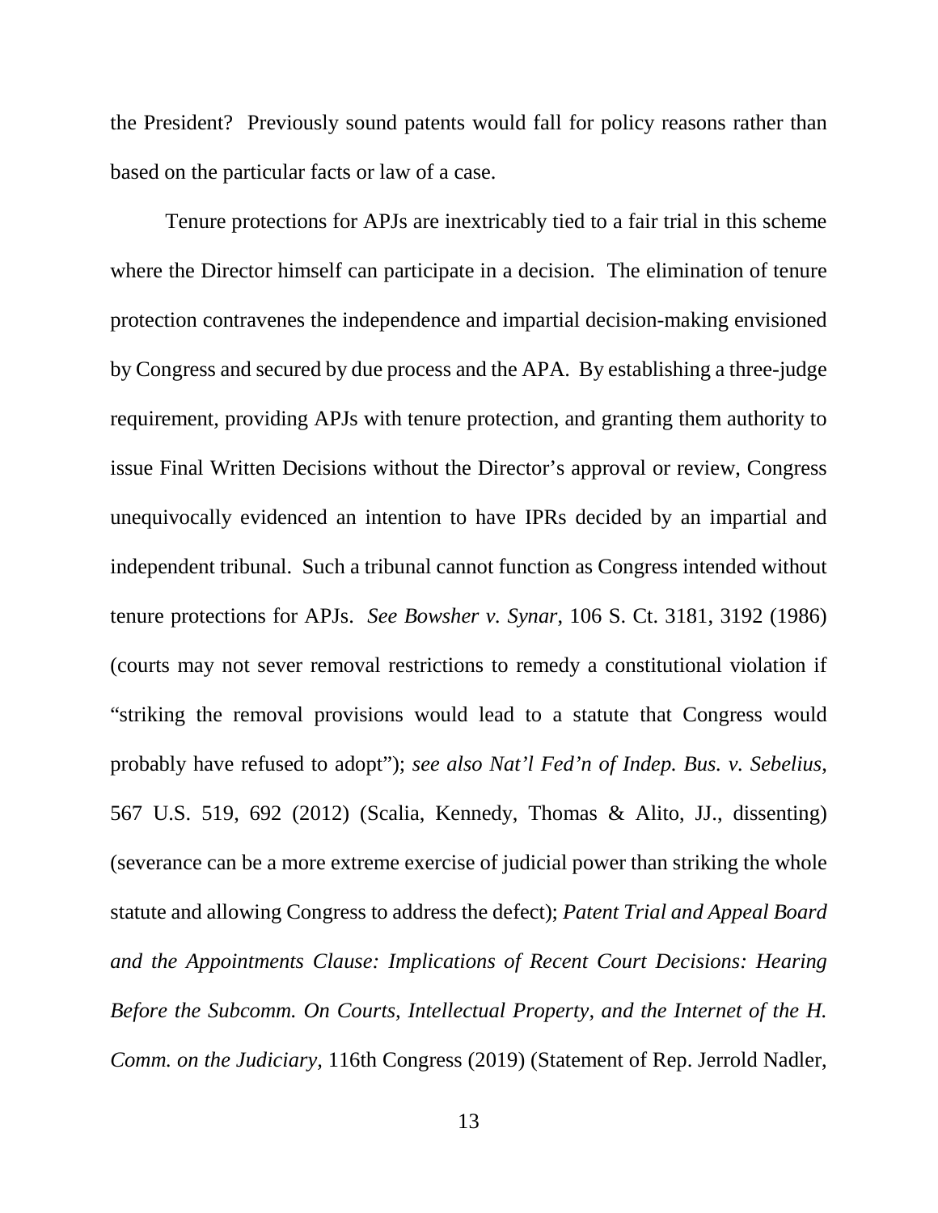the President? Previously sound patents would fall for policy reasons rather than based on the particular facts or law of a case.

Tenure protections for APJs are inextricably tied to a fair trial in this scheme where the Director himself can participate in a decision. The elimination of tenure protection contravenes the independence and impartial decision-making envisioned by Congress and secured by due process and the APA. By establishing a three-judge requirement, providing APJs with tenure protection, and granting them authority to issue Final Written Decisions without the Director's approval or review, Congress unequivocally evidenced an intention to have IPRs decided by an impartial and independent tribunal. Such a tribunal cannot function as Congress intended without tenure protections for APJs. *See Bowsher v. Synar*, 106 S. Ct. 3181, 3192 (1986) (courts may not sever removal restrictions to remedy a constitutional violation if "striking the removal provisions would lead to a statute that Congress would probably have refused to adopt"); *see also Nat'l Fed'n of Indep. Bus. v. Sebelius*, 567 U.S. 519, 692 (2012) (Scalia, Kennedy, Thomas & Alito, JJ., dissenting) (severance can be a more extreme exercise of judicial power than striking the whole statute and allowing Congress to address the defect); *Patent Trial and Appeal Board and the Appointments Clause: Implications of Recent Court Decisions: Hearing Before the Subcomm. On Courts, Intellectual Property, and the Internet of the H. Comm. on the Judiciary*, 116th Congress (2019) (Statement of Rep. Jerrold Nadler,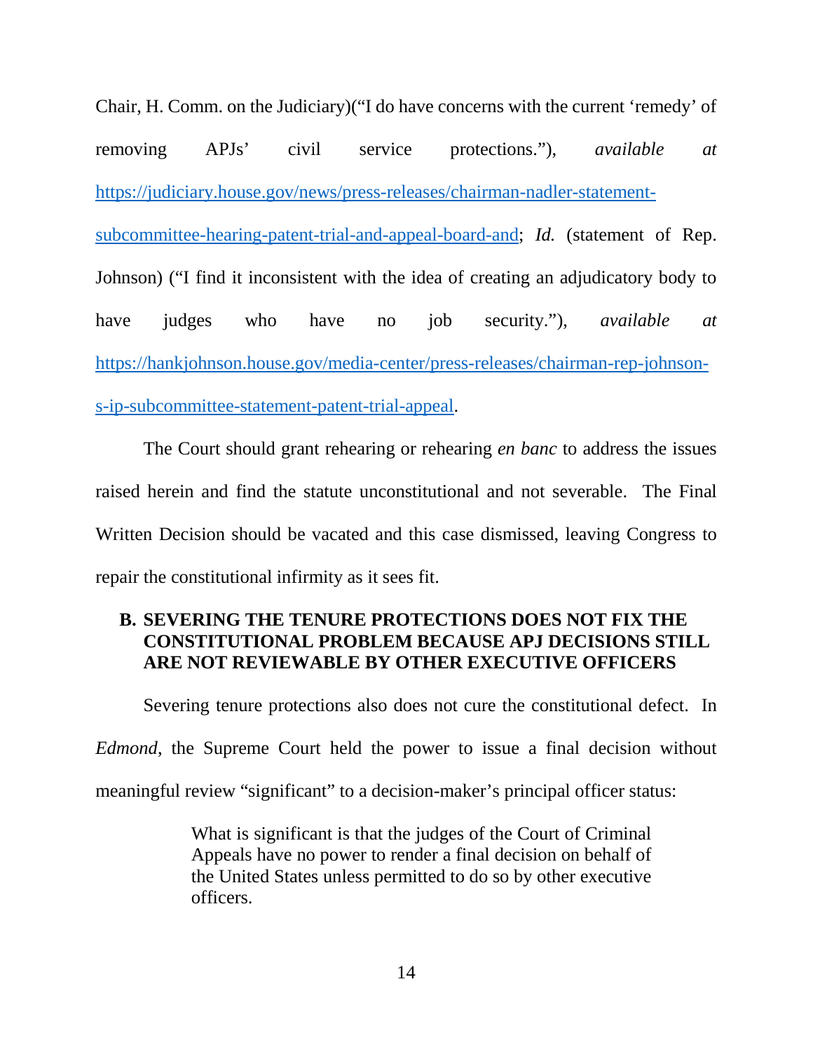Chair, H. Comm. on the Judiciary)("I do have concerns with the current 'remedy' of removing APJs' civil service protections."), *available at* https://judiciary.house.gov/news/press-releases/chairman-nadler-statement-subcommittee-hearing-patent-trial-and-appeal-board-and; *Id.* (statement of Rep. Johnson) ("I find it inconsistent with the idea of creating an adjudicatory body to have judges who have no job security."), *available at* https://hankjohnson.house.gov/media-center/press-releases/chairman-rep-johnson-s-ip-subcommittee-statement-patent-trial-appeal.

The Court should grant rehearing or rehearing *en banc* to address the issues raised herein and find the statute unconstitutional and not severable. The Final Written Decision should be vacated and this case dismissed, leaving Congress to repair the constitutional infirmity as it sees fit.

### B. SEVERING THE TENURE PROTECTIONS DOES NOT FIX THE CONSTITUTIONAL PROBLEM BECAUSE APJ DECISIONS STILL ARE NOT REVIEWABLE BY OTHER EXECUTIVE OFFICERS

Severing tenure protections also does not cure the constitutional defect. In *Edmond*, the Supreme Court held the power to issue a final decision without meaningful review "significant" to a decision-maker's principal officer status:

> What is significant is that the judges of the Court of Criminal Appeals have no power to render a final decision on behalf of the United States unless permitted to do so by other executive officers.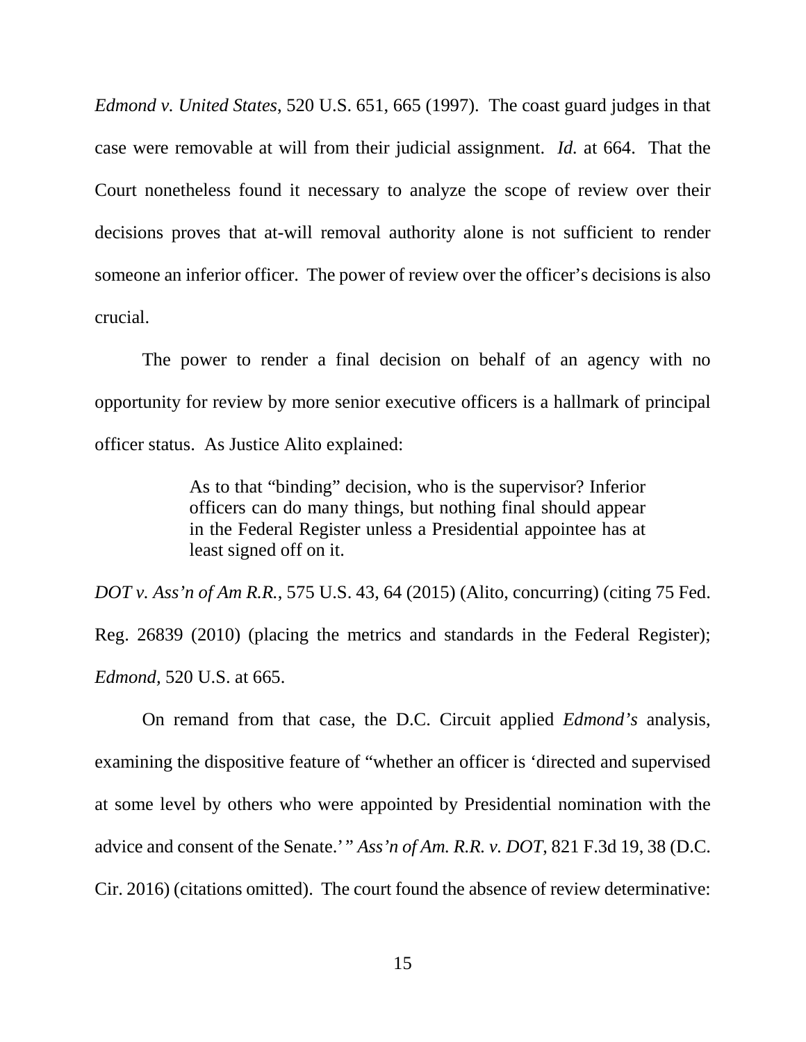*Edmond v. United States*, 520 U.S. 651, 665 (1997). The coast guard judges in that case were removable at will from their judicial assignment. *Id.* at 664. That the Court nonetheless found it necessary to analyze the scope of review over their decisions proves that at-will removal authority alone is not sufficient to render someone an inferior officer. The power of review over the officer's decisions is also crucial.

The power to render a final decision on behalf of an agency with no opportunity for review by more senior executive officers is a hallmark of principal officer status. As Justice Alito explained:

> As to that "binding" decision, who is the supervisor? Inferior officers can do many things, but nothing final should appear in the Federal Register unless a Presidential appointee has at least signed off on it.

*DOT v. Ass'n of Am R.R.*, 575 U.S. 43, 64 (2015) (Alito, concurring) (citing 75 Fed. Reg. 26839 (2010) (placing the metrics and standards in the Federal Register); *Edmond*, 520 U.S. at 665.

On remand from that case, the D.C. Circuit applied *Edmond's* analysis, examining the dispositive feature of "whether an officer is 'directed and supervised at some level by others who were appointed by Presidential nomination with the advice and consent of the Senate.'" *Ass'n of Am. R.R. v. DOT*, 821 F.3d 19, 38 (D.C. Cir. 2016) (citations omitted). The court found the absence of review determinative: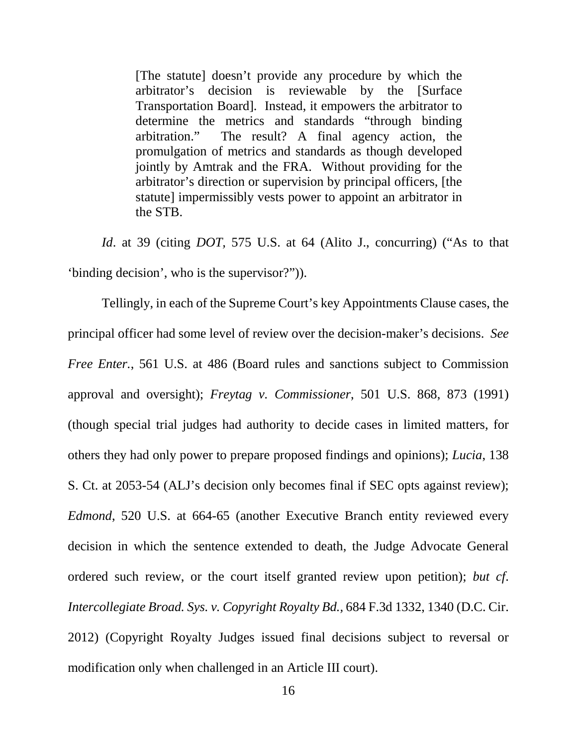> [The statute] doesn't provide any procedure by which the arbitrator's decision is reviewable by the [Surface Transportation Board]. Instead, it empowers the arbitrator to determine the metrics and standards "through binding arbitration." The result? A final agency action, the promulgation of metrics and standards as though developed jointly by Amtrak and the FRA. Without providing for the arbitrator's direction or supervision by principal officers, [the statute] impermissibly vests power to appoint an arbitrator in the STB.

*Id*. at 39 (citing *DOT*, 575 U.S. at 64 (Alito J., concurring) ("As to that 'binding decision', who is the supervisor?")).

Tellingly, in each of the Supreme Court's key Appointments Clause cases, the principal officer had some level of review over the decision-maker's decisions. *See Free Enter.*, 561 U.S. at 486 (Board rules and sanctions subject to Commission approval and oversight); *Freytag v. Commissioner*, 501 U.S. 868, 873 (1991) (though special trial judges had authority to decide cases in limited matters, for others they had only power to prepare proposed findings and opinions); *Lucia*, 138 S. Ct. at 2053-54 (ALJ's decision only becomes final if SEC opts against review); *Edmond*, 520 U.S. at 664-65 (another Executive Branch entity reviewed every decision in which the sentence extended to death, the Judge Advocate General ordered such review, or the court itself granted review upon petition); *but cf*. *Intercollegiate Broad. Sys. v. Copyright Royalty Bd.*, 684 F.3d 1332, 1340 (D.C. Cir. 2012) (Copyright Royalty Judges issued final decisions subject to reversal or modification only when challenged in an Article III court).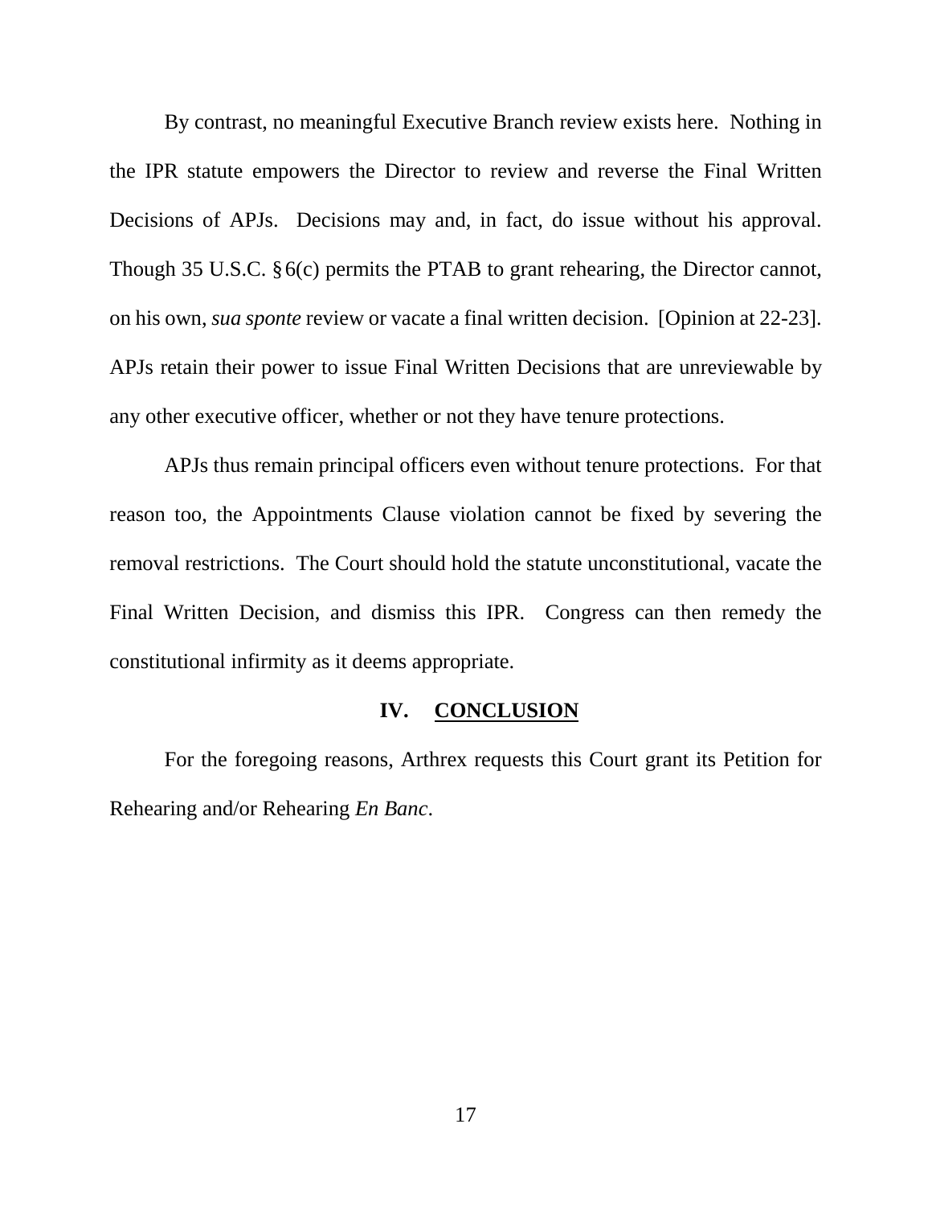By contrast, no meaningful Executive Branch review exists here. Nothing in the IPR statute empowers the Director to review and reverse the Final Written Decisions of APJs. Decisions may and, in fact, do issue without his approval. Though 35 U.S.C. § 6(c) permits the PTAB to grant rehearing, the Director cannot, on his own, *sua sponte* review or vacate a final written decision. [Opinion at 22-23]. APJs retain their power to issue Final Written Decisions that are unreviewable by any other executive officer, whether or not they have tenure protections.

APJs thus remain principal officers even without tenure protections. For that reason too, the Appointments Clause violation cannot be fixed by severing the removal restrictions. The Court should hold the statute unconstitutional, vacate the Final Written Decision, and dismiss this IPR. Congress can then remedy the constitutional infirmity as it deems appropriate.

## IV. CONCLUSION

For the foregoing reasons, Arthrex requests this Court grant its Petition for Rehearing and/or Rehearing *En Banc*.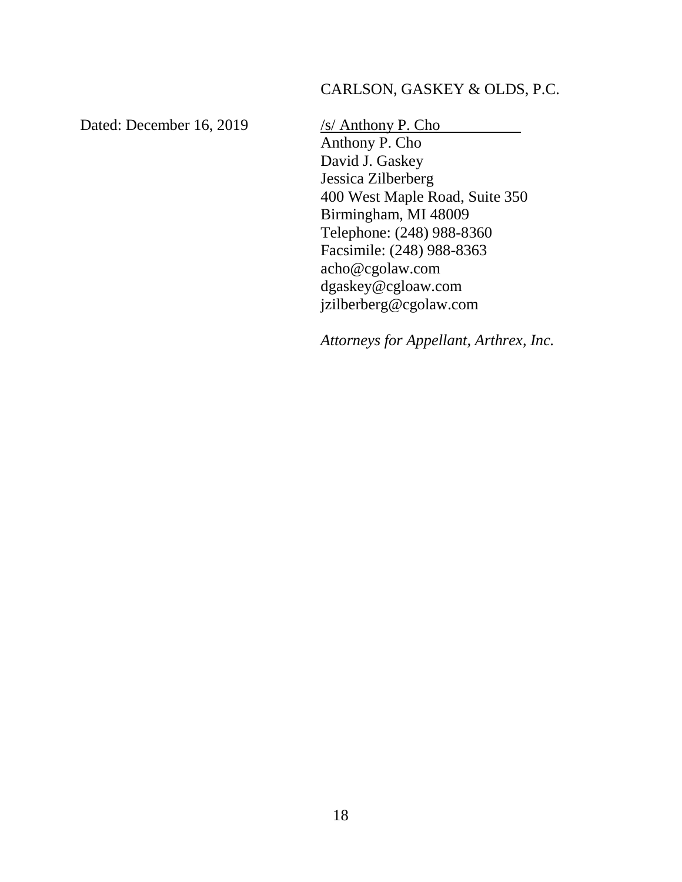CARLSON, GASKEY & OLDS, P.C.

Dated: December 16, 2019

/s/ Anthony P. Cho
Anthony P. Cho
David J. Gaskey
Jessica Zilberberg
400 West Maple Road, Suite 350
Birmingham, MI 48009
Telephone: (248) 988-8360
Facsimile: (248) 988-8363
acho@cgolaw.com
dgaskey@cgloaw.com
jzilberberg@cgolaw.com

*Attorneys for Appellant, Arthrex, Inc.*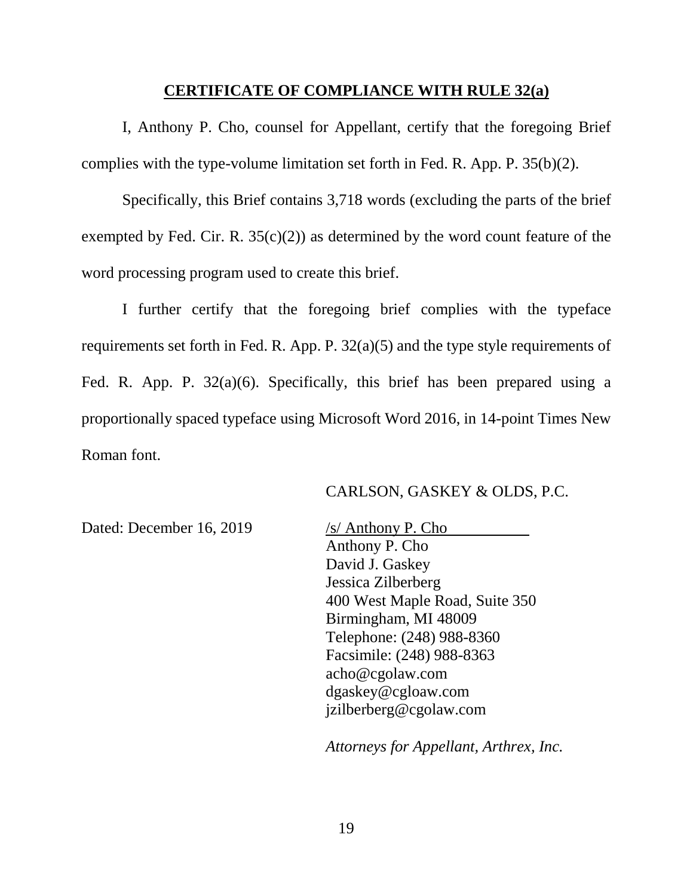## **CERTIFICATE OF COMPLIANCE WITH RULE 32(a)**

I, Anthony P. Cho, counsel for Appellant, certify that the foregoing Brief complies with the type-volume limitation set forth in Fed. R. App. P. 35(b)(2).

Specifically, this Brief contains 3,718 words (excluding the parts of the brief exempted by Fed. Cir. R. 35(c)(2)) as determined by the word count feature of the word processing program used to create this brief.

I further certify that the foregoing brief complies with the typeface requirements set forth in Fed. R. App. P. 32(a)(5) and the type style requirements of Fed. R. App. P. 32(a)(6). Specifically, this brief has been prepared using a proportionally spaced typeface using Microsoft Word 2016, in 14-point Times New Roman font.

CARLSON, GASKEY & OLDS, P.C.

Dated: December 16, 2019

/s/ Anthony P. Cho
Anthony P. Cho
David J. Gaskey
Jessica Zilberberg
400 West Maple Road, Suite 350
Birmingham, MI 48009
Telephone: (248) 988-8360
Facsimile: (248) 988-8363
acho@cgolaw.com
dgaskey@cgloaw.com
jzilberberg@cgolaw.com

*Attorneys for Appellant, Arthrex, Inc.*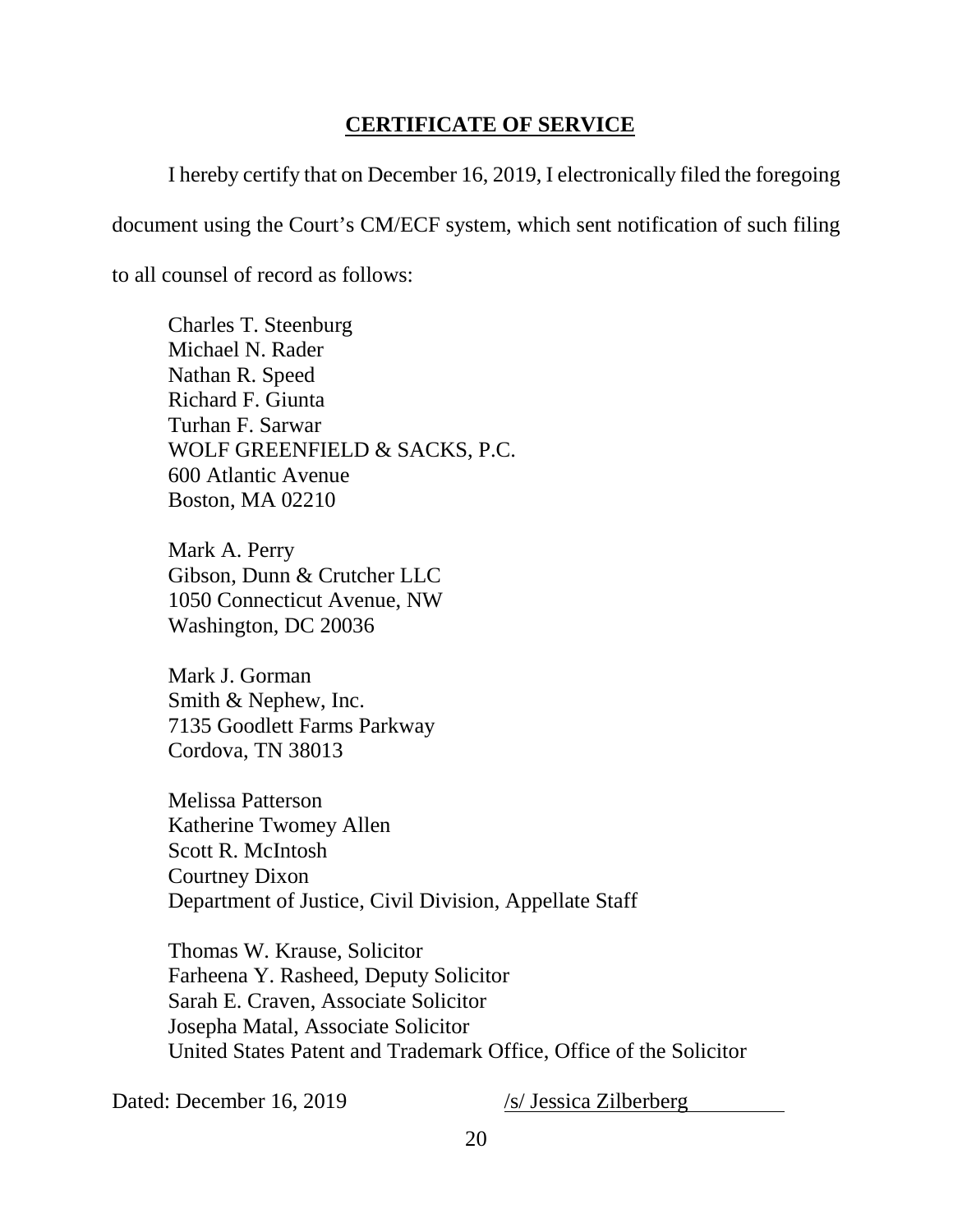## CERTIFICATE OF SERVICE

I hereby certify that on December 16, 2019, I electronically filed the foregoing document using the Court's CM/ECF system, which sent notification of such filing to all counsel of record as follows:

Charles T. Steenburg
Michael N. Rader
Nathan R. Speed
Richard F. Giunta
Turhan F. Sarwar
WOLF GREENFIELD & SACKS, P.C.
600 Atlantic Avenue
Boston, MA 02210

Mark A. Perry
Gibson, Dunn & Crutcher LLC
1050 Connecticut Avenue, NW
Washington, DC 20036

Mark J. Gorman
Smith & Nephew, Inc.
7135 Goodlett Farms Parkway
Cordova, TN 38013

Melissa Patterson
Katherine Twomey Allen
Scott R. McIntosh
Courtney Dixon
Department of Justice, Civil Division, Appellate Staff

Thomas W. Krause, Solicitor
Farheena Y. Rasheed, Deputy Solicitor
Sarah E. Craven, Associate Solicitor
Josepha Matal, Associate Solicitor
United States Patent and Trademark Office, Office of the Solicitor

Dated: December 16, 2019 /s/ Jessica Zilberberg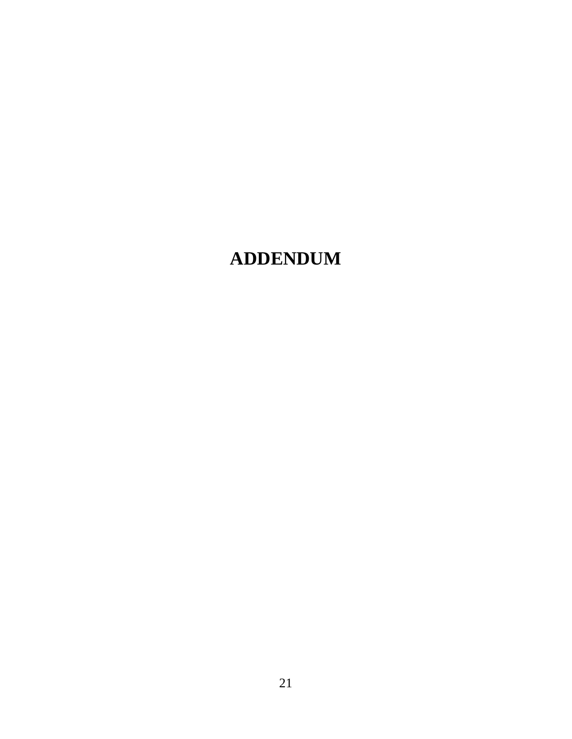# ADDENDUM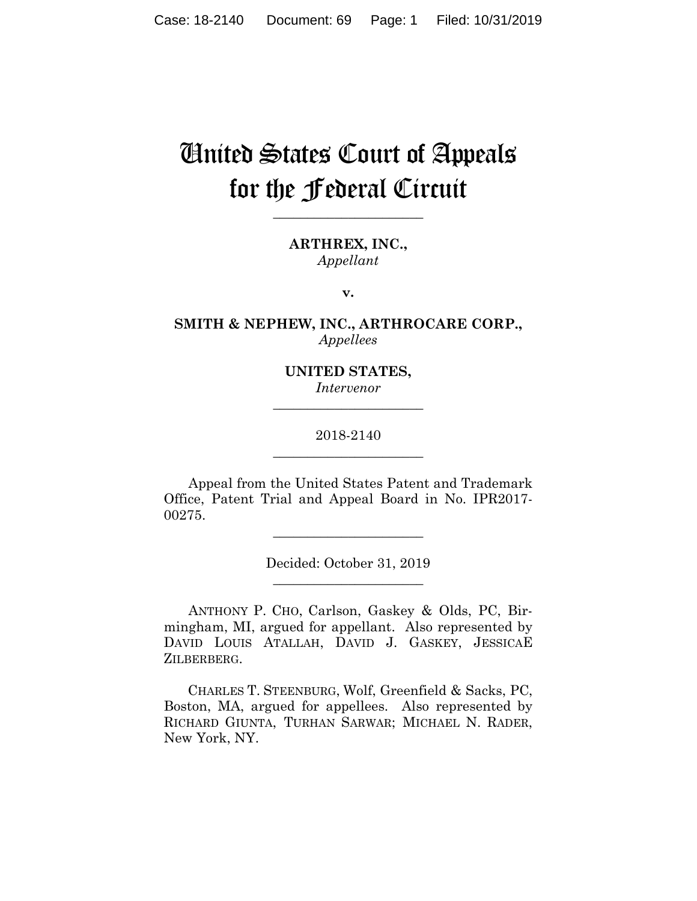# United States Court of Appeals for the Federal Circuit

---

**ARTHREX, INC.,**
*Appellant*

**v.**

**SMITH & NEPHEW, INC., ARTHROCARE CORP.,**
*Appellees*

**UNITED STATES,**
*Intervenor*

---

2018-2140

---

Appeal from the United States Patent and Trademark Office, Patent Trial and Appeal Board in No. IPR2017-00275.

---

Decided: October 31, 2019

---

ANTHONY P. CHO, Carlson, Gaskey & Olds, PC, Birmingham, MI, argued for appellant. Also represented by DAVID LOUIS ATALLAH, DAVID J. GASKEY, JESSICAE ZILBERBERG.

CHARLES T. STEENBURG, Wolf, Greenfield & Sacks, PC, Boston, MA, argued for appellees. Also represented by RICHARD GIUNTA, TURHAN SARWAR; MICHAEL N. RADER, New York, NY.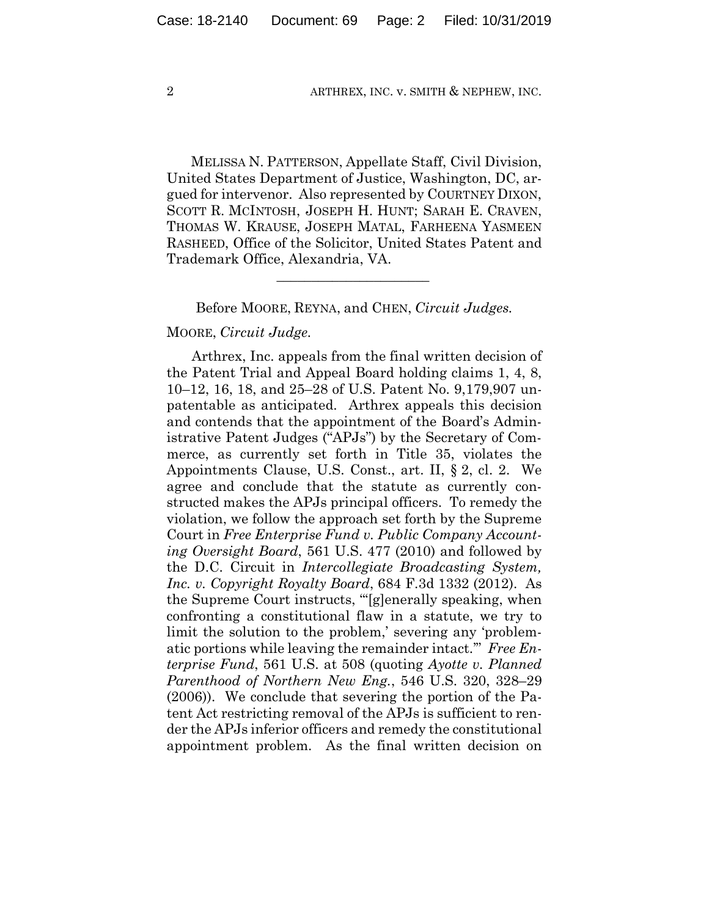MELISSA N. PATTERSON, Appellate Staff, Civil Division, United States Department of Justice, Washington, DC, argued for intervenor. Also represented by COURTNEY DIXON, SCOTT R. MCINTOSH, JOSEPH H. HUNT; SARAH E. CRAVEN, THOMAS W. KRAUSE, JOSEPH MATAL, FARHEENA YASMEEN RASHEED, Office of the Solicitor, United States Patent and Trademark Office, Alexandria, VA.

---

Before MOORE, REYNA, and CHEN, *Circuit Judges.*

MOORE, *Circuit Judge.*

Arthrex, Inc. appeals from the final written decision of the Patent Trial and Appeal Board holding claims 1, 4, 8, 10–12, 16, 18, and 25–28 of U.S. Patent No. 9,179,907 unpatentable as anticipated. Arthrex appeals this decision and contends that the appointment of the Board's Administrative Patent Judges ("APJs") by the Secretary of Commerce, as currently set forth in Title 35, violates the Appointments Clause, U.S. Const., art. II, § 2, cl. 2. We agree and conclude that the statute as currently constructed makes the APJs principal officers. To remedy the violation, we follow the approach set forth by the Supreme Court in *Free Enterprise Fund v. Public Company Accounting Oversight Board*, 561 U.S. 477 (2010) and followed by the D.C. Circuit in *Intercollegiate Broadcasting System, Inc. v. Copyright Royalty Board*, 684 F.3d 1332 (2012). As the Supreme Court instructs, "'[g]enerally speaking, when confronting a constitutional flaw in a statute, we try to limit the solution to the problem,' severing any 'problematic portions while leaving the remainder intact.'" *Free Enterprise Fund*, 561 U.S. at 508 (quoting *Ayotte v. Planned Parenthood of Northern New Eng.*, 546 U.S. 320, 328–29 (2006)). We conclude that severing the portion of the Patent Act restricting removal of the APJs is sufficient to render the APJs inferior officers and remedy the constitutional appointment problem. As the final written decision on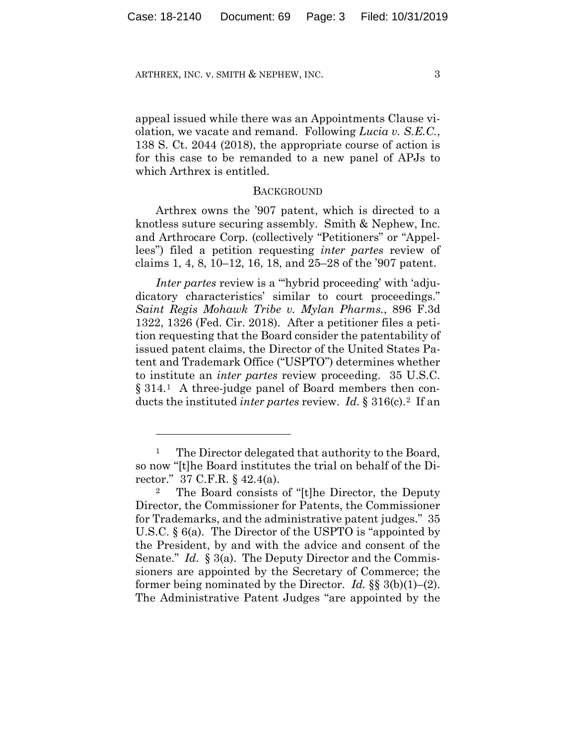appeal issued while there was an Appointments Clause violation, we vacate and remand. Following *Lucia v. S.E.C.*, 138 S. Ct. 2044 (2018), the appropriate course of action is for this case to be remanded to a new panel of APJs to which Arthrex is entitled.

## BACKGROUND

Arthrex owns the '907 patent, which is directed to a knotless suture securing assembly. Smith & Nephew, Inc. and Arthrocare Corp. (collectively "Petitioners" or "Appellees") filed a petition requesting *inter partes* review of claims 1, 4, 8, 10–12, 16, 18, and 25–28 of the '907 patent.

*Inter partes* review is a "'hybrid proceeding' with 'adjudicatory characteristics' similar to court proceedings." *Saint Regis Mohawk Tribe v. Mylan Pharms.*, 896 F.3d 1322, 1326 (Fed. Cir. 2018). After a petitioner files a petition requesting that the Board consider the patentability of issued patent claims, the Director of the United States Patent and Trademark Office ("USPTO") determines whether to institute an *inter partes* review proceeding. 35 U.S.C. § 314.[1] A three-judge panel of Board members then conducts the instituted *inter partes* review. *Id.* § 316(c).[2] If an

---

[1] The Director delegated that authority to the Board, so now "[t]he Board institutes the trial on behalf of the Director." 37 C.F.R. § 42.4(a).

[2] The Board consists of "[t]he Director, the Deputy Director, the Commissioner for Patents, the Commissioner for Trademarks, and the administrative patent judges." 35 U.S.C. § 6(a). The Director of the USPTO is "appointed by the President, by and with the advice and consent of the Senate." *Id.* § 3(a). The Deputy Director and the Commissioners are appointed by the Secretary of Commerce; the former being nominated by the Director. *Id.* §§ 3(b)(1)–(2). The Administrative Patent Judges "are appointed by the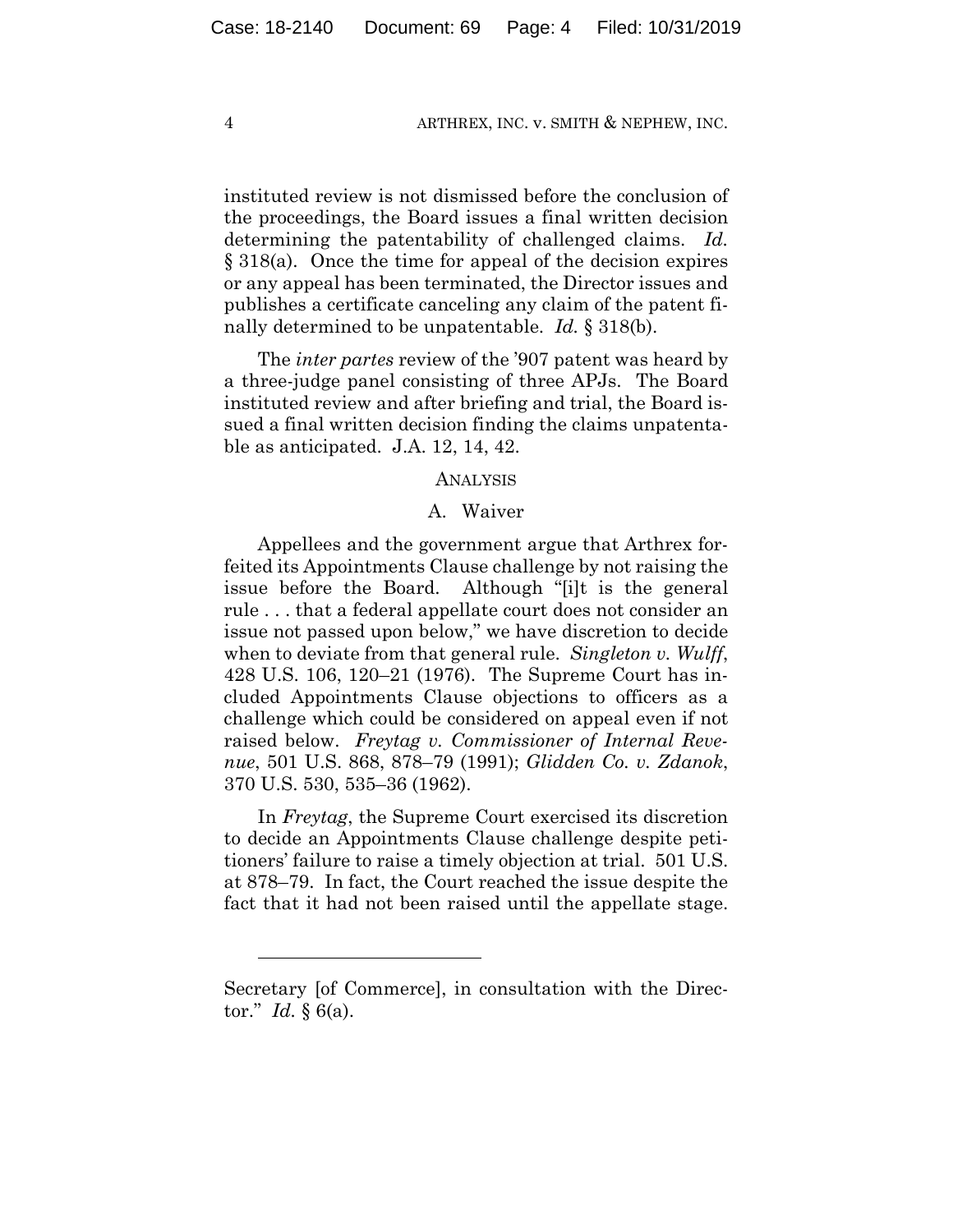instituted review is not dismissed before the conclusion of the proceedings, the Board issues a final written decision determining the patentability of challenged claims. *Id.* § 318(a). Once the time for appeal of the decision expires or any appeal has been terminated, the Director issues and publishes a certificate canceling any claim of the patent finally determined to be unpatentable. *Id.* § 318(b).

The *inter partes* review of the '907 patent was heard by a three-judge panel consisting of three APJs. The Board instituted review and after briefing and trial, the Board issued a final written decision finding the claims unpatentable as anticipated. J.A. 12, 14, 42.

## ANALYSIS

### A. Waiver

Appellees and the government argue that Arthrex forfeited its Appointments Clause challenge by not raising the issue before the Board. Although "[i]t is the general rule . . . that a federal appellate court does not consider an issue not passed upon below," we have discretion to decide when to deviate from that general rule. *Singleton v. Wulff*, 428 U.S. 106, 120–21 (1976). The Supreme Court has included Appointments Clause objections to officers as a challenge which could be considered on appeal even if not raised below. *Freytag v. Commissioner of Internal Revenue*, 501 U.S. 868, 878–79 (1991); *Glidden Co. v. Zdanok*, 370 U.S. 530, 535–36 (1962).

In *Freytag*, the Supreme Court exercised its discretion to decide an Appointments Clause challenge despite petitioners' failure to raise a timely objection at trial. 501 U.S. at 878–79. In fact, the Court reached the issue despite the fact that it had not been raised until the appellate stage.

---

Secretary [of Commerce], in consultation with the Director." *Id.* § 6(a).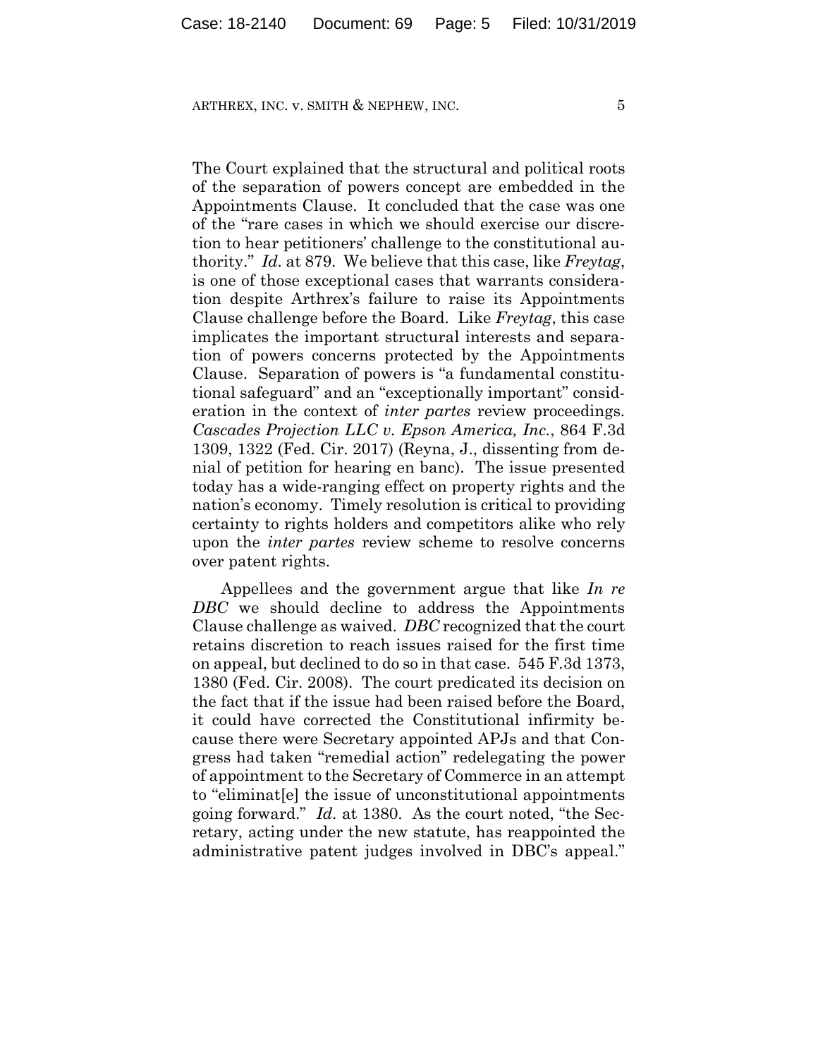The Court explained that the structural and political roots of the separation of powers concept are embedded in the Appointments Clause. It concluded that the case was one of the "rare cases in which we should exercise our discretion to hear petitioners' challenge to the constitutional authority." *Id.* at 879. We believe that this case, like *Freytag*, is one of those exceptional cases that warrants consideration despite Arthrex's failure to raise its Appointments Clause challenge before the Board. Like *Freytag*, this case implicates the important structural interests and separation of powers concerns protected by the Appointments Clause. Separation of powers is "a fundamental constitutional safeguard" and an "exceptionally important" consideration in the context of *inter partes* review proceedings. *Cascades Projection LLC v. Epson America, Inc.*, 864 F.3d 1309, 1322 (Fed. Cir. 2017) (Reyna, J., dissenting from denial of petition for hearing en banc). The issue presented today has a wide-ranging effect on property rights and the nation's economy. Timely resolution is critical to providing certainty to rights holders and competitors alike who rely upon the *inter partes* review scheme to resolve concerns over patent rights.

Appellees and the government argue that like *In re DBC* we should decline to address the Appointments Clause challenge as waived. *DBC* recognized that the court retains discretion to reach issues raised for the first time on appeal, but declined to do so in that case. 545 F.3d 1373, 1380 (Fed. Cir. 2008). The court predicated its decision on the fact that if the issue had been raised before the Board, it could have corrected the Constitutional infirmity because there were Secretary appointed APJs and that Congress had taken "remedial action" redelegating the power of appointment to the Secretary of Commerce in an attempt to "eliminat[e] the issue of unconstitutional appointments going forward." *Id.* at 1380. As the court noted, "the Secretary, acting under the new statute, has reappointed the administrative patent judges involved in DBC's appeal."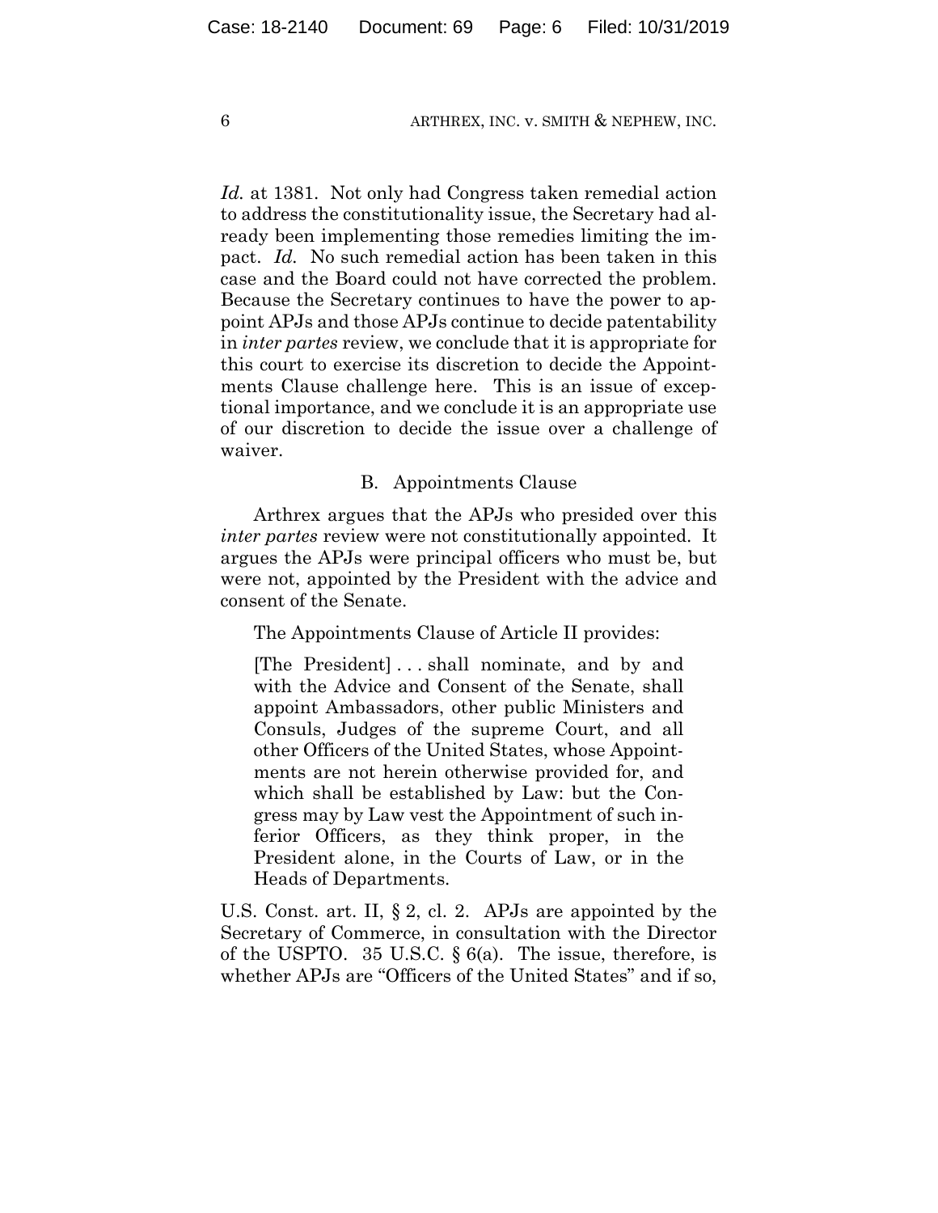*Id.* at 1381. Not only had Congress taken remedial action to address the constitutionality issue, the Secretary had already been implementing those remedies limiting the impact. *Id.* No such remedial action has been taken in this case and the Board could not have corrected the problem. Because the Secretary continues to have the power to appoint APJs and those APJs continue to decide patentability in *inter partes* review, we conclude that it is appropriate for this court to exercise its discretion to decide the Appointments Clause challenge here. This is an issue of exceptional importance, and we conclude it is an appropriate use of our discretion to decide the issue over a challenge of waiver.

### B. Appointments Clause

Arthrex argues that the APJs who presided over this *inter partes* review were not constitutionally appointed. It argues the APJs were principal officers who must be, but were not, appointed by the President with the advice and consent of the Senate.

The Appointments Clause of Article II provides:

> [The President] . . . shall nominate, and by and with the Advice and Consent of the Senate, shall appoint Ambassadors, other public Ministers and Consuls, Judges of the supreme Court, and all other Officers of the United States, whose Appointments are not herein otherwise provided for, and which shall be established by Law: but the Congress may by Law vest the Appointment of such inferior Officers, as they think proper, in the President alone, in the Courts of Law, or in the Heads of Departments.

U.S. Const. art. II, § 2, cl. 2. APJs are appointed by the Secretary of Commerce, in consultation with the Director of the USPTO. 35 U.S.C. § 6(a). The issue, therefore, is whether APJs are "Officers of the United States" and if so,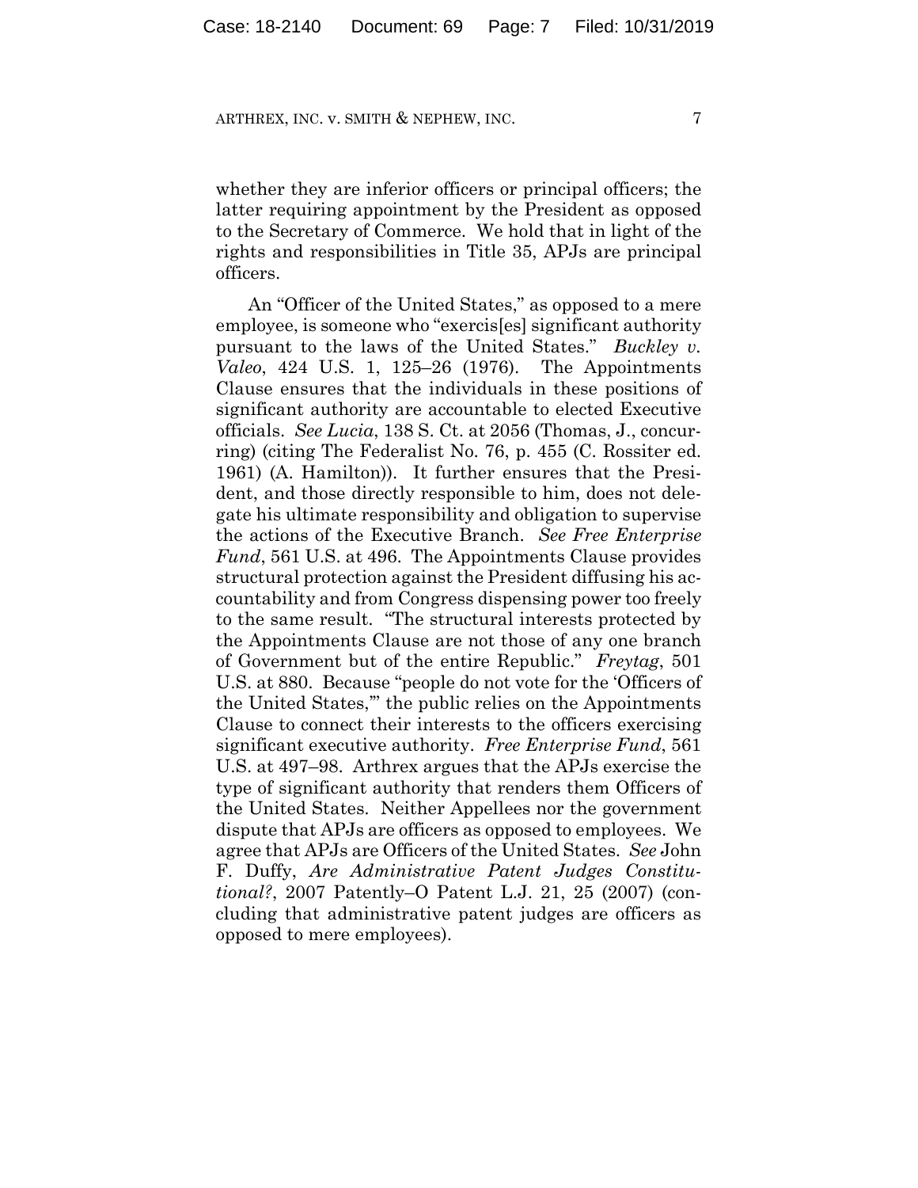whether they are inferior officers or principal officers; the latter requiring appointment by the President as opposed to the Secretary of Commerce. We hold that in light of the rights and responsibilities in Title 35, APJs are principal officers.

An "Officer of the United States," as opposed to a mere employee, is someone who "exercis[es] significant authority pursuant to the laws of the United States." *Buckley v. Valeo*, 424 U.S. 1, 125–26 (1976). The Appointments Clause ensures that the individuals in these positions of significant authority are accountable to elected Executive officials. *See Lucia*, 138 S. Ct. at 2056 (Thomas, J., concurring) (citing The Federalist No. 76, p. 455 (C. Rossiter ed. 1961) (A. Hamilton)). It further ensures that the President, and those directly responsible to him, does not delegate his ultimate responsibility and obligation to supervise the actions of the Executive Branch. *See Free Enterprise Fund*, 561 U.S. at 496. The Appointments Clause provides structural protection against the President diffusing his accountability and from Congress dispensing power too freely to the same result. "The structural interests protected by the Appointments Clause are not those of any one branch of Government but of the entire Republic." *Freytag*, 501 U.S. at 880. Because "people do not vote for the 'Officers of the United States,'" the public relies on the Appointments Clause to connect their interests to the officers exercising significant executive authority. *Free Enterprise Fund*, 561 U.S. at 497–98. Arthrex argues that the APJs exercise the type of significant authority that renders them Officers of the United States. Neither Appellees nor the government dispute that APJs are officers as opposed to employees. We agree that APJs are Officers of the United States. *See* John F. Duffy, *Are Administrative Patent Judges Constitutional?*, 2007 Patently–O Patent L.J. 21, 25 (2007) (concluding that administrative patent judges are officers as opposed to mere employees).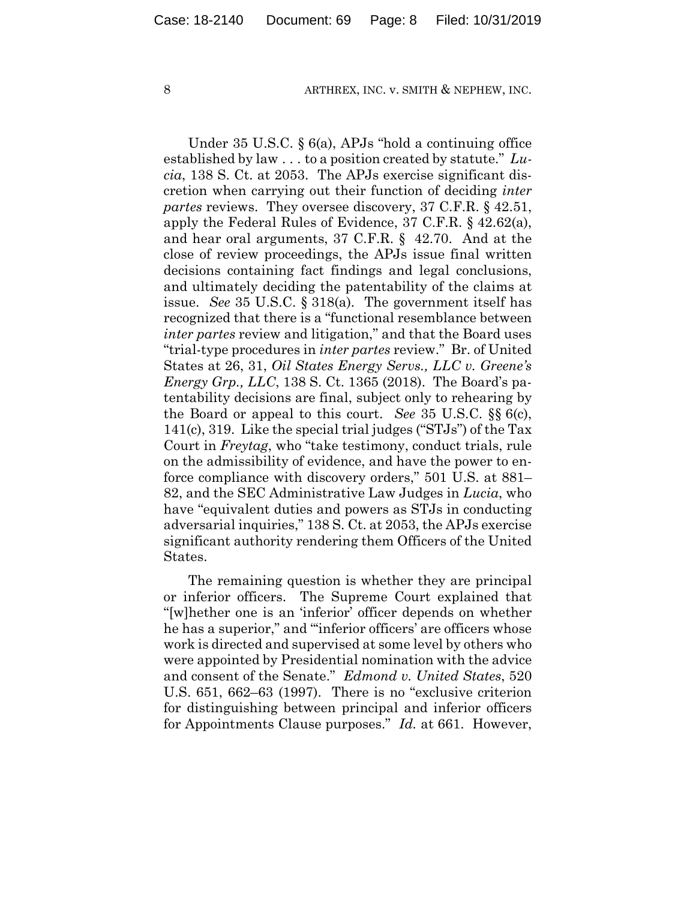Under 35 U.S.C. § 6(a), APJs "hold a continuing office established by law . . . to a position created by statute." *Lucia*, 138 S. Ct. at 2053. The APJs exercise significant discretion when carrying out their function of deciding *inter partes* reviews. They oversee discovery, 37 C.F.R. § 42.51, apply the Federal Rules of Evidence, 37 C.F.R. § 42.62(a), and hear oral arguments, 37 C.F.R. § 42.70. And at the close of review proceedings, the APJs issue final written decisions containing fact findings and legal conclusions, and ultimately deciding the patentability of the claims at issue. *See* 35 U.S.C. § 318(a). The government itself has recognized that there is a "functional resemblance between *inter partes* review and litigation," and that the Board uses "trial-type procedures in *inter partes* review." Br. of United States at 26, 31, *Oil States Energy Servs., LLC v. Greene's Energy Grp., LLC*, 138 S. Ct. 1365 (2018). The Board's patentability decisions are final, subject only to rehearing by the Board or appeal to this court. *See* 35 U.S.C. §§ 6(c), 141(c), 319. Like the special trial judges ("STJs") of the Tax Court in *Freytag*, who "take testimony, conduct trials, rule on the admissibility of evidence, and have the power to enforce compliance with discovery orders," 501 U.S. at 881–82, and the SEC Administrative Law Judges in *Lucia*, who have "equivalent duties and powers as STJs in conducting adversarial inquiries," 138 S. Ct. at 2053, the APJs exercise significant authority rendering them Officers of the United States.

The remaining question is whether they are principal or inferior officers. The Supreme Court explained that "[w]hether one is an 'inferior' officer depends on whether he has a superior," and "'inferior officers' are officers whose work is directed and supervised at some level by others who were appointed by Presidential nomination with the advice and consent of the Senate." *Edmond v. United States*, 520 U.S. 651, 662–63 (1997). There is no "exclusive criterion for distinguishing between principal and inferior officers for Appointments Clause purposes." *Id.* at 661. However,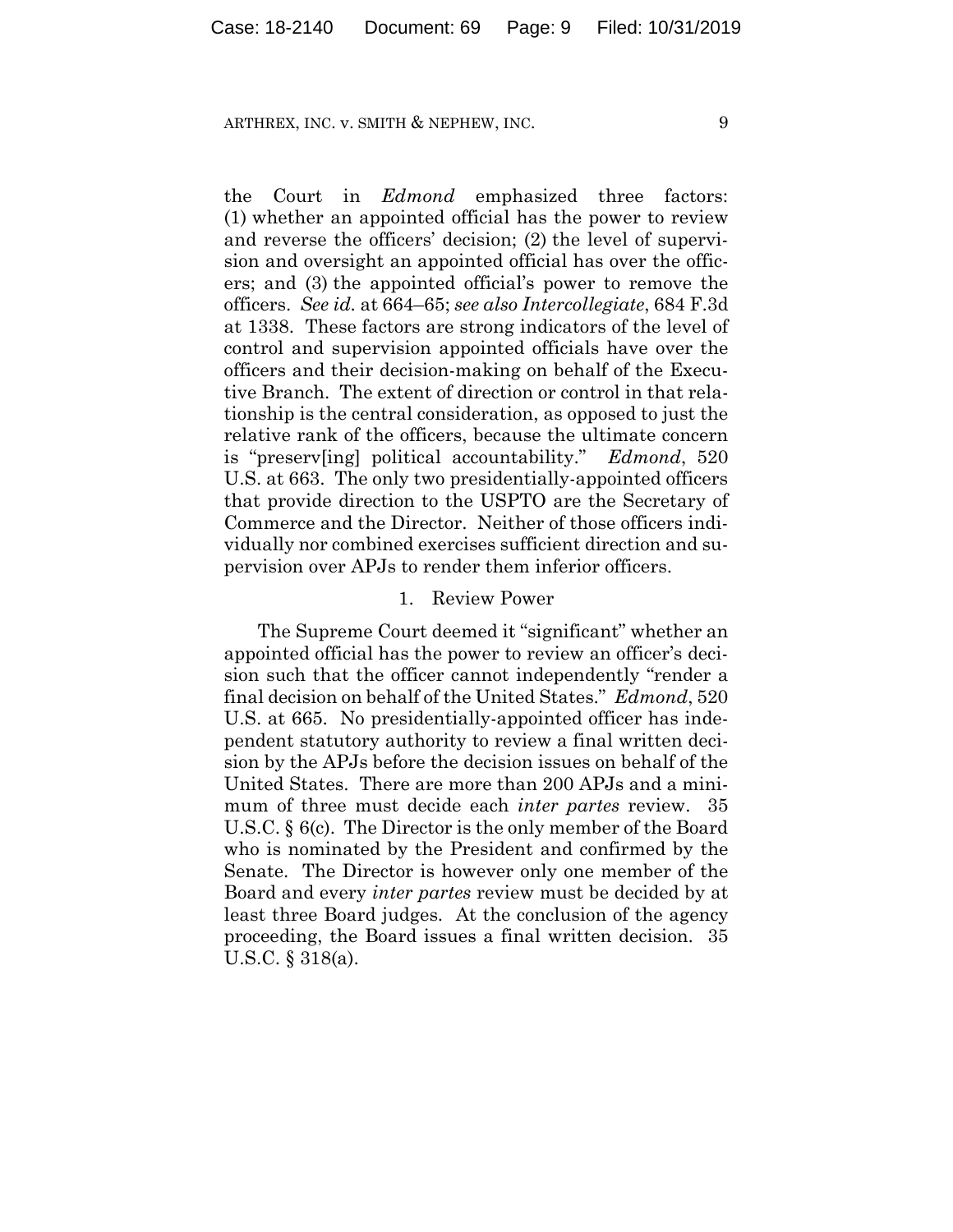the Court in *Edmond* emphasized three factors: (1) whether an appointed official has the power to review and reverse the officers' decision; (2) the level of supervision and oversight an appointed official has over the officers; and (3) the appointed official's power to remove the officers. *See id.* at 664–65; *see also Intercollegiate*, 684 F.3d at 1338. These factors are strong indicators of the level of control and supervision appointed officials have over the officers and their decision-making on behalf of the Executive Branch. The extent of direction or control in that relationship is the central consideration, as opposed to just the relative rank of the officers, because the ultimate concern is "preserv[ing] political accountability." *Edmond*, 520 U.S. at 663. The only two presidentially-appointed officers that provide direction to the USPTO are the Secretary of Commerce and the Director. Neither of those officers individually nor combined exercises sufficient direction and supervision over APJs to render them inferior officers.

### 1. Review Power

The Supreme Court deemed it "significant" whether an appointed official has the power to review an officer's decision such that the officer cannot independently "render a final decision on behalf of the United States." *Edmond*, 520 U.S. at 665. No presidentially-appointed officer has independent statutory authority to review a final written decision by the APJs before the decision issues on behalf of the United States. There are more than 200 APJs and a minimum of three must decide each *inter partes* review. 35 U.S.C. § 6(c). The Director is the only member of the Board who is nominated by the President and confirmed by the Senate. The Director is however only one member of the Board and every *inter partes* review must be decided by at least three Board judges. At the conclusion of the agency proceeding, the Board issues a final written decision. 35 U.S.C. § 318(a).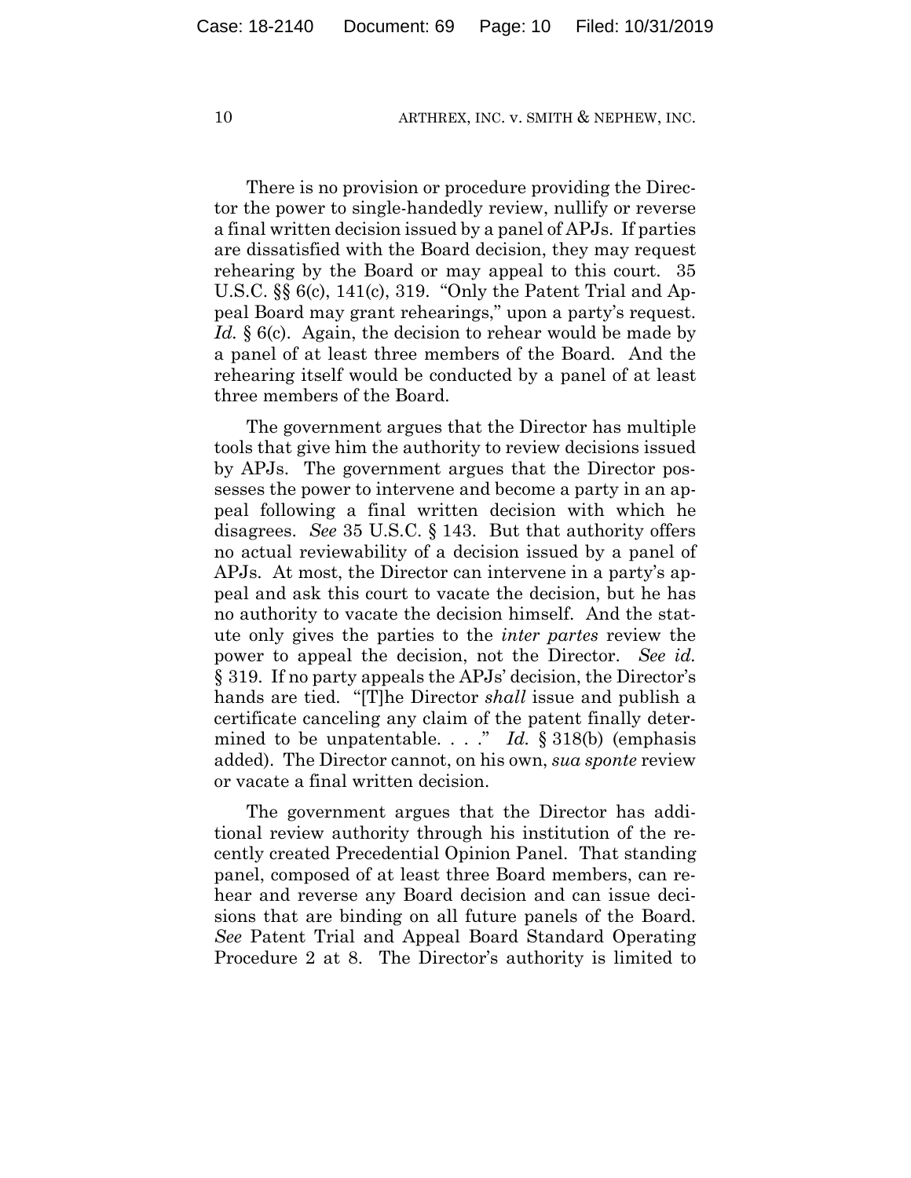There is no provision or procedure providing the Director the power to single-handedly review, nullify or reverse a final written decision issued by a panel of APJs. If parties are dissatisfied with the Board decision, they may request rehearing by the Board or may appeal to this court. 35 U.S.C. §§ 6(c), 141(c), 319. "Only the Patent Trial and Appeal Board may grant rehearings," upon a party's request. *Id.* § 6(c). Again, the decision to rehear would be made by a panel of at least three members of the Board. And the rehearing itself would be conducted by a panel of at least three members of the Board.

The government argues that the Director has multiple tools that give him the authority to review decisions issued by APJs. The government argues that the Director possesses the power to intervene and become a party in an appeal following a final written decision with which he disagrees. *See* 35 U.S.C. § 143. But that authority offers no actual reviewability of a decision issued by a panel of APJs. At most, the Director can intervene in a party's appeal and ask this court to vacate the decision, but he has no authority to vacate the decision himself. And the statute only gives the parties to the *inter partes* review the power to appeal the decision, not the Director. *See id.* § 319. If no party appeals the APJs' decision, the Director's hands are tied. "[T]he Director *shall* issue and publish a certificate canceling any claim of the patent finally determined to be unpatentable. . . ." *Id.* § 318(b) (emphasis added). The Director cannot, on his own, *sua sponte* review or vacate a final written decision.

The government argues that the Director has additional review authority through his institution of the recently created Precedential Opinion Panel. That standing panel, composed of at least three Board members, can rehear and reverse any Board decision and can issue decisions that are binding on all future panels of the Board. *See* Patent Trial and Appeal Board Standard Operating Procedure 2 at 8. The Director's authority is limited to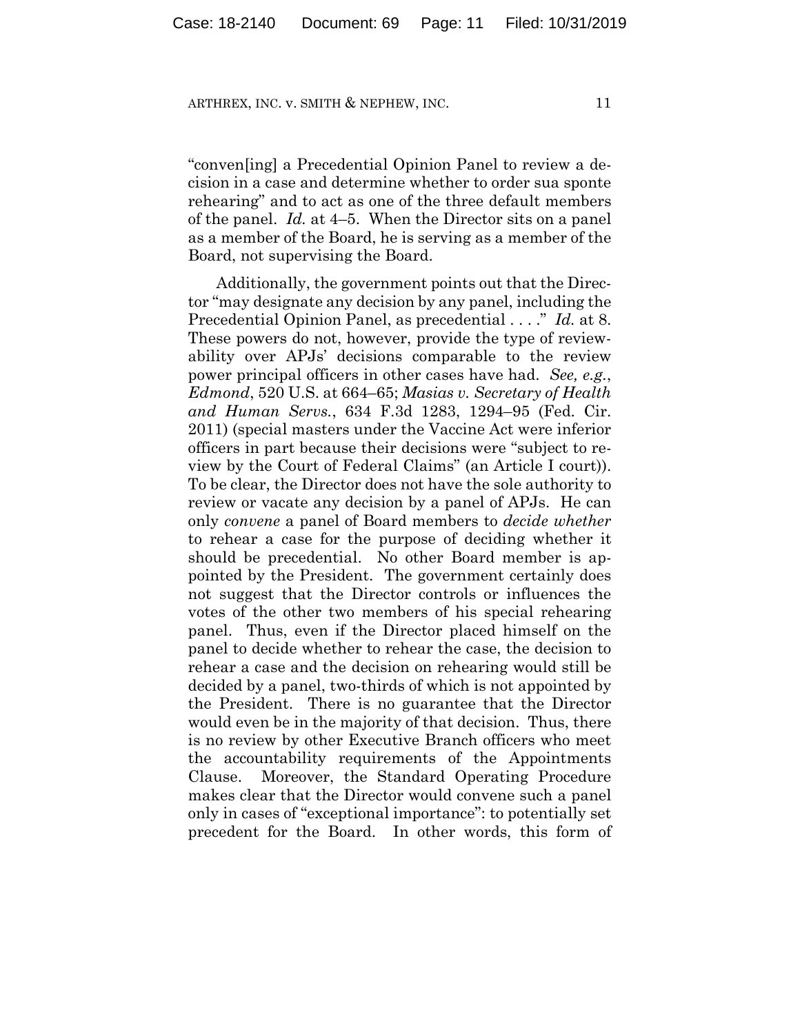"conven[ing] a Precedential Opinion Panel to review a decision in a case and determine whether to order sua sponte rehearing" and to act as one of the three default members of the panel. *Id.* at 4–5. When the Director sits on a panel as a member of the Board, he is serving as a member of the Board, not supervising the Board.

Additionally, the government points out that the Director "may designate any decision by any panel, including the Precedential Opinion Panel, as precedential . . . ." *Id.* at 8. These powers do not, however, provide the type of reviewability over APJs' decisions comparable to the review power principal officers in other cases have had. *See, e.g.*, *Edmond*, 520 U.S. at 664–65; *Masias v. Secretary of Health and Human Servs.*, 634 F.3d 1283, 1294–95 (Fed. Cir. 2011) (special masters under the Vaccine Act were inferior officers in part because their decisions were "subject to review by the Court of Federal Claims" (an Article I court)). To be clear, the Director does not have the sole authority to review or vacate any decision by a panel of APJs. He can only *convene* a panel of Board members to *decide whether* to rehear a case for the purpose of deciding whether it should be precedential. No other Board member is appointed by the President. The government certainly does not suggest that the Director controls or influences the votes of the other two members of his special rehearing panel. Thus, even if the Director placed himself on the panel to decide whether to rehear the case, the decision to rehear a case and the decision on rehearing would still be decided by a panel, two-thirds of which is not appointed by the President. There is no guarantee that the Director would even be in the majority of that decision. Thus, there is no review by other Executive Branch officers who meet the accountability requirements of the Appointments Clause. Moreover, the Standard Operating Procedure makes clear that the Director would convene such a panel only in cases of "exceptional importance": to potentially set precedent for the Board. In other words, this form of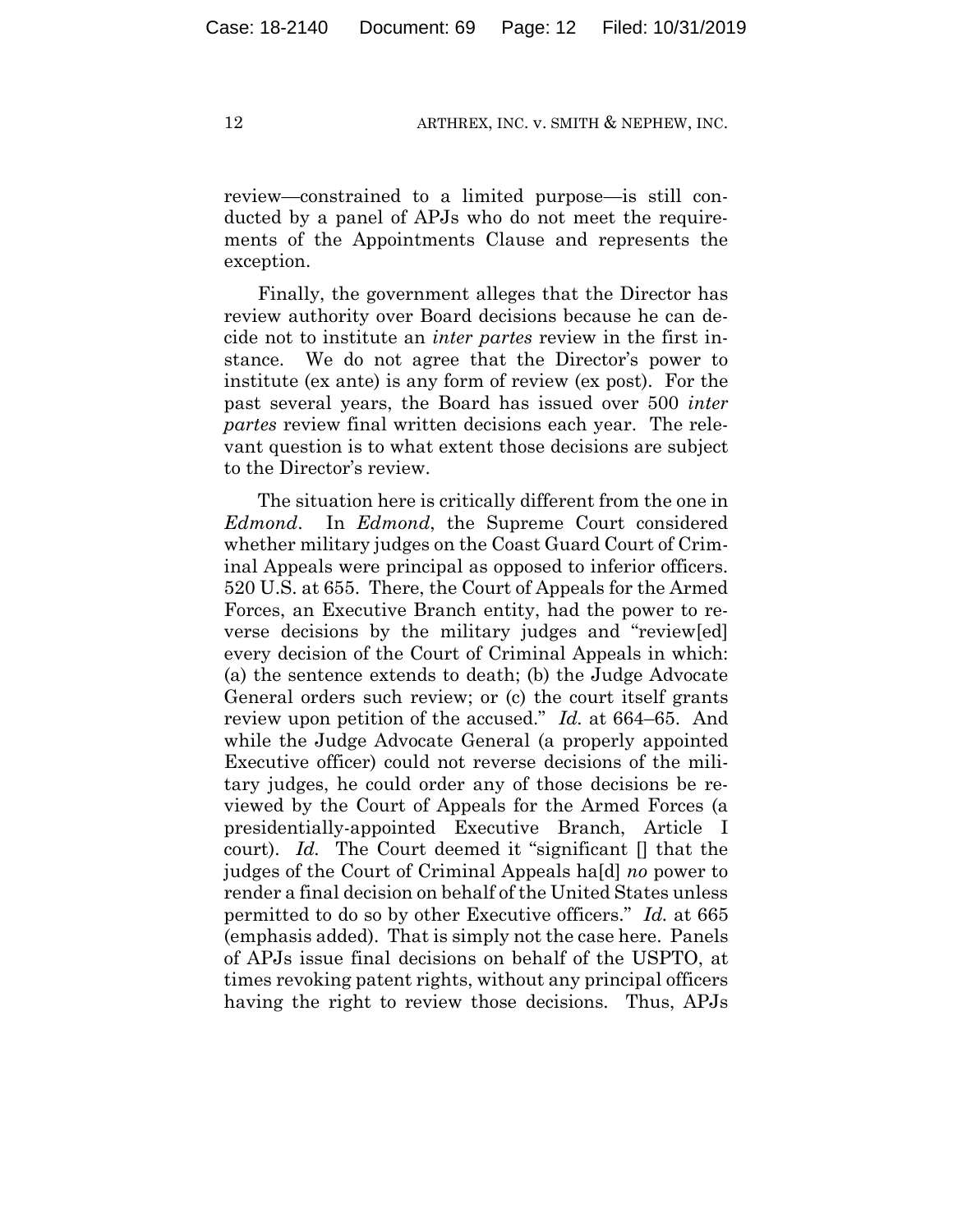review—constrained to a limited purpose—is still conducted by a panel of APJs who do not meet the requirements of the Appointments Clause and represents the exception.

Finally, the government alleges that the Director has review authority over Board decisions because he can decide not to institute an *inter partes* review in the first instance. We do not agree that the Director's power to institute (ex ante) is any form of review (ex post). For the past several years, the Board has issued over 500 *inter partes* review final written decisions each year. The relevant question is to what extent those decisions are subject to the Director's review.

The situation here is critically different from the one in *Edmond*. In *Edmond*, the Supreme Court considered whether military judges on the Coast Guard Court of Criminal Appeals were principal as opposed to inferior officers. 520 U.S. at 655. There, the Court of Appeals for the Armed Forces, an Executive Branch entity, had the power to reverse decisions by the military judges and "review[ed] every decision of the Court of Criminal Appeals in which: (a) the sentence extends to death; (b) the Judge Advocate General orders such review; or (c) the court itself grants review upon petition of the accused." *Id.* at 664–65. And while the Judge Advocate General (a properly appointed Executive officer) could not reverse decisions of the military judges, he could order any of those decisions be reviewed by the Court of Appeals for the Armed Forces (a presidentially-appointed Executive Branch, Article I court). *Id.* The Court deemed it "significant [] that the judges of the Court of Criminal Appeals ha[d] *no* power to render a final decision on behalf of the United States unless permitted to do so by other Executive officers." *Id.* at 665 (emphasis added). That is simply not the case here. Panels of APJs issue final decisions on behalf of the USPTO, at times revoking patent rights, without any principal officers having the right to review those decisions. Thus, APJs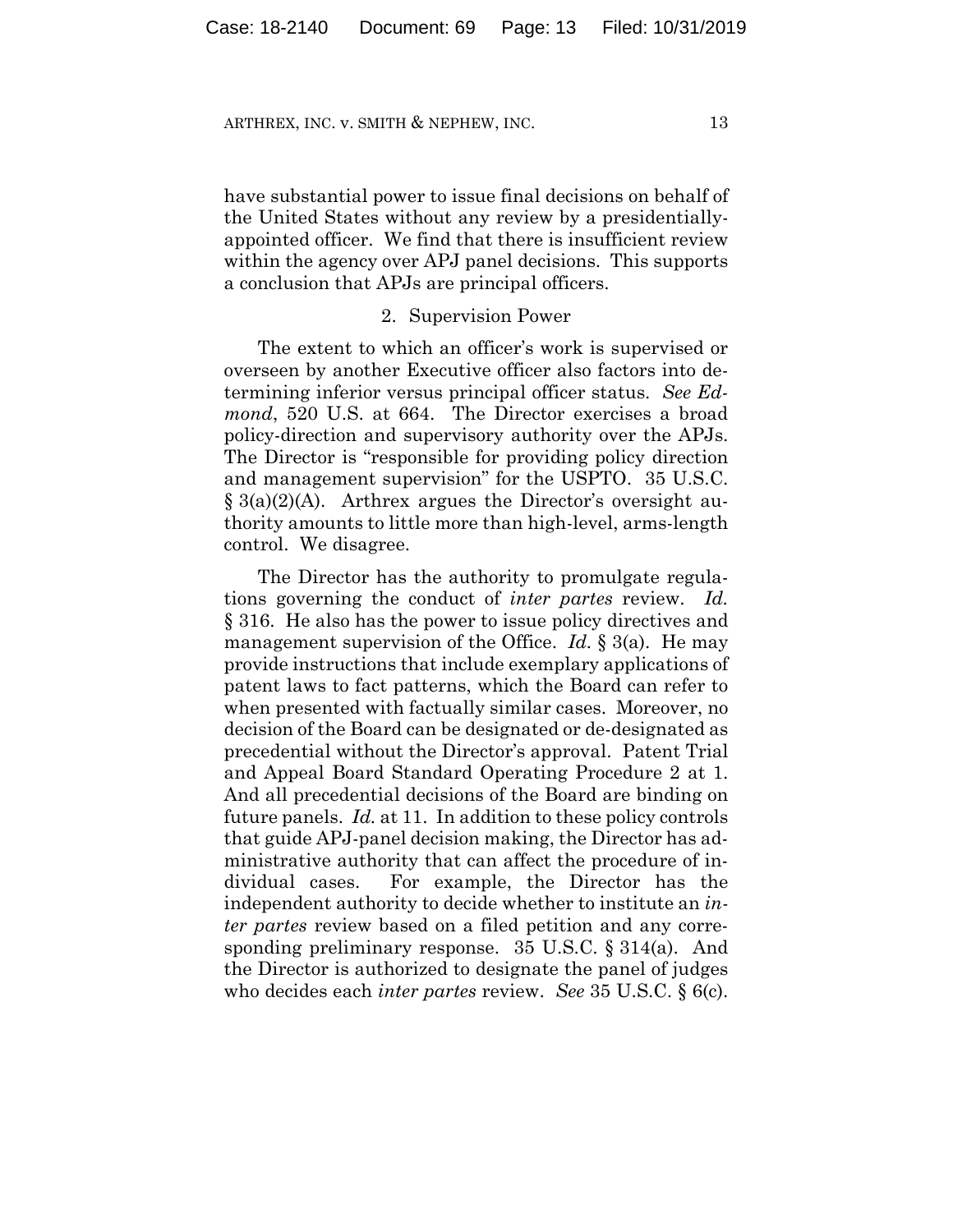have substantial power to issue final decisions on behalf of the United States without any review by a presidentially-appointed officer. We find that there is insufficient review within the agency over APJ panel decisions. This supports a conclusion that APJs are principal officers.

### 2. Supervision Power

The extent to which an officer's work is supervised or overseen by another Executive officer also factors into determining inferior versus principal officer status. *See Edmond*, 520 U.S. at 664. The Director exercises a broad policy-direction and supervisory authority over the APJs. The Director is "responsible for providing policy direction and management supervision" for the USPTO. 35 U.S.C. § 3(a)(2)(A). Arthrex argues the Director's oversight authority amounts to little more than high-level, arms-length control. We disagree.

The Director has the authority to promulgate regulations governing the conduct of *inter partes* review. *Id.* § 316. He also has the power to issue policy directives and management supervision of the Office. *Id.* § 3(a). He may provide instructions that include exemplary applications of patent laws to fact patterns, which the Board can refer to when presented with factually similar cases. Moreover, no decision of the Board can be designated or de-designated as precedential without the Director's approval. Patent Trial and Appeal Board Standard Operating Procedure 2 at 1. And all precedential decisions of the Board are binding on future panels. *Id.* at 11. In addition to these policy controls that guide APJ-panel decision making, the Director has administrative authority that can affect the procedure of individual cases. For example, the Director has the independent authority to decide whether to institute an *inter partes* review based on a filed petition and any corresponding preliminary response. 35 U.S.C. § 314(a). And the Director is authorized to designate the panel of judges who decides each *inter partes* review. *See* 35 U.S.C. § 6(c).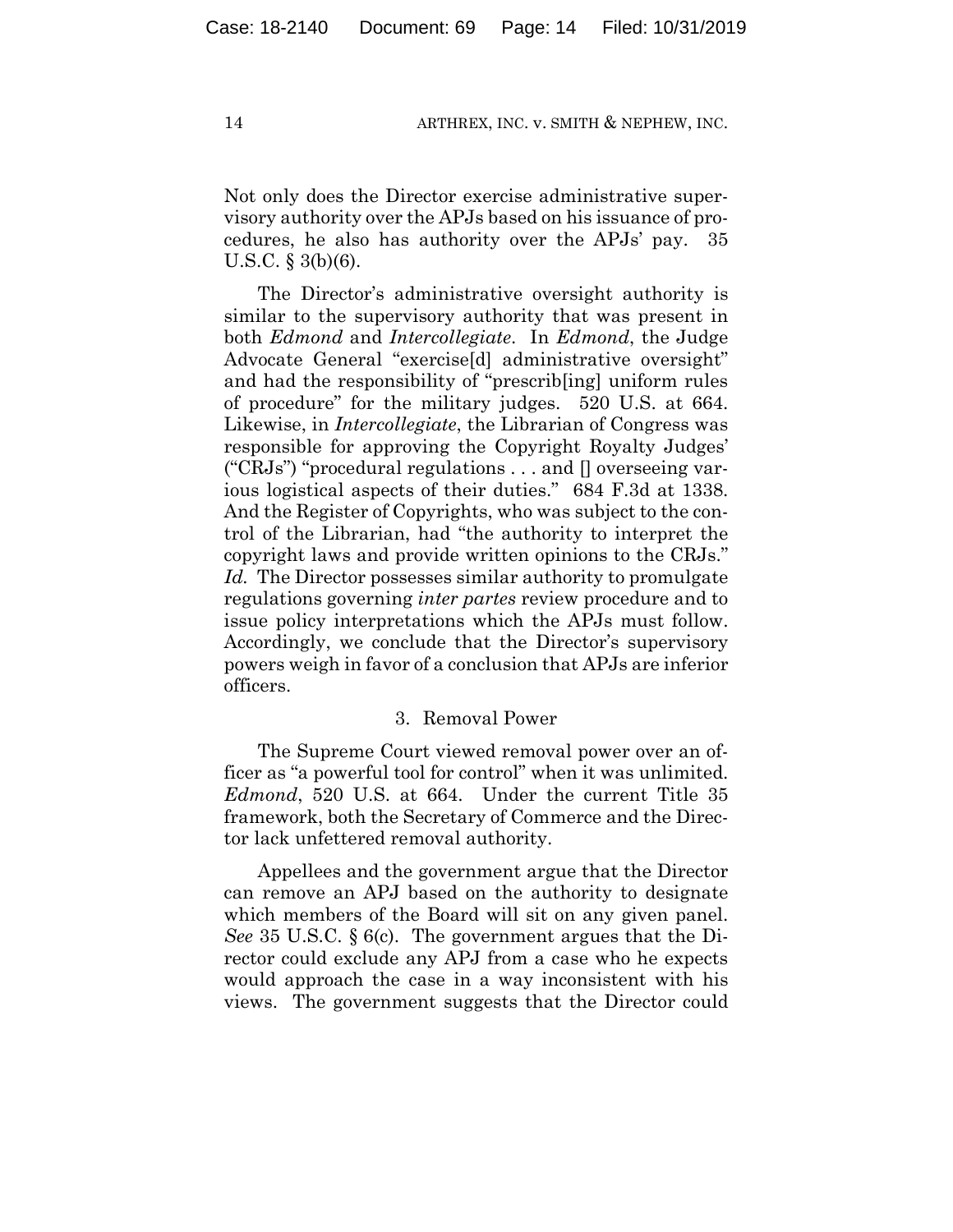Not only does the Director exercise administrative supervisory authority over the APJs based on his issuance of procedures, he also has authority over the APJs' pay. 35 U.S.C. § 3(b)(6).

The Director's administrative oversight authority is similar to the supervisory authority that was present in both *Edmond* and *Intercollegiate*. In *Edmond*, the Judge Advocate General "exercise[d] administrative oversight" and had the responsibility of "prescrib[ing] uniform rules of procedure" for the military judges. 520 U.S. at 664. Likewise, in *Intercollegiate*, the Librarian of Congress was responsible for approving the Copyright Royalty Judges' ("CRJs") "procedural regulations . . . and [] overseeing various logistical aspects of their duties." 684 F.3d at 1338. And the Register of Copyrights, who was subject to the control of the Librarian, had "the authority to interpret the copyright laws and provide written opinions to the CRJs." *Id.* The Director possesses similar authority to promulgate regulations governing *inter partes* review procedure and to issue policy interpretations which the APJs must follow. Accordingly, we conclude that the Director's supervisory powers weigh in favor of a conclusion that APJs are inferior officers.

### 3. Removal Power

The Supreme Court viewed removal power over an officer as "a powerful tool for control" when it was unlimited. *Edmond*, 520 U.S. at 664. Under the current Title 35 framework, both the Secretary of Commerce and the Director lack unfettered removal authority.

Appellees and the government argue that the Director can remove an APJ based on the authority to designate which members of the Board will sit on any given panel. *See* 35 U.S.C. § 6(c). The government argues that the Director could exclude any APJ from a case who he expects would approach the case in a way inconsistent with his views. The government suggests that the Director could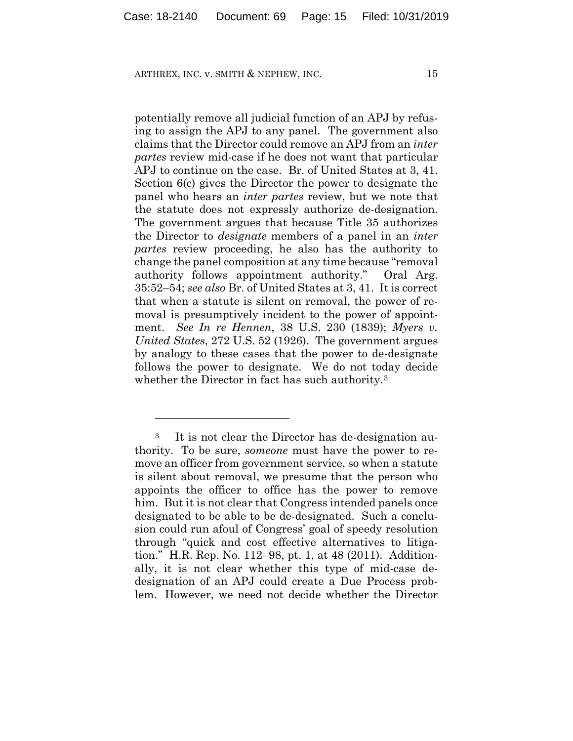potentially remove all judicial function of an APJ by refusing to assign the APJ to any panel. The government also claims that the Director could remove an APJ from an *inter partes* review mid-case if he does not want that particular APJ to continue on the case. Br. of United States at 3, 41. Section 6(c) gives the Director the power to designate the panel who hears an *inter partes* review, but we note that the statute does not expressly authorize de-designation. The government argues that because Title 35 authorizes the Director to *designate* members of a panel in an *inter partes* review proceeding, he also has the authority to change the panel composition at any time because "removal authority follows appointment authority." Oral Arg. 35:52–54; *see also* Br. of United States at 3, 41. It is correct that when a statute is silent on removal, the power of removal is presumptively incident to the power of appointment. *See In re Hennen*, 38 U.S. 230 (1839); *Myers v. United States*, 272 U.S. 52 (1926). The government argues by analogy to these cases that the power to de-designate follows the power to designate. We do not today decide whether the Director in fact has such authority.[3]

---

[3] It is not clear the Director has de-designation authority. To be sure, *someone* must have the power to remove an officer from government service, so when a statute is silent about removal, we presume that the person who appoints the officer to office has the power to remove him. But it is not clear that Congress intended panels once designated to be able to be de-designated. Such a conclusion could run afoul of Congress' goal of speedy resolution through "quick and cost effective alternatives to litigation." H.R. Rep. No. 112–98, pt. 1, at 48 (2011). Additionally, it is not clear whether this type of mid-case de-designation of an APJ could create a Due Process problem. However, we need not decide whether the Director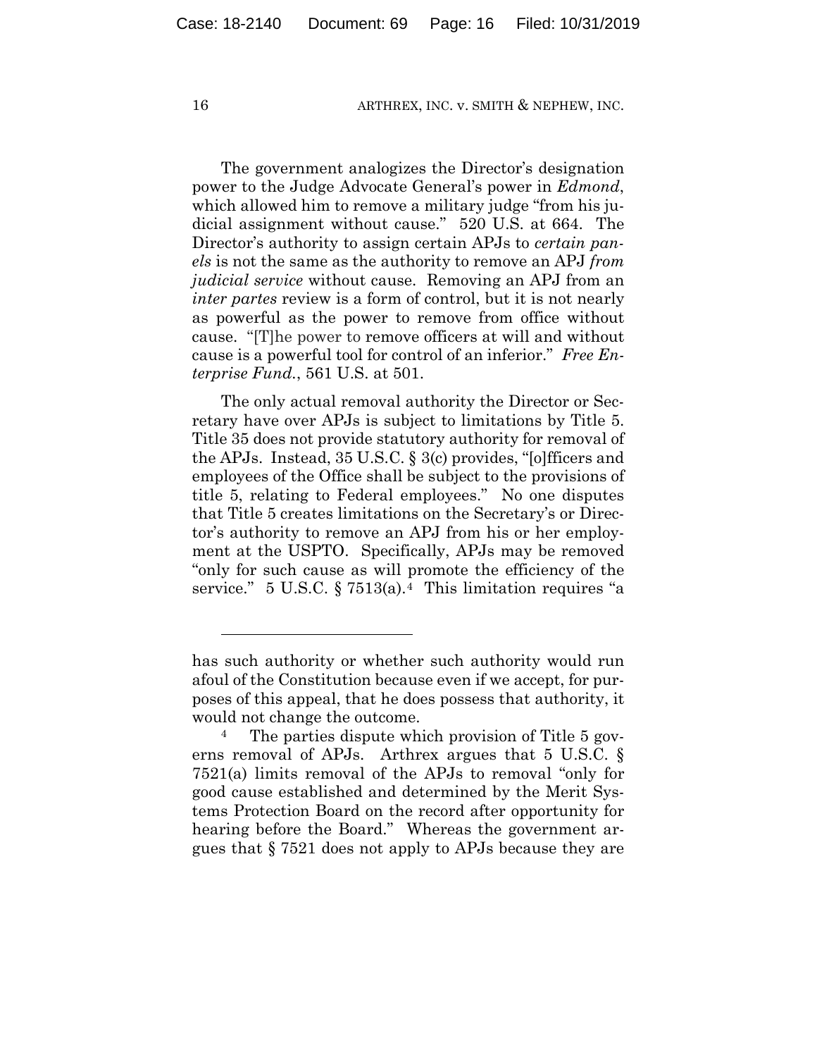The government analogizes the Director's designation power to the Judge Advocate General's power in *Edmond*, which allowed him to remove a military judge "from his judicial assignment without cause." 520 U.S. at 664. The Director's authority to assign certain APJs to *certain panels* is not the same as the authority to remove an APJ *from judicial service* without cause. Removing an APJ from an *inter partes* review is a form of control, but it is not nearly as powerful as the power to remove from office without cause. "[T]he power to remove officers at will and without cause is a powerful tool for control of an inferior." *Free Enterprise Fund.*, 561 U.S. at 501.

The only actual removal authority the Director or Secretary have over APJs is subject to limitations by Title 5. Title 35 does not provide statutory authority for removal of the APJs. Instead, 35 U.S.C. § 3(c) provides, "[o]fficers and employees of the Office shall be subject to the provisions of title 5, relating to Federal employees." No one disputes that Title 5 creates limitations on the Secretary's or Director's authority to remove an APJ from his or her employment at the USPTO. Specifically, APJs may be removed "only for such cause as will promote the efficiency of the service." 5 U.S.C. § 7513(a).[4] This limitation requires "a

---

has such authority or whether such authority would run afoul of the Constitution because even if we accept, for purposes of this appeal, that he does possess that authority, it would not change the outcome.

[4] The parties dispute which provision of Title 5 governs removal of APJs. Arthrex argues that 5 U.S.C. § 7521(a) limits removal of the APJs to removal "only for good cause established and determined by the Merit Systems Protection Board on the record after opportunity for hearing before the Board." Whereas the government argues that § 7521 does not apply to APJs because they are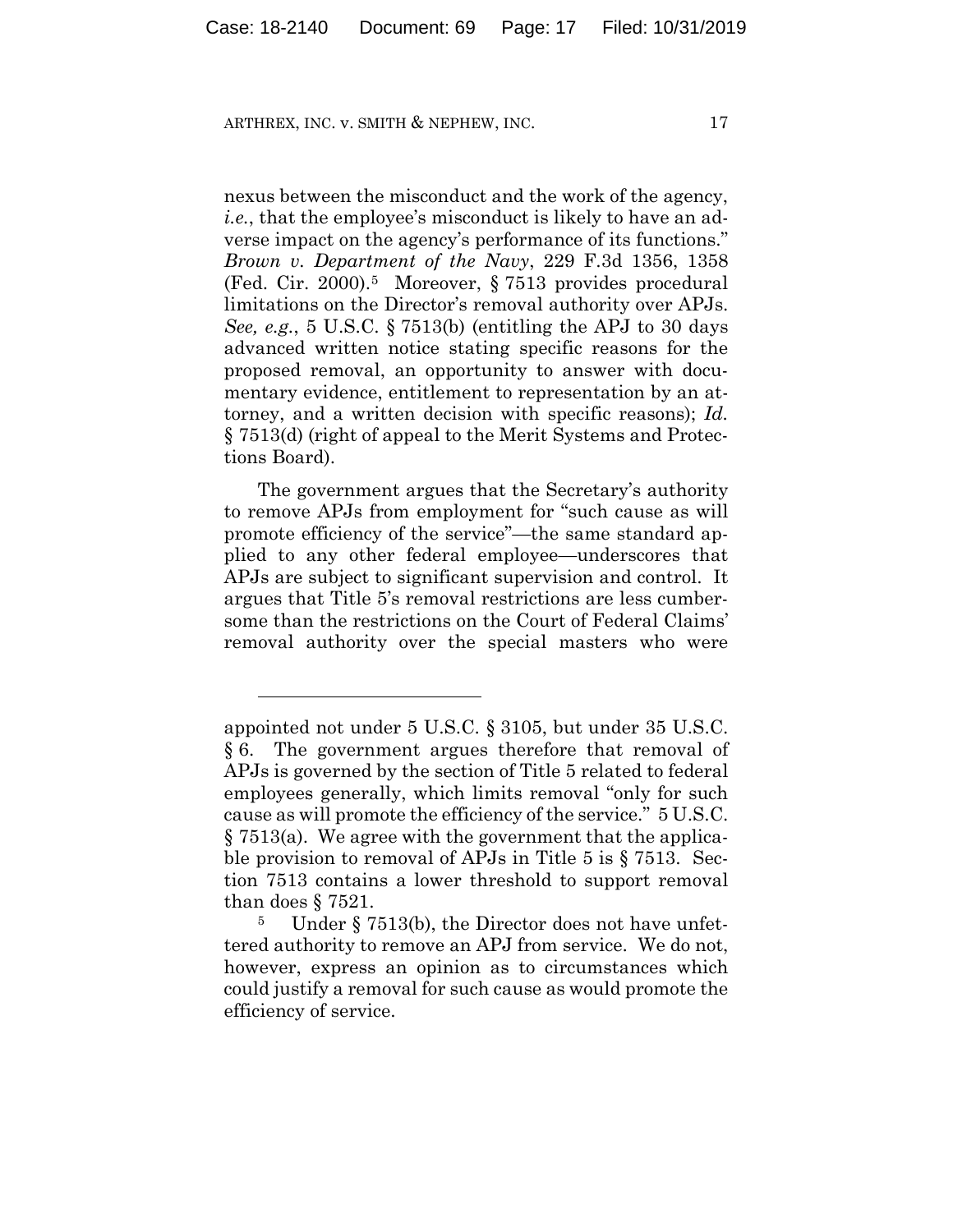nexus between the misconduct and the work of the agency, *i.e.*, that the employee's misconduct is likely to have an adverse impact on the agency's performance of its functions." *Brown v. Department of the Navy*, 229 F.3d 1356, 1358 (Fed. Cir. 2000).[5] Moreover, § 7513 provides procedural limitations on the Director's removal authority over APJs. *See, e.g.*, 5 U.S.C. § 7513(b) (entitling the APJ to 30 days advanced written notice stating specific reasons for the proposed removal, an opportunity to answer with documentary evidence, entitlement to representation by an attorney, and a written decision with specific reasons); *Id.* § 7513(d) (right of appeal to the Merit Systems and Protections Board).

The government argues that the Secretary's authority to remove APJs from employment for "such cause as will promote efficiency of the service"—the same standard applied to any other federal employee—underscores that APJs are subject to significant supervision and control. It argues that Title 5's removal restrictions are less cumbersome than the restrictions on the Court of Federal Claims' removal authority over the special masters who were

---

appointed not under 5 U.S.C. § 3105, but under 35 U.S.C. § 6. The government argues therefore that removal of APJs is governed by the section of Title 5 related to federal employees generally, which limits removal "only for such cause as will promote the efficiency of the service." 5 U.S.C. § 7513(a). We agree with the government that the applicable provision to removal of APJs in Title 5 is § 7513. Section 7513 contains a lower threshold to support removal than does § 7521.

[5] Under § 7513(b), the Director does not have unfettered authority to remove an APJ from service. We do not, however, express an opinion as to circumstances which could justify a removal for such cause as would promote the efficiency of service.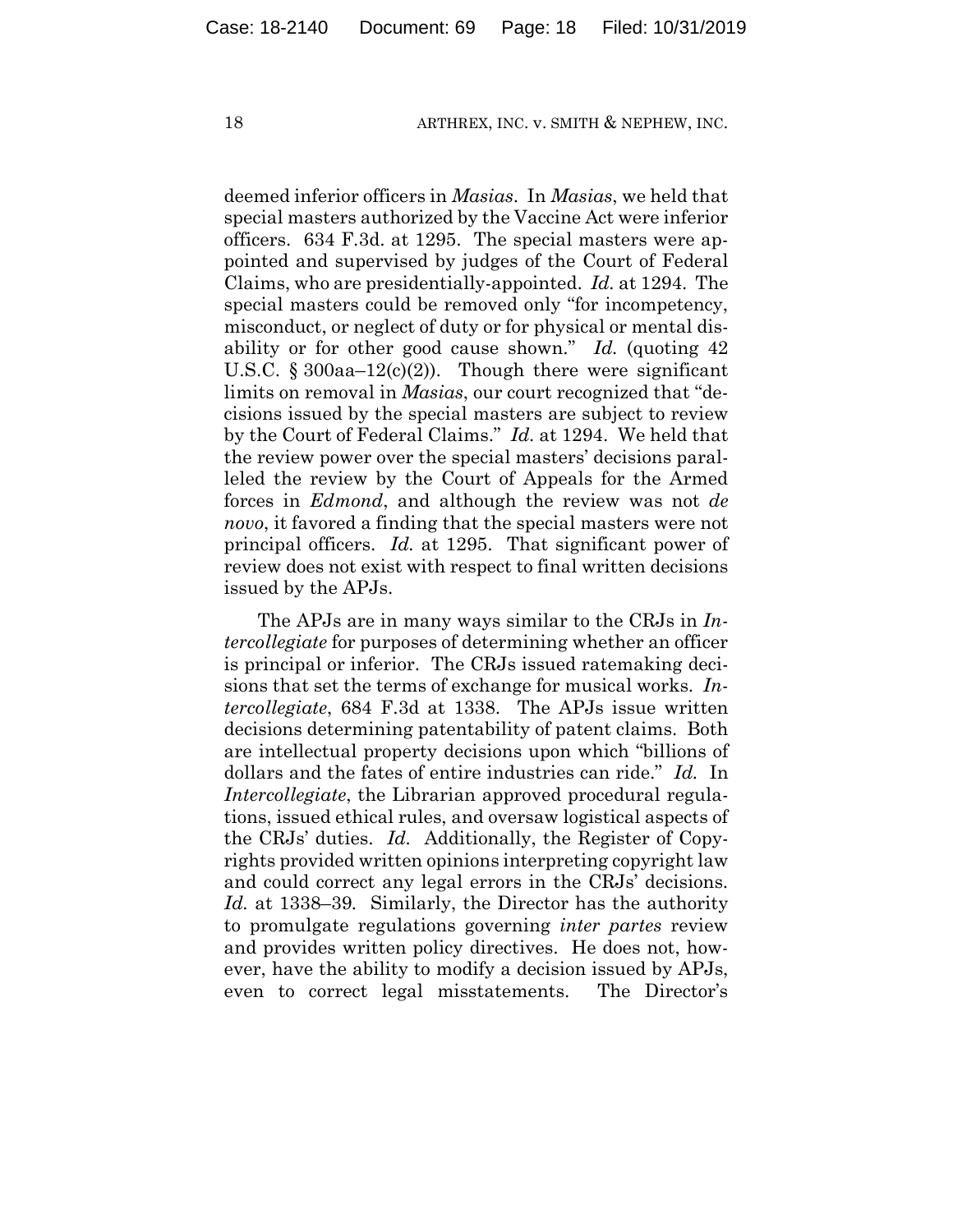deemed inferior officers in *Masias*. In *Masias*, we held that special masters authorized by the Vaccine Act were inferior officers. 634 F.3d. at 1295. The special masters were appointed and supervised by judges of the Court of Federal Claims, who are presidentially-appointed. *Id.* at 1294. The special masters could be removed only "for incompetency, misconduct, or neglect of duty or for physical or mental disability or for other good cause shown." *Id.* (quoting 42 U.S.C. § 300aa–12(c)(2)). Though there were significant limits on removal in *Masias*, our court recognized that "decisions issued by the special masters are subject to review by the Court of Federal Claims." *Id.* at 1294. We held that the review power over the special masters' decisions paralleled the review by the Court of Appeals for the Armed forces in *Edmond*, and although the review was not *de novo*, it favored a finding that the special masters were not principal officers. *Id.* at 1295. That significant power of review does not exist with respect to final written decisions issued by the APJs.

The APJs are in many ways similar to the CRJs in *Intercollegiate* for purposes of determining whether an officer is principal or inferior. The CRJs issued ratemaking decisions that set the terms of exchange for musical works. *Intercollegiate*, 684 F.3d at 1338. The APJs issue written decisions determining patentability of patent claims. Both are intellectual property decisions upon which "billions of dollars and the fates of entire industries can ride." *Id.* In *Intercollegiate*, the Librarian approved procedural regulations, issued ethical rules, and oversaw logistical aspects of the CRJs' duties. *Id.* Additionally, the Register of Copyrights provided written opinions interpreting copyright law and could correct any legal errors in the CRJs' decisions. *Id.* at 1338–39. Similarly, the Director has the authority to promulgate regulations governing *inter partes* review and provides written policy directives. He does not, however, have the ability to modify a decision issued by APJs, even to correct legal misstatements. The Director's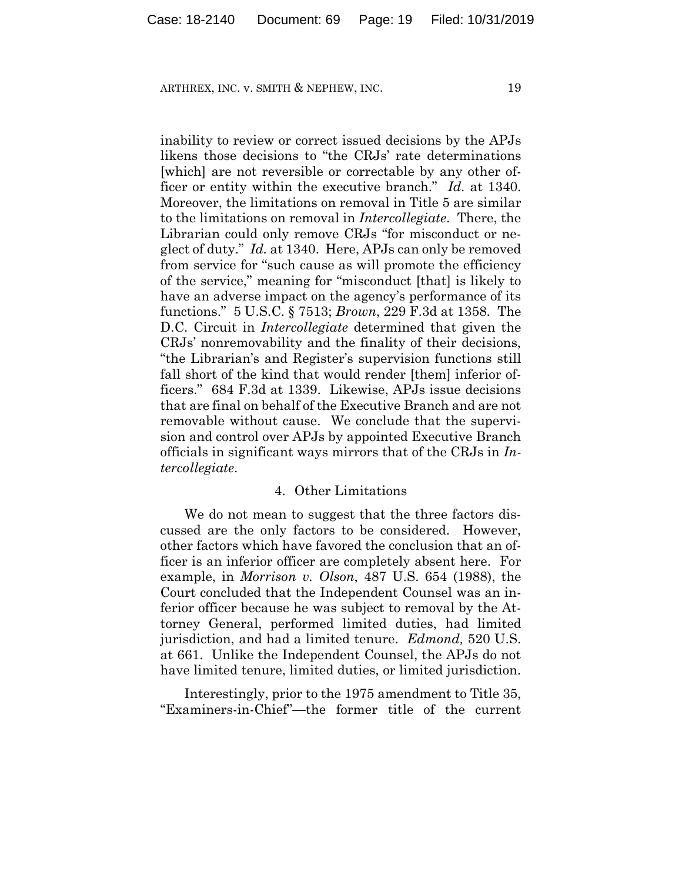inability to review or correct issued decisions by the APJs likens those decisions to "the CRJs' rate determinations [which] are not reversible or correctable by any other officer or entity within the executive branch." *Id.* at 1340. Moreover, the limitations on removal in Title 5 are similar to the limitations on removal in *Intercollegiate*. There, the Librarian could only remove CRJs "for misconduct or neglect of duty." *Id.* at 1340. Here, APJs can only be removed from service for "such cause as will promote the efficiency of the service," meaning for "misconduct [that] is likely to have an adverse impact on the agency's performance of its functions." 5 U.S.C. § 7513; *Brown*, 229 F.3d at 1358. The D.C. Circuit in *Intercollegiate* determined that given the CRJs' nonremovability and the finality of their decisions, "the Librarian's and Register's supervision functions still fall short of the kind that would render [them] inferior officers." 684 F.3d at 1339. Likewise, APJs issue decisions that are final on behalf of the Executive Branch and are not removable without cause. We conclude that the supervision and control over APJs by appointed Executive Branch officials in significant ways mirrors that of the CRJs in *Intercollegiate*.

#### 4. Other Limitations

We do not mean to suggest that the three factors discussed are the only factors to be considered. However, other factors which have favored the conclusion that an officer is an inferior officer are completely absent here. For example, in *Morrison v. Olson*, 487 U.S. 654 (1988), the Court concluded that the Independent Counsel was an inferior officer because he was subject to removal by the Attorney General, performed limited duties, had limited jurisdiction, and had a limited tenure. *Edmond,* 520 U.S. at 661. Unlike the Independent Counsel, the APJs do not have limited tenure, limited duties, or limited jurisdiction.

Interestingly, prior to the 1975 amendment to Title 35, "Examiners-in-Chief"—the former title of the current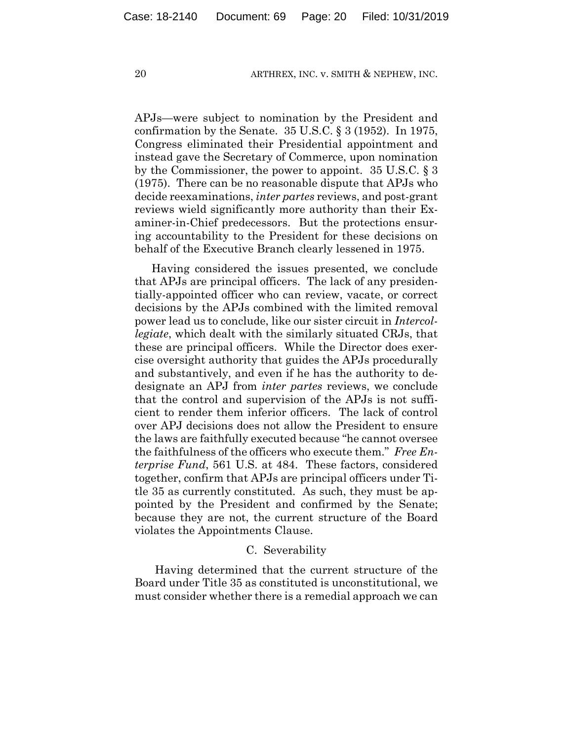APJs—were subject to nomination by the President and confirmation by the Senate. 35 U.S.C. § 3 (1952). In 1975, Congress eliminated their Presidential appointment and instead gave the Secretary of Commerce, upon nomination by the Commissioner, the power to appoint. 35 U.S.C. § 3 (1975). There can be no reasonable dispute that APJs who decide reexaminations, *inter partes* reviews, and post-grant reviews wield significantly more authority than their Examiner-in-Chief predecessors. But the protections ensuring accountability to the President for these decisions on behalf of the Executive Branch clearly lessened in 1975.

Having considered the issues presented, we conclude that APJs are principal officers. The lack of any presidentially-appointed officer who can review, vacate, or correct decisions by the APJs combined with the limited removal power lead us to conclude, like our sister circuit in *Intercollegiate*, which dealt with the similarly situated CRJs, that these are principal officers. While the Director does exercise oversight authority that guides the APJs procedurally and substantively, and even if he has the authority to dedesignate an APJ from *inter partes* reviews, we conclude that the control and supervision of the APJs is not sufficient to render them inferior officers. The lack of control over APJ decisions does not allow the President to ensure the laws are faithfully executed because "he cannot oversee the faithfulness of the officers who execute them." *Free Enterprise Fund*, 561 U.S. at 484. These factors, considered together, confirm that APJs are principal officers under Title 35 as currently constituted. As such, they must be appointed by the President and confirmed by the Senate; because they are not, the current structure of the Board violates the Appointments Clause.

### C. Severability

Having determined that the current structure of the Board under Title 35 as constituted is unconstitutional, we must consider whether there is a remedial approach we can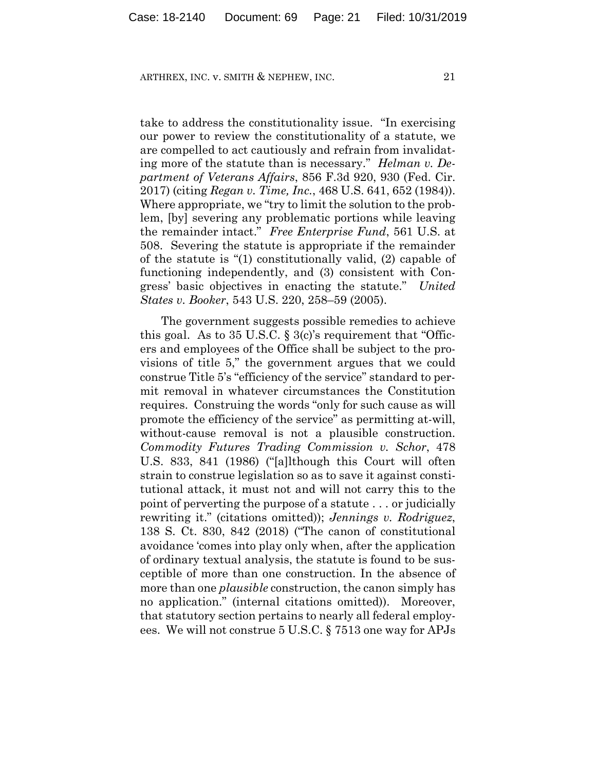take to address the constitutionality issue. "In exercising our power to review the constitutionality of a statute, we are compelled to act cautiously and refrain from invalidating more of the statute than is necessary." *Helman v. Department of Veterans Affairs*, 856 F.3d 920, 930 (Fed. Cir. 2017) (citing *Regan v. Time, Inc.*, 468 U.S. 641, 652 (1984)). Where appropriate, we "try to limit the solution to the problem, [by] severing any problematic portions while leaving the remainder intact." *Free Enterprise Fund*, 561 U.S. at 508. Severing the statute is appropriate if the remainder of the statute is "(1) constitutionally valid, (2) capable of functioning independently, and (3) consistent with Congress' basic objectives in enacting the statute." *United States v. Booker*, 543 U.S. 220, 258–59 (2005).

The government suggests possible remedies to achieve this goal. As to 35 U.S.C. § 3(c)'s requirement that "Officers and employees of the Office shall be subject to the provisions of title 5," the government argues that we could construe Title 5's "efficiency of the service" standard to permit removal in whatever circumstances the Constitution requires. Construing the words "only for such cause as will promote the efficiency of the service" as permitting at-will, without-cause removal is not a plausible construction. *Commodity Futures Trading Commission v. Schor*, 478 U.S. 833, 841 (1986) ("[a]lthough this Court will often strain to construe legislation so as to save it against constitutional attack, it must not and will not carry this to the point of perverting the purpose of a statute . . . or judicially rewriting it." (citations omitted)); *Jennings v. Rodriguez*, 138 S. Ct. 830, 842 (2018) ("The canon of constitutional avoidance 'comes into play only when, after the application of ordinary textual analysis, the statute is found to be susceptible of more than one construction. In the absence of more than one *plausible* construction, the canon simply has no application." (internal citations omitted)). Moreover, that statutory section pertains to nearly all federal employees. We will not construe 5 U.S.C. § 7513 one way for APJs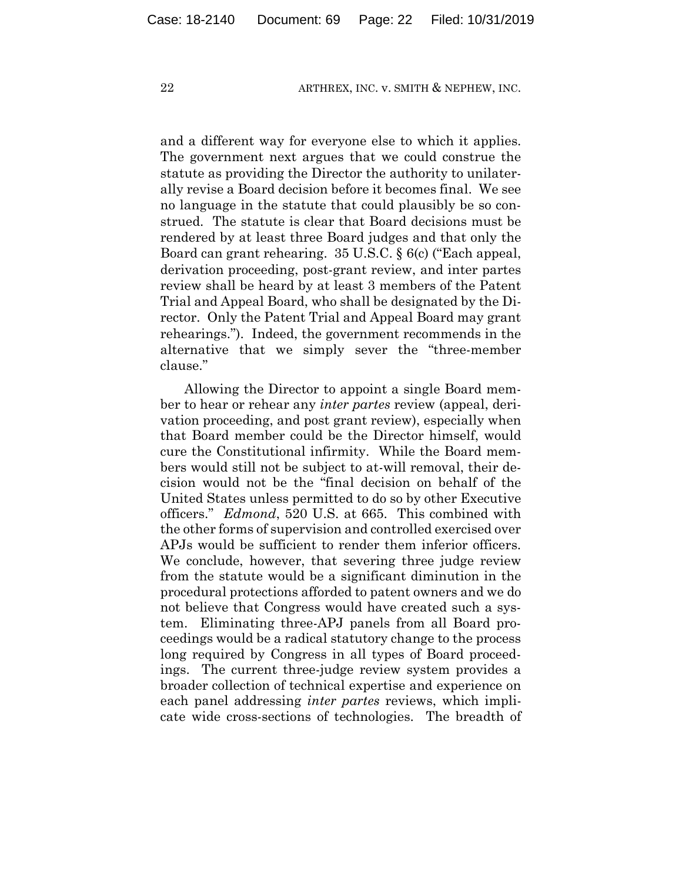and a different way for everyone else to which it applies. The government next argues that we could construe the statute as providing the Director the authority to unilaterally revise a Board decision before it becomes final. We see no language in the statute that could plausibly be so construed. The statute is clear that Board decisions must be rendered by at least three Board judges and that only the Board can grant rehearing. 35 U.S.C. § 6(c) ("Each appeal, derivation proceeding, post-grant review, and inter partes review shall be heard by at least 3 members of the Patent Trial and Appeal Board, who shall be designated by the Director. Only the Patent Trial and Appeal Board may grant rehearings."). Indeed, the government recommends in the alternative that we simply sever the "three-member clause."

Allowing the Director to appoint a single Board member to hear or rehear any *inter partes* review (appeal, derivation proceeding, and post grant review), especially when that Board member could be the Director himself, would cure the Constitutional infirmity. While the Board members would still not be subject to at-will removal, their decision would not be the "final decision on behalf of the United States unless permitted to do so by other Executive officers." *Edmond*, 520 U.S. at 665. This combined with the other forms of supervision and controlled exercised over APJs would be sufficient to render them inferior officers. We conclude, however, that severing three judge review from the statute would be a significant diminution in the procedural protections afforded to patent owners and we do not believe that Congress would have created such a system. Eliminating three-APJ panels from all Board proceedings would be a radical statutory change to the process long required by Congress in all types of Board proceedings. The current three-judge review system provides a broader collection of technical expertise and experience on each panel addressing *inter partes* reviews, which implicate wide cross-sections of technologies. The breadth of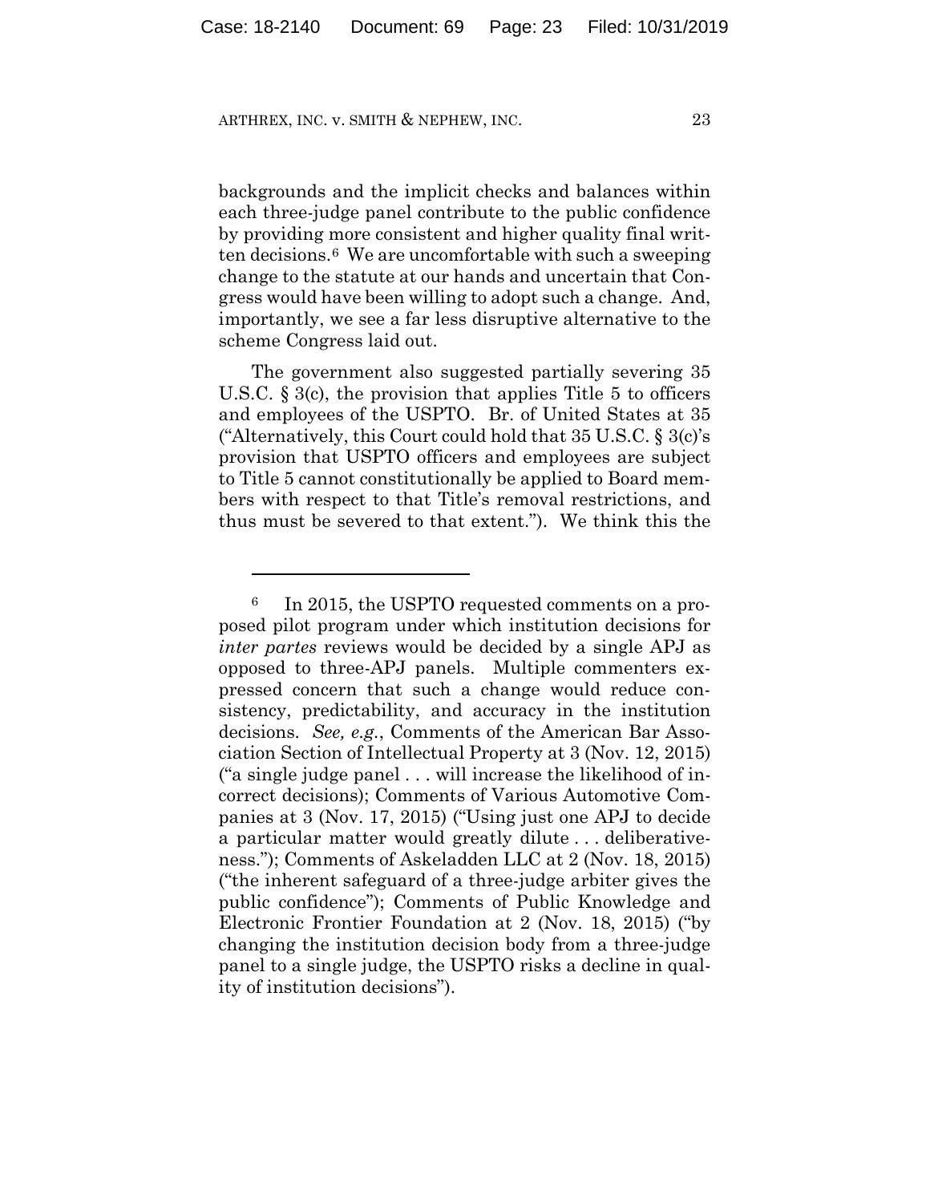backgrounds and the implicit checks and balances within each three-judge panel contribute to the public confidence by providing more consistent and higher quality final written decisions.[6] We are uncomfortable with such a sweeping change to the statute at our hands and uncertain that Congress would have been willing to adopt such a change. And, importantly, we see a far less disruptive alternative to the scheme Congress laid out.

The government also suggested partially severing 35 U.S.C. § 3(c), the provision that applies Title 5 to officers and employees of the USPTO. Br. of United States at 35 ("Alternatively, this Court could hold that 35 U.S.C. § 3(c)'s provision that USPTO officers and employees are subject to Title 5 cannot constitutionally be applied to Board members with respect to that Title's removal restrictions, and thus must be severed to that extent."). We think this the

---

[6] In 2015, the USPTO requested comments on a proposed pilot program under which institution decisions for *inter partes* reviews would be decided by a single APJ as opposed to three-APJ panels. Multiple commenters expressed concern that such a change would reduce consistency, predictability, and accuracy in the institution decisions. *See, e.g.*, Comments of the American Bar Association Section of Intellectual Property at 3 (Nov. 12, 2015) ("a single judge panel . . . will increase the likelihood of incorrect decisions); Comments of Various Automotive Companies at 3 (Nov. 17, 2015) ("Using just one APJ to decide a particular matter would greatly dilute . . . deliberativeness."); Comments of Askeladden LLC at 2 (Nov. 18, 2015) ("the inherent safeguard of a three-judge arbiter gives the public confidence"); Comments of Public Knowledge and Electronic Frontier Foundation at 2 (Nov. 18, 2015) ("by changing the institution decision body from a three-judge panel to a single judge, the USPTO risks a decline in quality of institution decisions").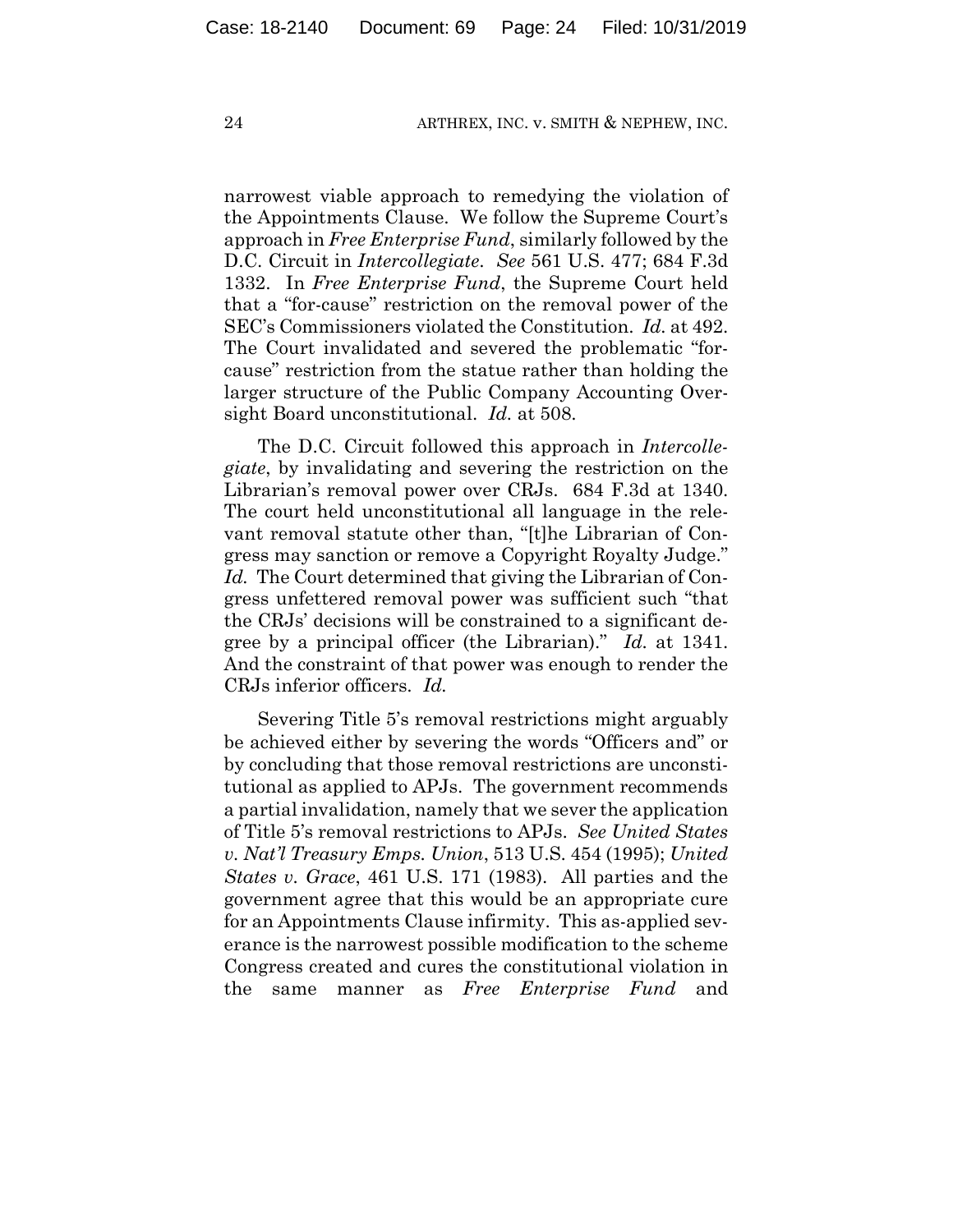narrowest viable approach to remedying the violation of the Appointments Clause. We follow the Supreme Court's approach in *Free Enterprise Fund*, similarly followed by the D.C. Circuit in *Intercollegiate*. *See* 561 U.S. 477; 684 F.3d 1332. In *Free Enterprise Fund*, the Supreme Court held that a "for-cause" restriction on the removal power of the SEC's Commissioners violated the Constitution. *Id.* at 492. The Court invalidated and severed the problematic "for-cause" restriction from the statue rather than holding the larger structure of the Public Company Accounting Oversight Board unconstitutional. *Id.* at 508.

The D.C. Circuit followed this approach in *Intercollegiate*, by invalidating and severing the restriction on the Librarian's removal power over CRJs. 684 F.3d at 1340. The court held unconstitutional all language in the relevant removal statute other than, "[t]he Librarian of Congress may sanction or remove a Copyright Royalty Judge." *Id.* The Court determined that giving the Librarian of Congress unfettered removal power was sufficient such "that the CRJs' decisions will be constrained to a significant degree by a principal officer (the Librarian)." *Id.* at 1341. And the constraint of that power was enough to render the CRJs inferior officers. *Id.*

Severing Title 5's removal restrictions might arguably be achieved either by severing the words "Officers and" or by concluding that those removal restrictions are unconstitutional as applied to APJs. The government recommends a partial invalidation, namely that we sever the application of Title 5's removal restrictions to APJs. *See United States v. Nat'l Treasury Emps. Union*, 513 U.S. 454 (1995); *United States v. Grace*, 461 U.S. 171 (1983). All parties and the government agree that this would be an appropriate cure for an Appointments Clause infirmity. This as-applied severance is the narrowest possible modification to the scheme Congress created and cures the constitutional violation in the same manner as *Free Enterprise Fund* and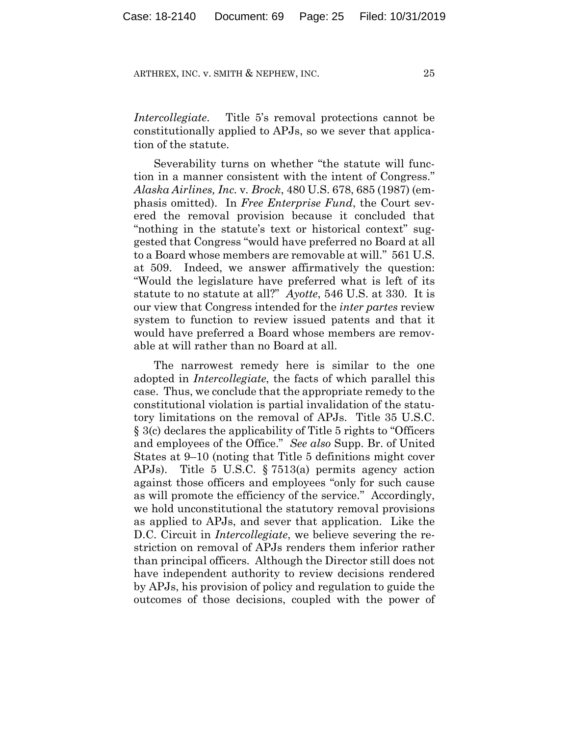*Intercollegiate*. Title 5's removal protections cannot be constitutionally applied to APJs, so we sever that application of the statute.

Severability turns on whether "the statute will function in a manner consistent with the intent of Congress." *Alaska Airlines, Inc.* v. *Brock*, 480 U.S. 678, 685 (1987) (emphasis omitted). In *Free Enterprise Fund*, the Court severed the removal provision because it concluded that "nothing in the statute's text or historical context" suggested that Congress "would have preferred no Board at all to a Board whose members are removable at will." 561 U.S. at 509. Indeed, we answer affirmatively the question: "Would the legislature have preferred what is left of its statute to no statute at all?" *Ayotte*, 546 U.S. at 330. It is our view that Congress intended for the *inter partes* review system to function to review issued patents and that it would have preferred a Board whose members are removable at will rather than no Board at all.

The narrowest remedy here is similar to the one adopted in *Intercollegiate*, the facts of which parallel this case. Thus, we conclude that the appropriate remedy to the constitutional violation is partial invalidation of the statutory limitations on the removal of APJs. Title 35 U.S.C. § 3(c) declares the applicability of Title 5 rights to "Officers and employees of the Office." *See also* Supp. Br. of United States at 9–10 (noting that Title 5 definitions might cover APJs). Title 5 U.S.C. § 7513(a) permits agency action against those officers and employees "only for such cause as will promote the efficiency of the service." Accordingly, we hold unconstitutional the statutory removal provisions as applied to APJs, and sever that application. Like the D.C. Circuit in *Intercollegiate*, we believe severing the restriction on removal of APJs renders them inferior rather than principal officers. Although the Director still does not have independent authority to review decisions rendered by APJs, his provision of policy and regulation to guide the outcomes of those decisions, coupled with the power of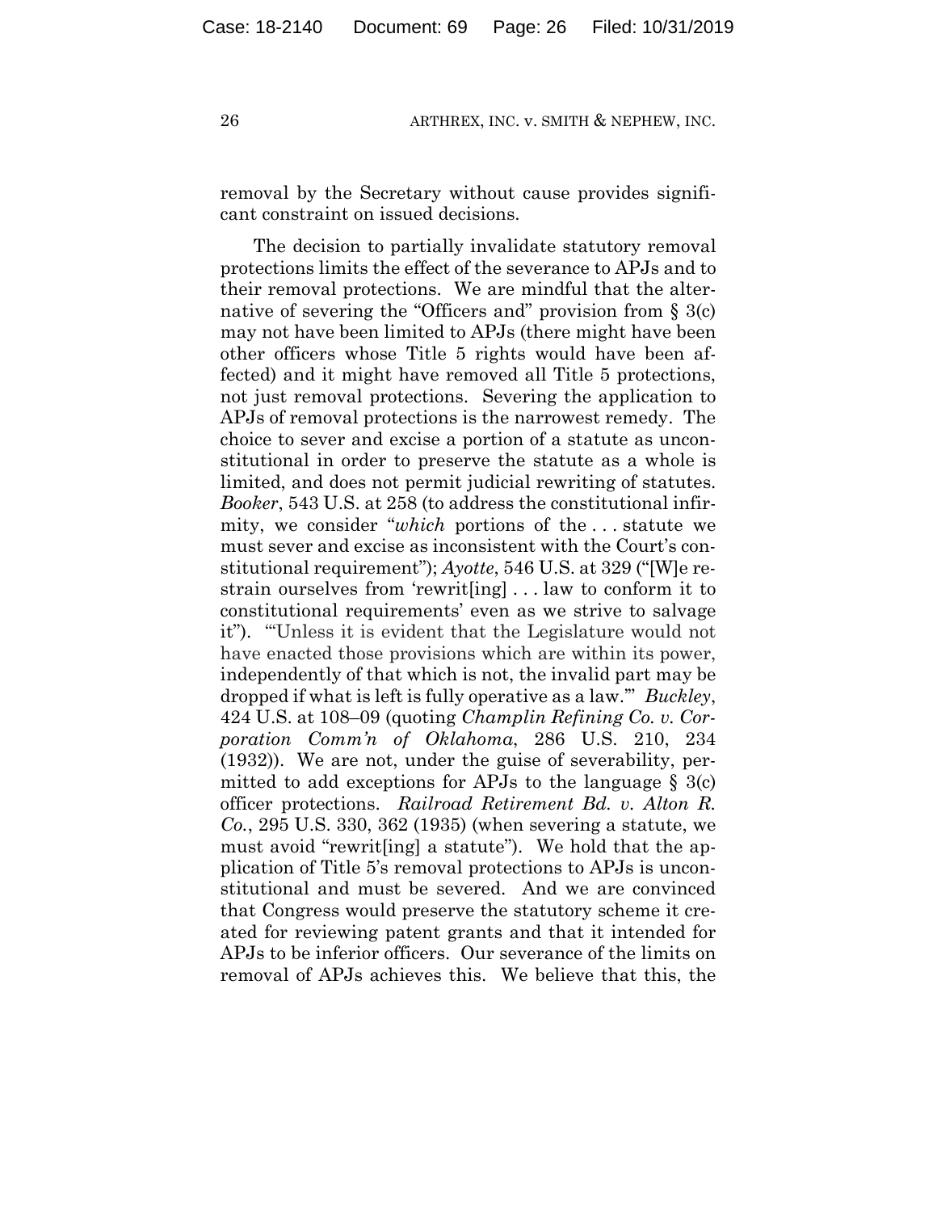removal by the Secretary without cause provides significant constraint on issued decisions.

The decision to partially invalidate statutory removal protections limits the effect of the severance to APJs and to their removal protections. We are mindful that the alternative of severing the "Officers and" provision from § 3(c) may not have been limited to APJs (there might have been other officers whose Title 5 rights would have been affected) and it might have removed all Title 5 protections, not just removal protections. Severing the application to APJs of removal protections is the narrowest remedy. The choice to sever and excise a portion of a statute as unconstitutional in order to preserve the statute as a whole is limited, and does not permit judicial rewriting of statutes. *Booker*, 543 U.S. at 258 (to address the constitutional infirmity, we consider "*which* portions of the . . . statute we must sever and excise as inconsistent with the Court's constitutional requirement"); *Ayotte*, 546 U.S. at 329 ("[W]e restrain ourselves from 'rewrit[ing] . . . law to conform it to constitutional requirements' even as we strive to salvage it"). "'Unless it is evident that the Legislature would not have enacted those provisions which are within its power, independently of that which is not, the invalid part may be dropped if what is left is fully operative as a law.'" *Buckley*, 424 U.S. at 108–09 (quoting *Champlin Refining Co. v. Corporation Comm'n of Oklahoma*, 286 U.S. 210, 234 (1932)). We are not, under the guise of severability, permitted to add exceptions for APJs to the language § 3(c) officer protections. *Railroad Retirement Bd. v. Alton R. Co.*, 295 U.S. 330, 362 (1935) (when severing a statute, we must avoid "rewrit[ing] a statute"). We hold that the application of Title 5's removal protections to APJs is unconstitutional and must be severed. And we are convinced that Congress would preserve the statutory scheme it created for reviewing patent grants and that it intended for APJs to be inferior officers. Our severance of the limits on removal of APJs achieves this. We believe that this, the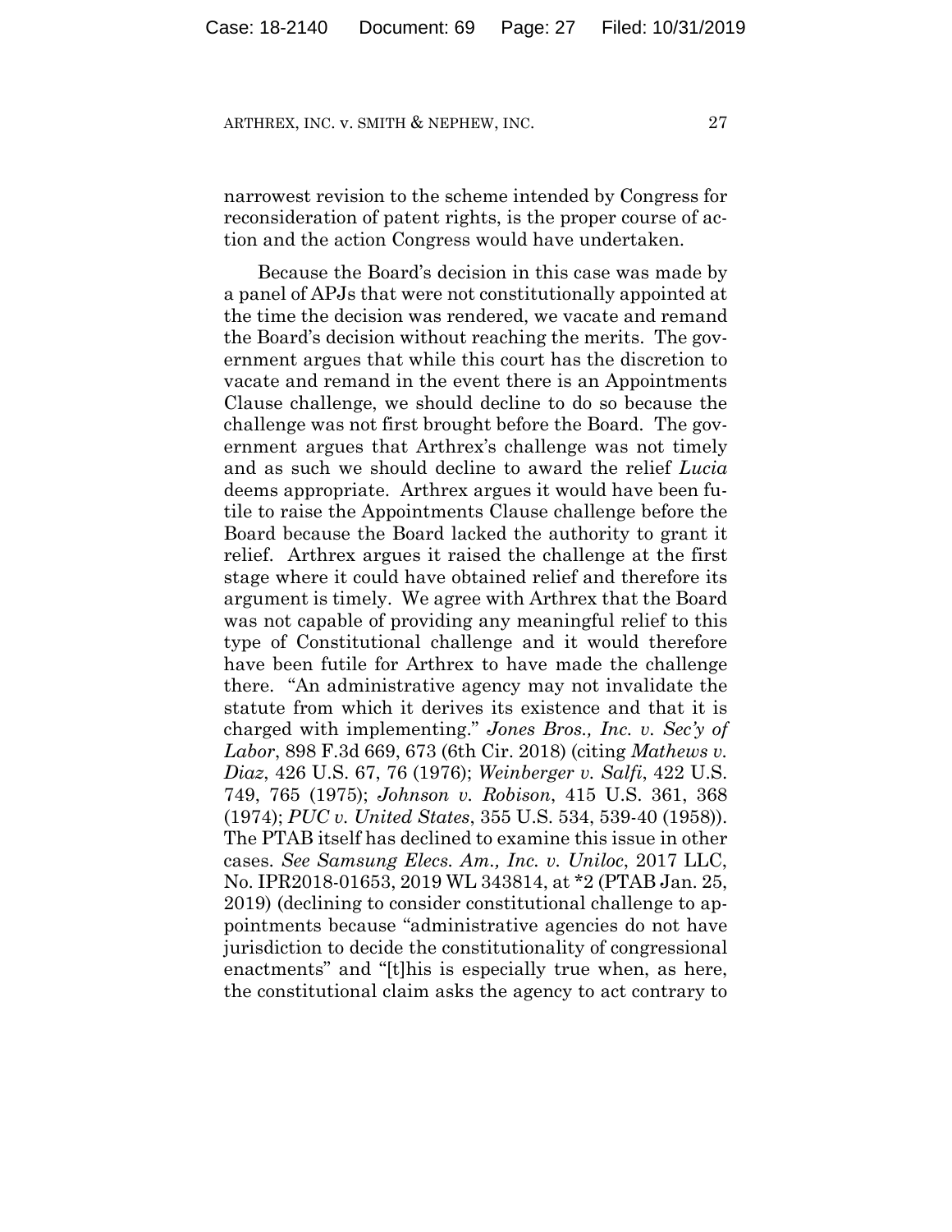narrowest revision to the scheme intended by Congress for reconsideration of patent rights, is the proper course of action and the action Congress would have undertaken.

Because the Board's decision in this case was made by a panel of APJs that were not constitutionally appointed at the time the decision was rendered, we vacate and remand the Board's decision without reaching the merits. The government argues that while this court has the discretion to vacate and remand in the event there is an Appointments Clause challenge, we should decline to do so because the challenge was not first brought before the Board. The government argues that Arthrex's challenge was not timely and as such we should decline to award the relief *Lucia* deems appropriate. Arthrex argues it would have been futile to raise the Appointments Clause challenge before the Board because the Board lacked the authority to grant it relief. Arthrex argues it raised the challenge at the first stage where it could have obtained relief and therefore its argument is timely. We agree with Arthrex that the Board was not capable of providing any meaningful relief to this type of Constitutional challenge and it would therefore have been futile for Arthrex to have made the challenge there. "An administrative agency may not invalidate the statute from which it derives its existence and that it is charged with implementing." *Jones Bros., Inc. v. Sec'y of Labor*, 898 F.3d 669, 673 (6th Cir. 2018) (citing *Mathews v. Diaz*, 426 U.S. 67, 76 (1976); *Weinberger v. Salfi*, 422 U.S. 749, 765 (1975); *Johnson v. Robison*, 415 U.S. 361, 368 (1974); *PUC v. United States*, 355 U.S. 534, 539-40 (1958)). The PTAB itself has declined to examine this issue in other cases. *See Samsung Elecs. Am., Inc. v. Uniloc*, 2017 LLC, No. IPR2018-01653, 2019 WL 343814, at *2 (PTAB Jan. 25, 2019) (declining to consider constitutional challenge to appointments because "administrative agencies do not have jurisdiction to decide the constitutionality of congressional enactments" and "[t]his is especially true when, as here, the constitutional claim asks the agency to act contrary to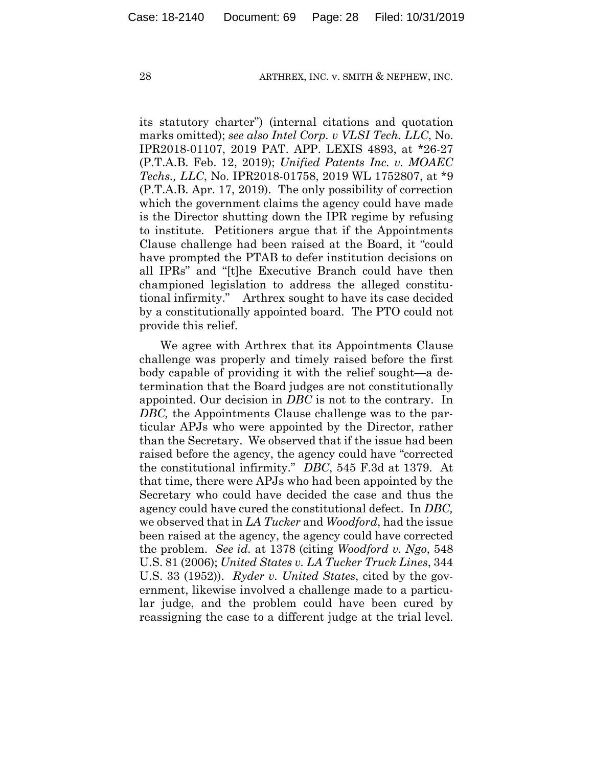its statutory charter") (internal citations and quotation marks omitted); *see also Intel Corp. v VLSI Tech. LLC*, No. IPR2018-01107, 2019 PAT. APP. LEXIS 4893, at *26-27 (P.T.A.B. Feb. 12, 2019); *Unified Patents Inc. v. MOAEC Techs., LLC*, No. IPR2018-01758, 2019 WL 1752807, at *9 (P.T.A.B. Apr. 17, 2019). The only possibility of correction which the government claims the agency could have made is the Director shutting down the IPR regime by refusing to institute. Petitioners argue that if the Appointments Clause challenge had been raised at the Board, it "could have prompted the PTAB to defer institution decisions on all IPRs" and "[t]he Executive Branch could have then championed legislation to address the alleged constitutional infirmity." Arthrex sought to have its case decided by a constitutionally appointed board. The PTO could not provide this relief.

We agree with Arthrex that its Appointments Clause challenge was properly and timely raised before the first body capable of providing it with the relief sought—a determination that the Board judges are not constitutionally appointed. Our decision in *DBC* is not to the contrary. In *DBC,* the Appointments Clause challenge was to the particular APJs who were appointed by the Director, rather than the Secretary. We observed that if the issue had been raised before the agency, the agency could have "corrected the constitutional infirmity." *DBC*, 545 F.3d at 1379. At that time, there were APJs who had been appointed by the Secretary who could have decided the case and thus the agency could have cured the constitutional defect. In *DBC,* we observed that in *LA Tucker* and *Woodford*, had the issue been raised at the agency, the agency could have corrected the problem. *See id.* at 1378 (citing *Woodford v. Ngo*, 548 U.S. 81 (2006); *United States v. LA Tucker Truck Lines*, 344 U.S. 33 (1952)). *Ryder v. United States*, cited by the government, likewise involved a challenge made to a particular judge, and the problem could have been cured by reassigning the case to a different judge at the trial level.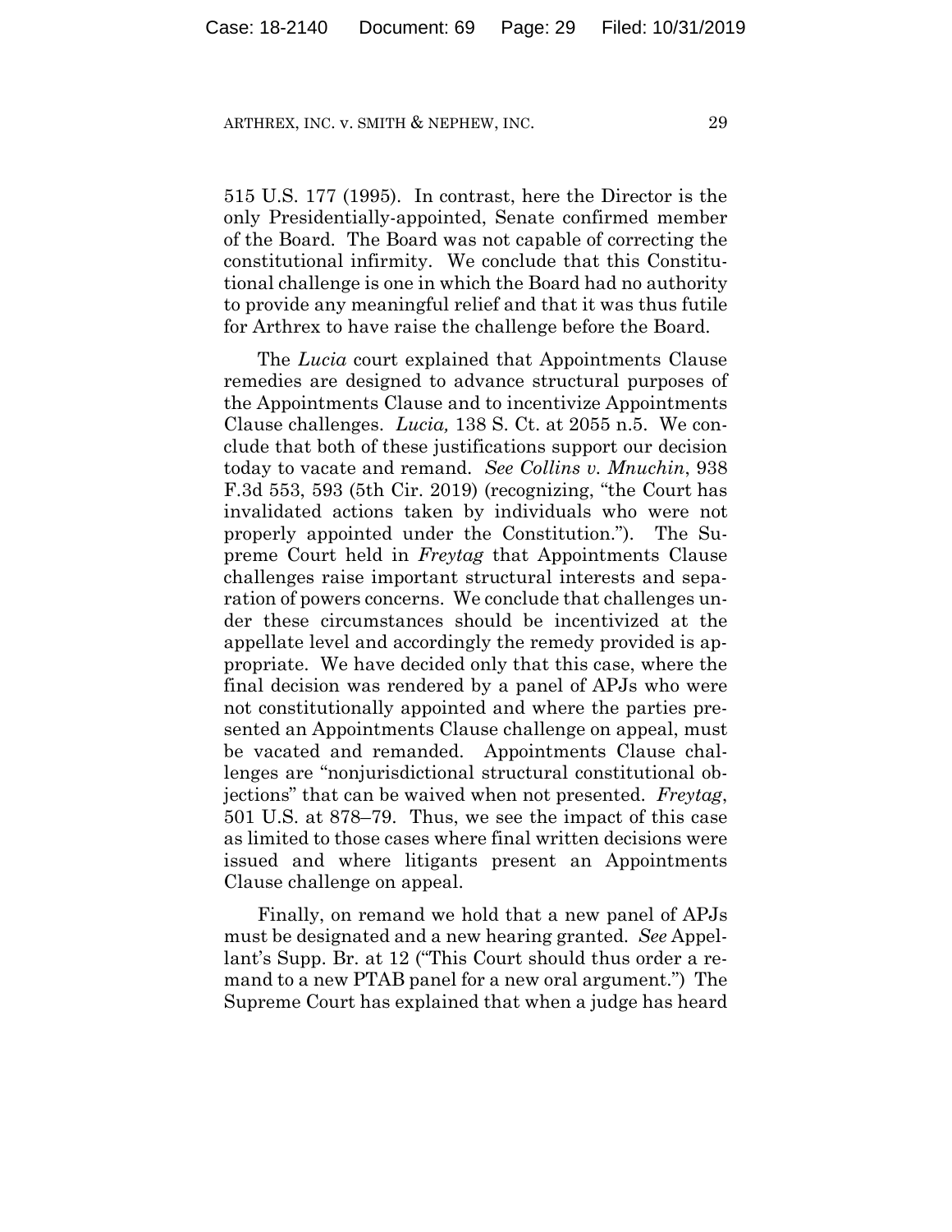515 U.S. 177 (1995). In contrast, here the Director is the only Presidentially-appointed, Senate confirmed member of the Board. The Board was not capable of correcting the constitutional infirmity. We conclude that this Constitutional challenge is one in which the Board had no authority to provide any meaningful relief and that it was thus futile for Arthrex to have raise the challenge before the Board.

The *Lucia* court explained that Appointments Clause remedies are designed to advance structural purposes of the Appointments Clause and to incentivize Appointments Clause challenges. *Lucia,* 138 S. Ct. at 2055 n.5. We conclude that both of these justifications support our decision today to vacate and remand. *See Collins v. Mnuchin*, 938 F.3d 553, 593 (5th Cir. 2019) (recognizing, "the Court has invalidated actions taken by individuals who were not properly appointed under the Constitution."). The Supreme Court held in *Freytag* that Appointments Clause challenges raise important structural interests and separation of powers concerns. We conclude that challenges under these circumstances should be incentivized at the appellate level and accordingly the remedy provided is appropriate. We have decided only that this case, where the final decision was rendered by a panel of APJs who were not constitutionally appointed and where the parties presented an Appointments Clause challenge on appeal, must be vacated and remanded. Appointments Clause challenges are "nonjurisdictional structural constitutional objections" that can be waived when not presented. *Freytag*, 501 U.S. at 878–79. Thus, we see the impact of this case as limited to those cases where final written decisions were issued and where litigants present an Appointments Clause challenge on appeal.

Finally, on remand we hold that a new panel of APJs must be designated and a new hearing granted. *See* Appellant's Supp. Br. at 12 ("This Court should thus order a remand to a new PTAB panel for a new oral argument.") The Supreme Court has explained that when a judge has heard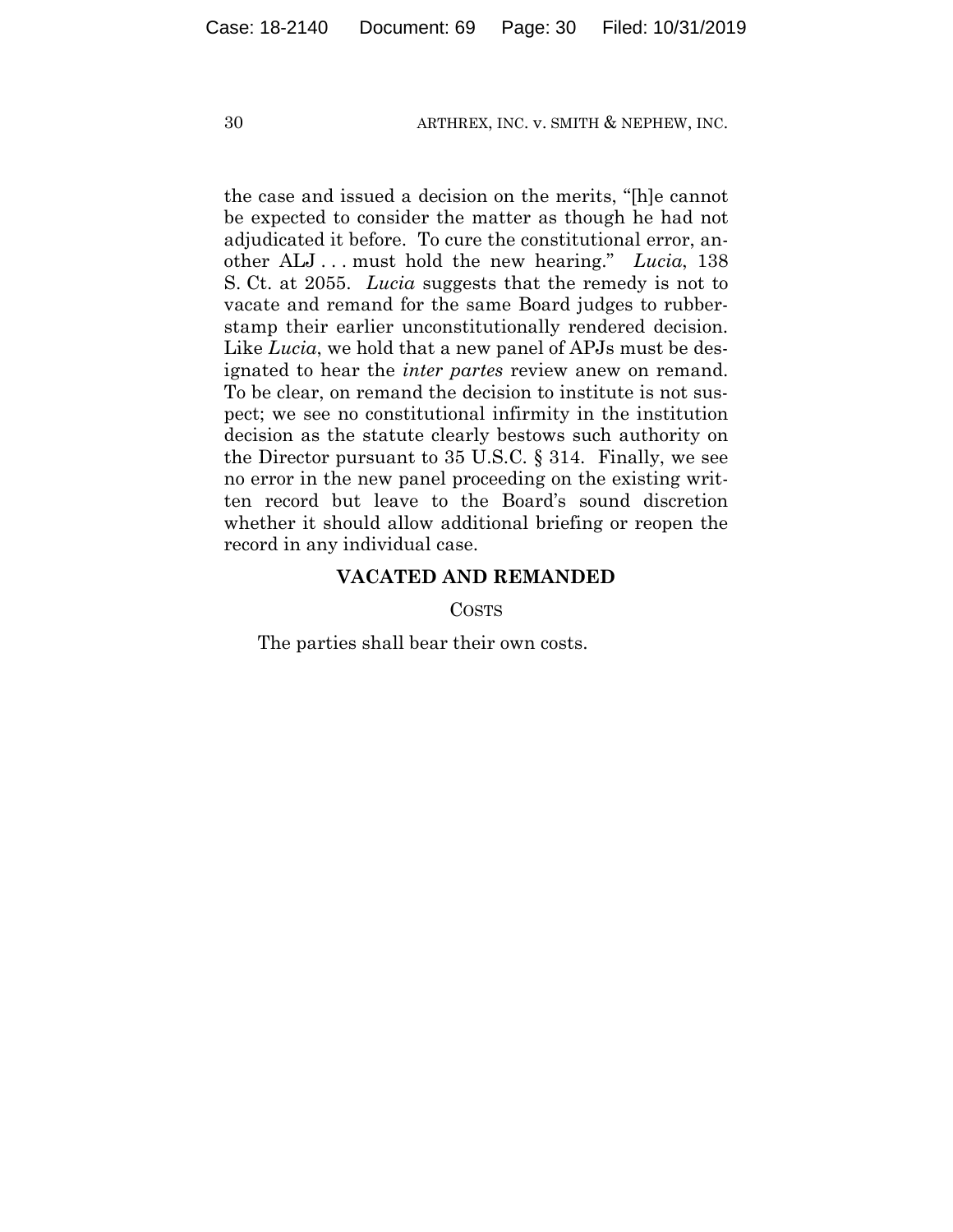the case and issued a decision on the merits, "[h]e cannot be expected to consider the matter as though he had not adjudicated it before. To cure the constitutional error, another ALJ . . . must hold the new hearing." *Lucia*, 138 S. Ct. at 2055. *Lucia* suggests that the remedy is not to vacate and remand for the same Board judges to rubber-stamp their earlier unconstitutionally rendered decision. Like *Lucia*, we hold that a new panel of APJs must be designated to hear the *inter partes* review anew on remand. To be clear, on remand the decision to institute is not suspect; we see no constitutional infirmity in the institution decision as the statute clearly bestows such authority on the Director pursuant to 35 U.S.C. § 314. Finally, we see no error in the new panel proceeding on the existing written record but leave to the Board's sound discretion whether it should allow additional briefing or reopen the record in any individual case.

**VACATED AND REMANDED**

COSTS

The parties shall bear their own costs.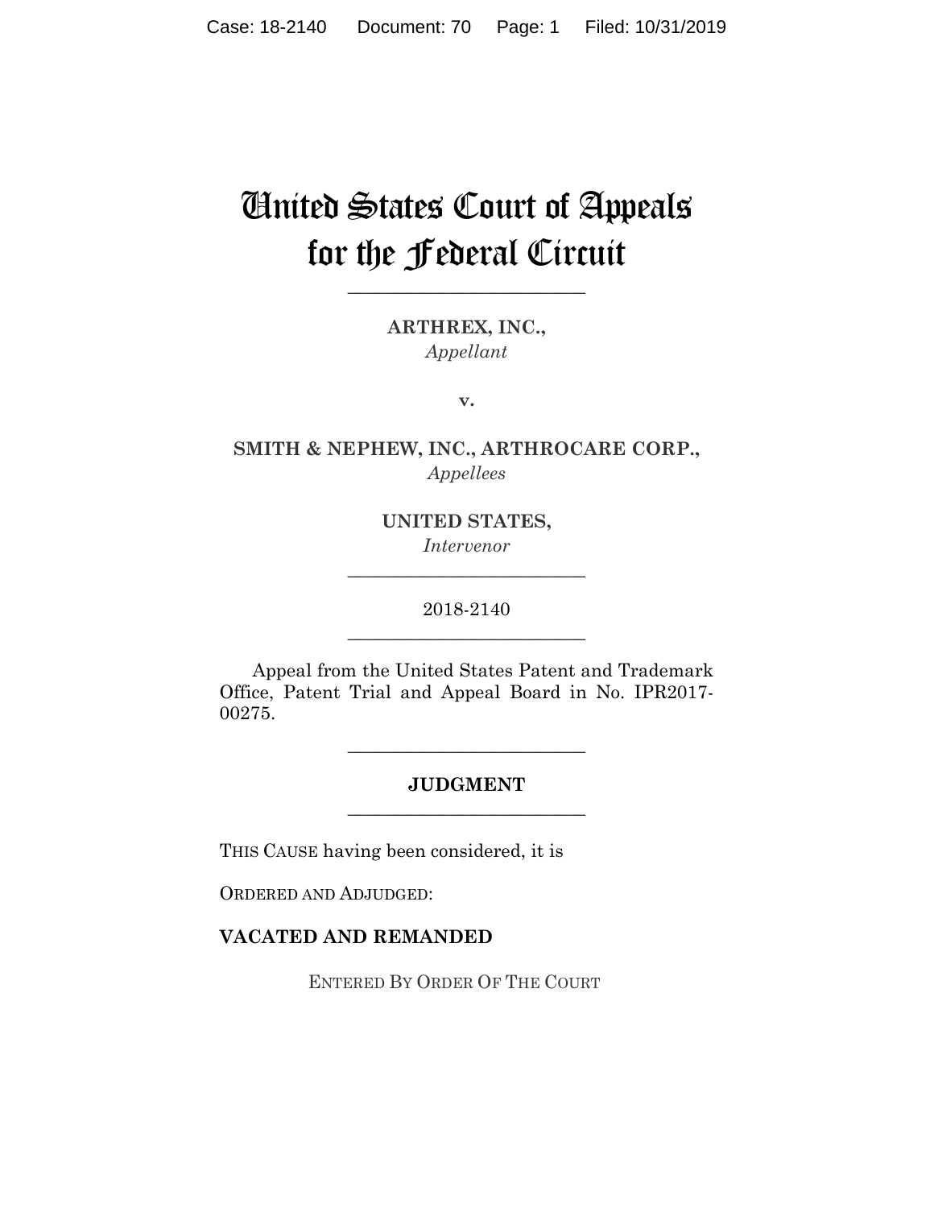# United States Court of Appeals for the Federal Circuit

---

**ARTHREX, INC.,**
*Appellant*

**v.**

**SMITH & NEPHEW, INC., ARTHROCARE CORP.,**
*Appellees*

**UNITED STATES,**
*Intervenor*

---

2018-2140

---

Appeal from the United States Patent and Trademark Office, Patent Trial and Appeal Board in No. IPR2017-00275.

---

**JUDGMENT**

---

THIS CAUSE having been considered, it is

ORDERED AND ADJUDGED:

**VACATED AND REMANDED**

ENTERED BY ORDER OF THE COURT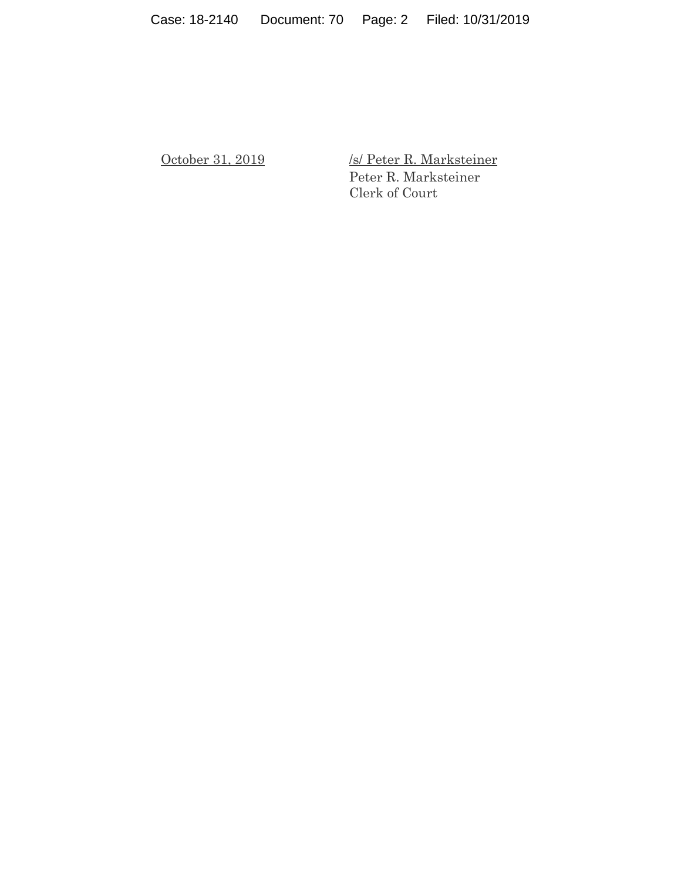October 31, 2019

/s/ Peter R. Marksteiner
Peter R. Marksteiner
Clerk of Court